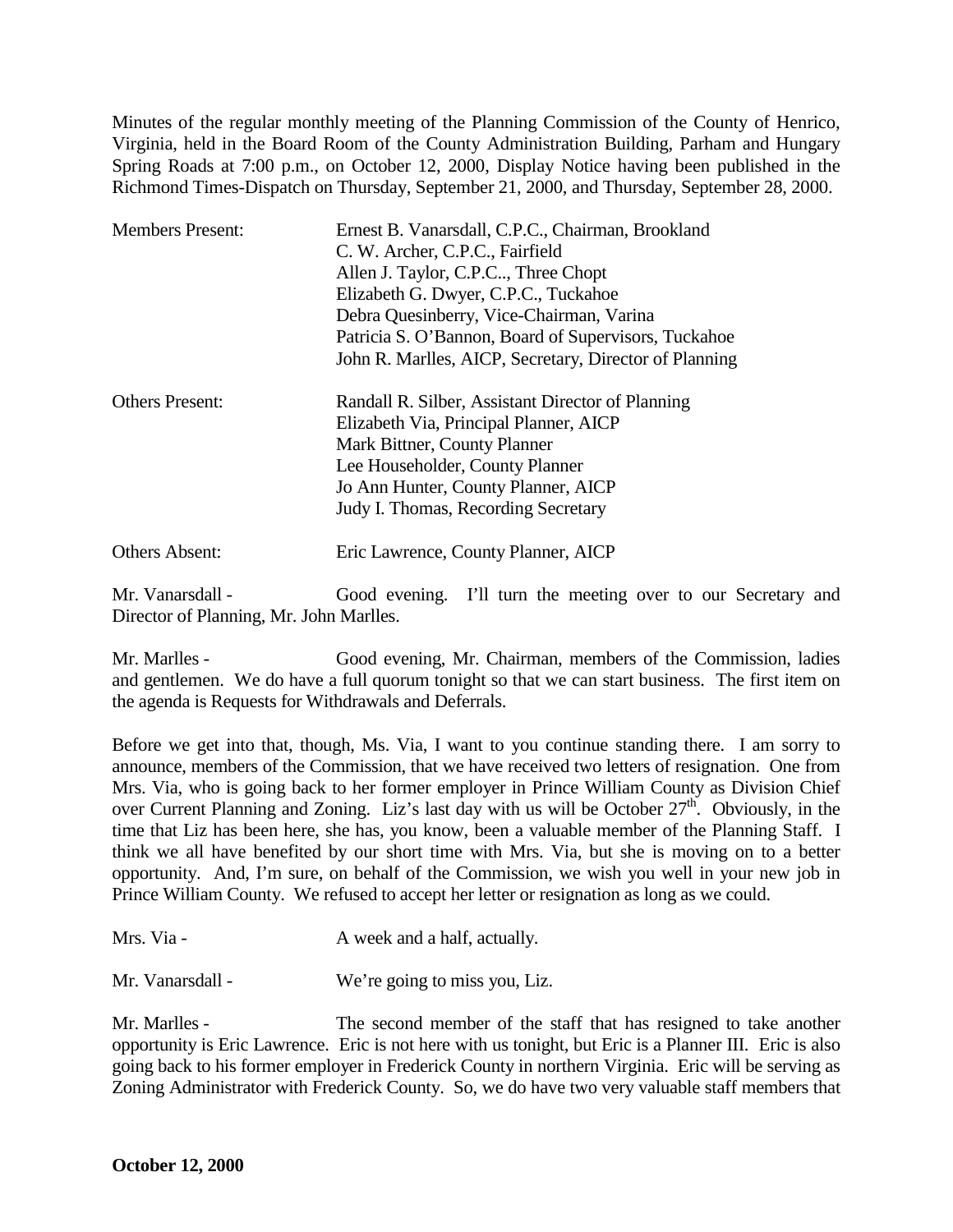Minutes of the regular monthly meeting of the Planning Commission of the County of Henrico, Virginia, held in the Board Room of the County Administration Building, Parham and Hungary Spring Roads at 7:00 p.m., on October 12, 2000, Display Notice having been published in the Richmond Times-Dispatch on Thursday, September 21, 2000, and Thursday, September 28, 2000.

| | |
|---|---|
| Members Present: | Ernest B. Vanarsdall, C.P.C., Chairman, Brookland<br>C. W. Archer, C.P.C., Fairfield<br>Allen J. Taylor, C.P.C.., Three Chopt<br>Elizabeth G. Dwyer, C.P.C., Tuckahoe<br>Debra Quesinberry, Vice-Chairman, Varina<br>Patricia S. O'Bannon, Board of Supervisors, Tuckahoe<br>John R. Marlles, AICP, Secretary, Director of Planning |
| Others Present: | Randall R. Silber, Assistant Director of Planning<br>Elizabeth Via, Principal Planner, AICP<br>Mark Bittner, County Planner<br>Lee Householder, County Planner<br>Jo Ann Hunter, County Planner, AICP<br>Judy I. Thomas, Recording Secretary |
| Others Absent: | Eric Lawrence, County Planner, AICP |

Mr. Vanarsdall - Good evening. I'll turn the meeting over to our Secretary and Director of Planning, Mr. John Marlles.

Mr. Marlles - Good evening, Mr. Chairman, members of the Commission, ladies and gentlemen. We do have a full quorum tonight so that we can start business. The first item on the agenda is Requests for Withdrawals and Deferrals.

Before we get into that, though, Ms. Via, I want to you continue standing there. I am sorry to announce, members of the Commission, that we have received two letters of resignation. One from Mrs. Via, who is going back to her former employer in Prince William County as Division Chief over Current Planning and Zoning. Liz's last day with us will be October 27th. Obviously, in the time that Liz has been here, she has, you know, been a valuable member of the Planning Staff. I think we all have benefited by our short time with Mrs. Via, but she is moving on to a better opportunity. And, I'm sure, on behalf of the Commission, we wish you well in your new job in Prince William County. We refused to accept her letter or resignation as long as we could.

Mrs. Via - A week and a half, actually.

Mr. Vanarsdall - We're going to miss you, Liz.

Mr. Marlles - The second member of the staff that has resigned to take another opportunity is Eric Lawrence. Eric is not here with us tonight, but Eric is a Planner III. Eric is also going back to his former employer in Frederick County in northern Virginia. Eric will be serving as Zoning Administrator with Frederick County. So, we do have two very valuable staff members that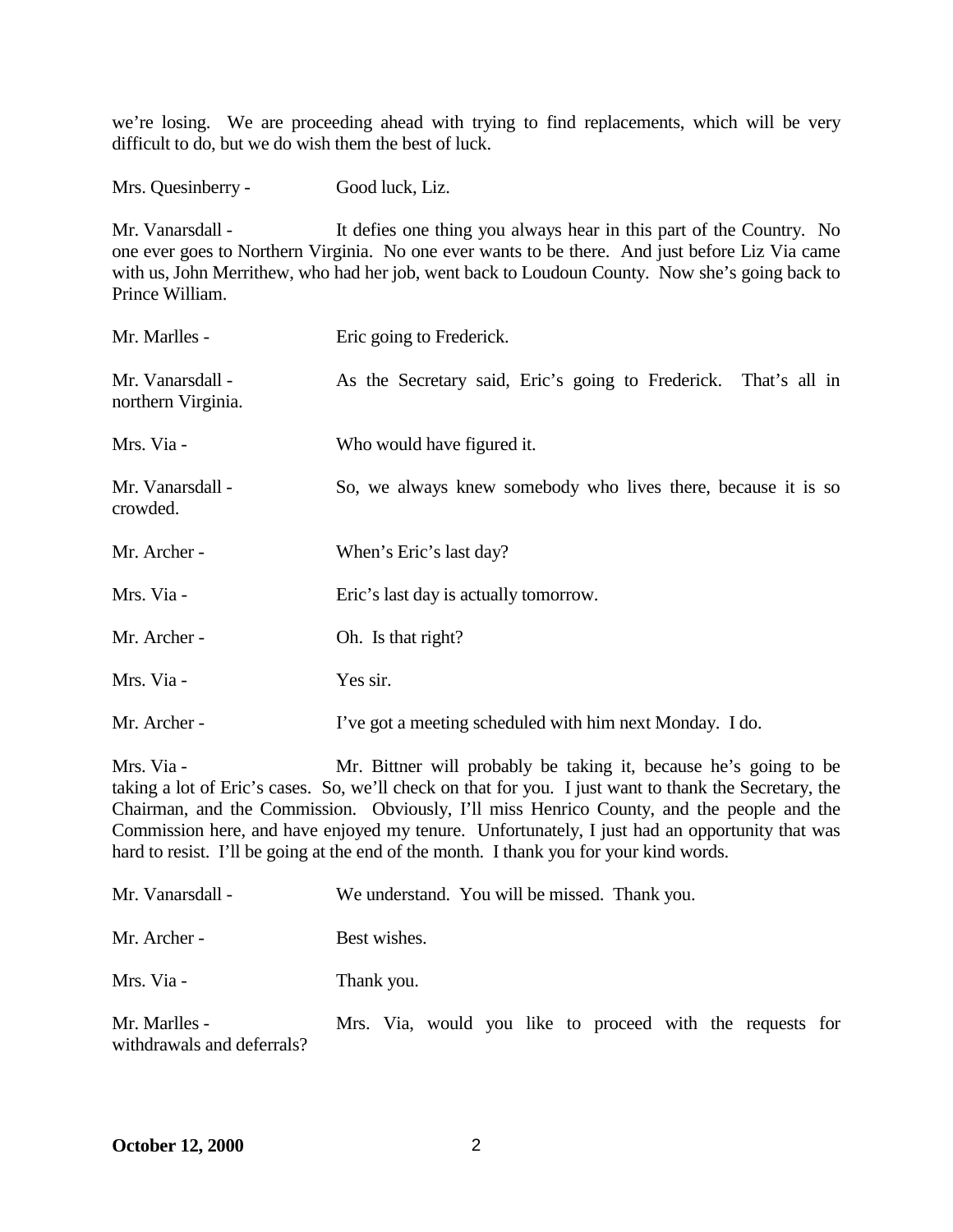we're losing. We are proceeding ahead with trying to find replacements, which will be very difficult to do, but we do wish them the best of luck.

Mrs. Quesinberry - Good luck, Liz.

Mr. Vanarsdall - It defies one thing you always hear in this part of the Country. No one ever goes to Northern Virginia. No one ever wants to be there. And just before Liz Via came with us, John Merrithew, who had her job, went back to Loudoun County. Now she's going back to Prince William.

Mr. Marlles - Eric going to Frederick.

Mr. Vanarsdall - As the Secretary said, Eric's going to Frederick. That's all in northern Virginia.

Mrs. Via - Who would have figured it.

Mr. Vanarsdall - So, we always knew somebody who lives there, because it is so crowded.

Mr. Archer - When's Eric's last day?

Mrs. Via - Eric's last day is actually tomorrow.

Mr. Archer - Oh. Is that right?

Mrs. Via - Yes sir.

Mr. Archer - I've got a meeting scheduled with him next Monday. I do.

Mrs. Via - Mr. Bittner will probably be taking it, because he's going to be taking a lot of Eric's cases. So, we'll check on that for you. I just want to thank the Secretary, the Chairman, and the Commission. Obviously, I'll miss Henrico County, and the people and the Commission here, and have enjoyed my tenure. Unfortunately, I just had an opportunity that was hard to resist. I'll be going at the end of the month. I thank you for your kind words.

Mr. Vanarsdall - We understand. You will be missed. Thank you.

Mr. Archer - Best wishes.

Mrs. Via - Thank you.

Mr. Marlles - Mrs. Via, would you like to proceed with the requests for withdrawals and deferrals?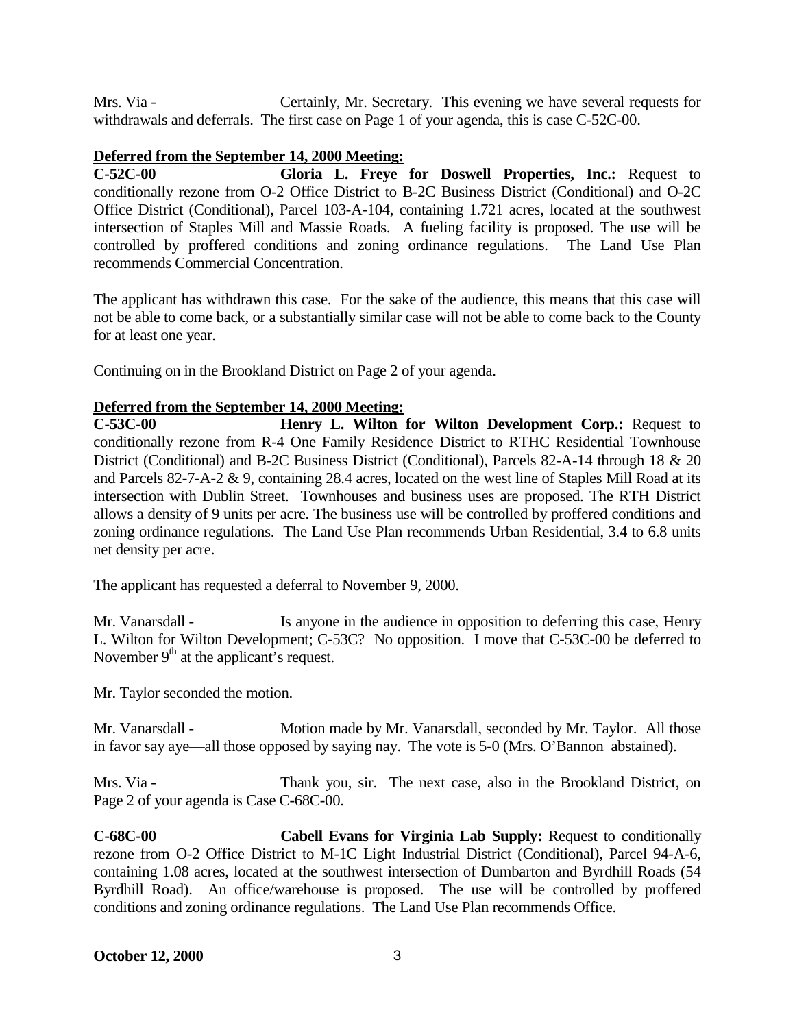Mrs. Via - Certainly, Mr. Secretary. This evening we have several requests for withdrawals and deferrals. The first case on Page 1 of your agenda, this is case C-52C-00.

**Deferred from the September 14, 2000 Meeting:**

**C-52C-00 Gloria L. Freye for Doswell Properties, Inc.:** Request to conditionally rezone from O-2 Office District to B-2C Business District (Conditional) and O-2C Office District (Conditional), Parcel 103-A-104, containing 1.721 acres, located at the southwest intersection of Staples Mill and Massie Roads. A fueling facility is proposed. The use will be controlled by proffered conditions and zoning ordinance regulations. The Land Use Plan recommends Commercial Concentration.

The applicant has withdrawn this case. For the sake of the audience, this means that this case will not be able to come back, or a substantially similar case will not be able to come back to the County for at least one year.

Continuing on in the Brookland District on Page 2 of your agenda.

**Deferred from the September 14, 2000 Meeting:**

**C-53C-00 Henry L. Wilton for Wilton Development Corp.:** Request to conditionally rezone from R-4 One Family Residence District to RTHC Residential Townhouse District (Conditional) and B-2C Business District (Conditional), Parcels 82-A-14 through 18 & 20 and Parcels 82-7-A-2 & 9, containing 28.4 acres, located on the west line of Staples Mill Road at its intersection with Dublin Street. Townhouses and business uses are proposed. The RTH District allows a density of 9 units per acre. The business use will be controlled by proffered conditions and zoning ordinance regulations. The Land Use Plan recommends Urban Residential, 3.4 to 6.8 units net density per acre.

The applicant has requested a deferral to November 9, 2000.

Mr. Vanarsdall - Is anyone in the audience in opposition to deferring this case, Henry L. Wilton for Wilton Development; C-53C? No opposition. I move that C-53C-00 be deferred to November 9th at the applicant's request.

Mr. Taylor seconded the motion.

Mr. Vanarsdall - Motion made by Mr. Vanarsdall, seconded by Mr. Taylor. All those in favor say aye—all those opposed by saying nay. The vote is 5-0 (Mrs. O'Bannon abstained).

Mrs. Via - Thank you, sir. The next case, also in the Brookland District, on Page 2 of your agenda is Case C-68C-00.

**C-68C-00 Cabell Evans for Virginia Lab Supply:** Request to conditionally rezone from O-2 Office District to M-1C Light Industrial District (Conditional), Parcel 94-A-6, containing 1.08 acres, located at the southwest intersection of Dumbarton and Byrdhill Roads (54 Byrdhill Road). An office/warehouse is proposed. The use will be controlled by proffered conditions and zoning ordinance regulations. The Land Use Plan recommends Office.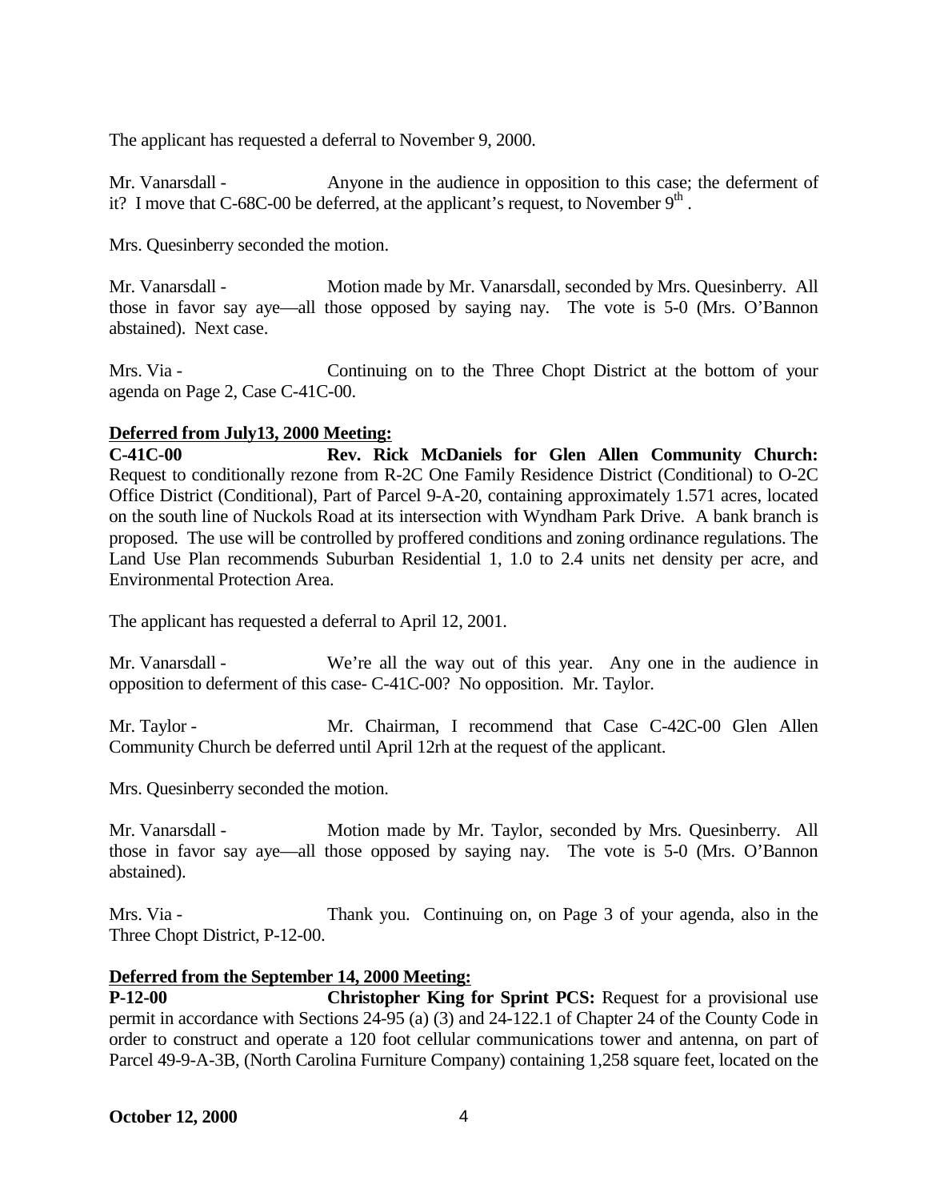The applicant has requested a deferral to November 9, 2000.

Mr. Vanarsdall - Anyone in the audience in opposition to this case; the deferment of it? I move that C-68C-00 be deferred, at the applicant's request, to November 9th.

Mrs. Quesinberry seconded the motion.

Mr. Vanarsdall - Motion made by Mr. Vanarsdall, seconded by Mrs. Quesinberry. All those in favor say aye—all those opposed by saying nay. The vote is 5-0 (Mrs. O'Bannon abstained). Next case.

Mrs. Via - Continuing on to the Three Chopt District at the bottom of your agenda on Page 2, Case C-41C-00.

**Deferred from July13, 2000 Meeting:**

**C-41C-00 Rev. Rick McDaniels for Glen Allen Community Church:** Request to conditionally rezone from R-2C One Family Residence District (Conditional) to O-2C Office District (Conditional), Part of Parcel 9-A-20, containing approximately 1.571 acres, located on the south line of Nuckols Road at its intersection with Wyndham Park Drive. A bank branch is proposed. The use will be controlled by proffered conditions and zoning ordinance regulations. The Land Use Plan recommends Suburban Residential 1, 1.0 to 2.4 units net density per acre, and Environmental Protection Area.

The applicant has requested a deferral to April 12, 2001.

Mr. Vanarsdall - We're all the way out of this year. Any one in the audience in opposition to deferment of this case- C-41C-00? No opposition. Mr. Taylor.

Mr. Taylor - Mr. Chairman, I recommend that Case C-42C-00 Glen Allen Community Church be deferred until April 12rh at the request of the applicant.

Mrs. Quesinberry seconded the motion.

Mr. Vanarsdall - Motion made by Mr. Taylor, seconded by Mrs. Quesinberry. All those in favor say aye—all those opposed by saying nay. The vote is 5-0 (Mrs. O'Bannon abstained).

Mrs. Via - Thank you. Continuing on, on Page 3 of your agenda, also in the Three Chopt District, P-12-00.

**Deferred from the September 14, 2000 Meeting:**

**P-12-00 Christopher King for Sprint PCS:** Request for a provisional use permit in accordance with Sections 24-95 (a) (3) and 24-122.1 of Chapter 24 of the County Code in order to construct and operate a 120 foot cellular communications tower and antenna, on part of Parcel 49-9-A-3B, (North Carolina Furniture Company) containing 1,258 square feet, located on the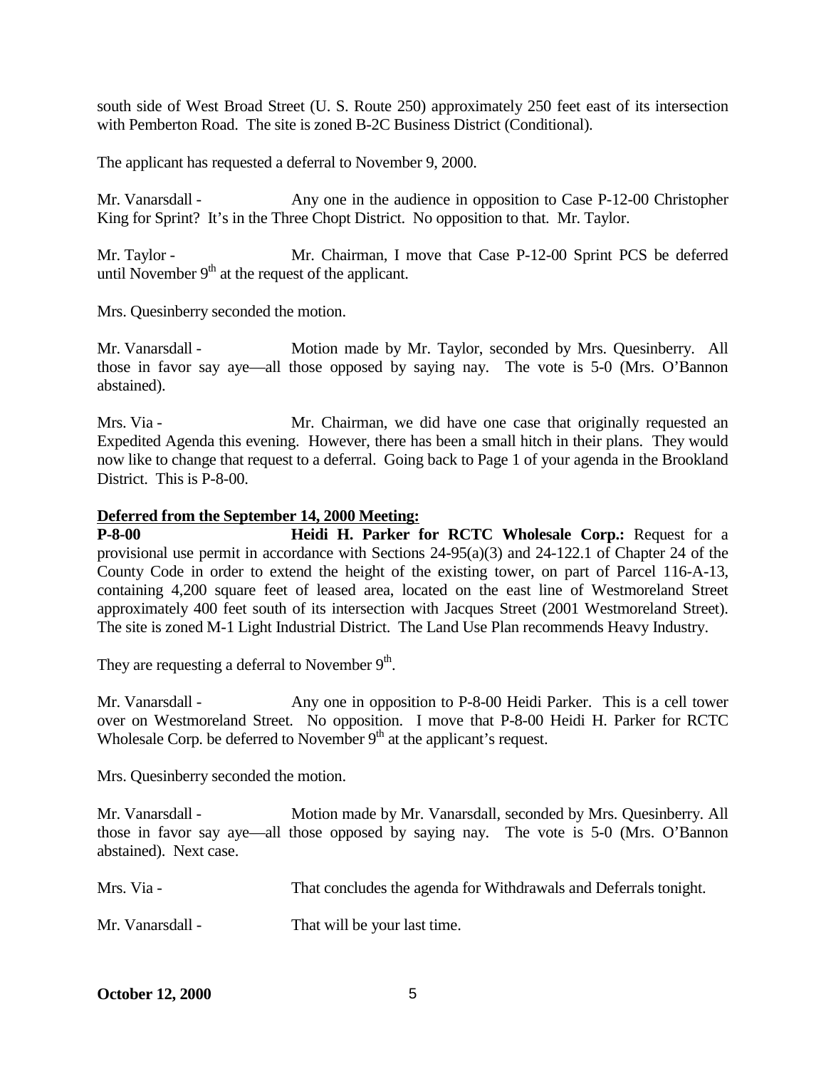south side of West Broad Street (U. S. Route 250) approximately 250 feet east of its intersection with Pemberton Road. The site is zoned B-2C Business District (Conditional).

The applicant has requested a deferral to November 9, 2000.

Mr. Vanarsdall - Any one in the audience in opposition to Case P-12-00 Christopher King for Sprint? It's in the Three Chopt District. No opposition to that. Mr. Taylor.

Mr. Taylor - Mr. Chairman, I move that Case P-12-00 Sprint PCS be deferred until November 9th at the request of the applicant.

Mrs. Quesinberry seconded the motion.

Mr. Vanarsdall - Motion made by Mr. Taylor, seconded by Mrs. Quesinberry. All those in favor say aye—all those opposed by saying nay. The vote is 5-0 (Mrs. O'Bannon abstained).

Mrs. Via - Mr. Chairman, we did have one case that originally requested an Expedited Agenda this evening. However, there has been a small hitch in their plans. They would now like to change that request to a deferral. Going back to Page 1 of your agenda in the Brookland District. This is P-8-00.

**Deferred from the September 14, 2000 Meeting:**

**P-8-00 Heidi H. Parker for RCTC Wholesale Corp.:** Request for a provisional use permit in accordance with Sections 24-95(a)(3) and 24-122.1 of Chapter 24 of the County Code in order to extend the height of the existing tower, on part of Parcel 116-A-13, containing 4,200 square feet of leased area, located on the east line of Westmoreland Street approximately 400 feet south of its intersection with Jacques Street (2001 Westmoreland Street). The site is zoned M-1 Light Industrial District. The Land Use Plan recommends Heavy Industry.

They are requesting a deferral to November 9th.

Mr. Vanarsdall - Any one in opposition to P-8-00 Heidi Parker. This is a cell tower over on Westmoreland Street. No opposition. I move that P-8-00 Heidi H. Parker for RCTC Wholesale Corp. be deferred to November 9th at the applicant's request.

Mrs. Quesinberry seconded the motion.

Mr. Vanarsdall - Motion made by Mr. Vanarsdall, seconded by Mrs. Quesinberry. All those in favor say aye—all those opposed by saying nay. The vote is 5-0 (Mrs. O'Bannon abstained). Next case.

Mrs. Via - That concludes the agenda for Withdrawals and Deferrals tonight.

Mr. Vanarsdall - That will be your last time.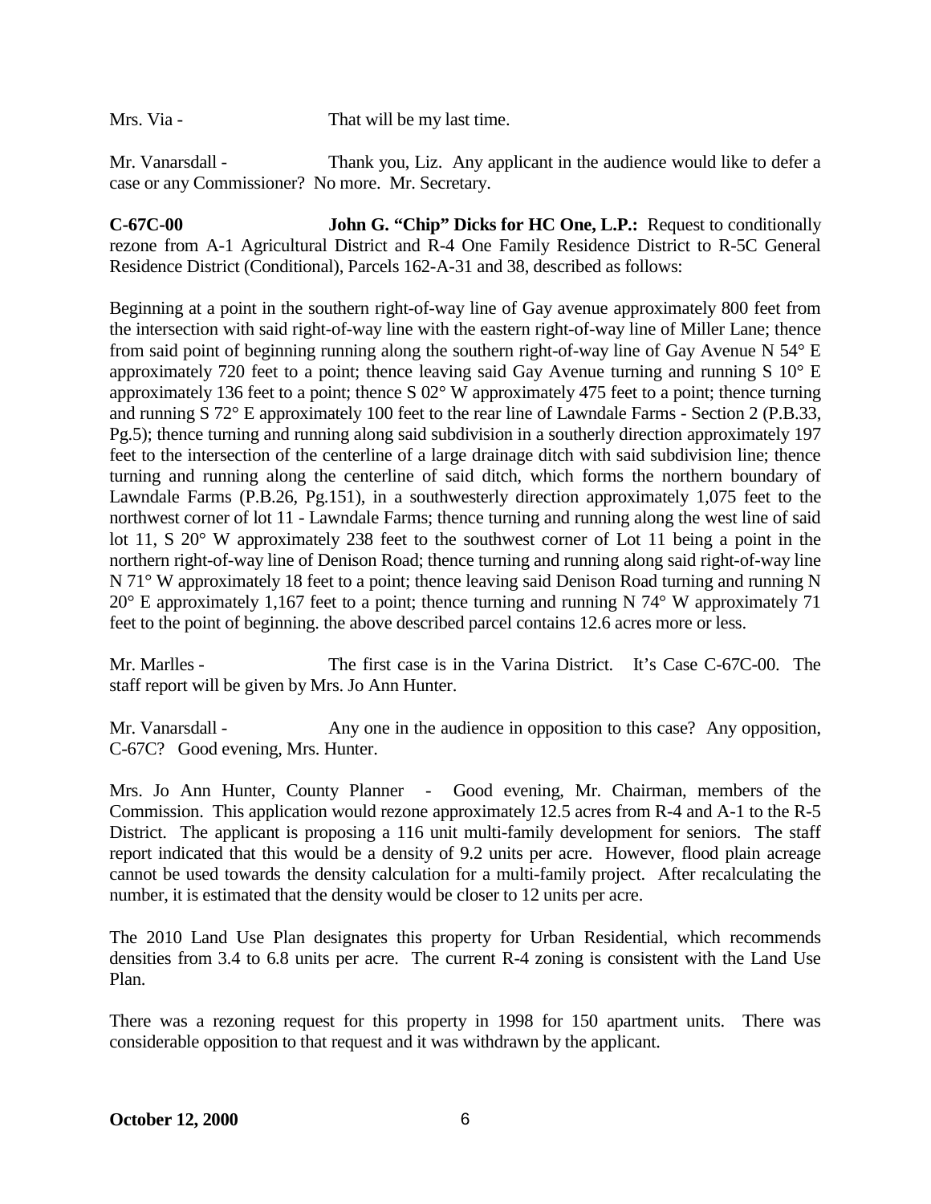Mrs. Via - That will be my last time.

Mr. Vanarsdall - Thank you, Liz. Any applicant in the audience would like to defer a case or any Commissioner? No more. Mr. Secretary.

**C-67C-00** **John G. "Chip" Dicks for HC One, L.P.:** Request to conditionally rezone from A-1 Agricultural District and R-4 One Family Residence District to R-5C General Residence District (Conditional), Parcels 162-A-31 and 38, described as follows:

Beginning at a point in the southern right-of-way line of Gay avenue approximately 800 feet from the intersection with said right-of-way line with the eastern right-of-way line of Miller Lane; thence from said point of beginning running along the southern right-of-way line of Gay Avenue N 54° E approximately 720 feet to a point; thence leaving said Gay Avenue turning and running S 10° E approximately 136 feet to a point; thence S 02° W approximately 475 feet to a point; thence turning and running S 72° E approximately 100 feet to the rear line of Lawndale Farms - Section 2 (P.B.33, Pg.5); thence turning and running along said subdivision in a southerly direction approximately 197 feet to the intersection of the centerline of a large drainage ditch with said subdivision line; thence turning and running along the centerline of said ditch, which forms the northern boundary of Lawndale Farms (P.B.26, Pg.151), in a southwesterly direction approximately 1,075 feet to the northwest corner of lot 11 - Lawndale Farms; thence turning and running along the west line of said lot 11, S 20° W approximately 238 feet to the southwest corner of Lot 11 being a point in the northern right-of-way line of Denison Road; thence turning and running along said right-of-way line N 71° W approximately 18 feet to a point; thence leaving said Denison Road turning and running N 20° E approximately 1,167 feet to a point; thence turning and running N 74° W approximately 71 feet to the point of beginning. the above described parcel contains 12.6 acres more or less.

Mr. Marlles - The first case is in the Varina District. It's Case C-67C-00. The staff report will be given by Mrs. Jo Ann Hunter.

Mr. Vanarsdall - Any one in the audience in opposition to this case? Any opposition, C-67C? Good evening, Mrs. Hunter.

Mrs. Jo Ann Hunter, County Planner - Good evening, Mr. Chairman, members of the Commission. This application would rezone approximately 12.5 acres from R-4 and A-1 to the R-5 District. The applicant is proposing a 116 unit multi-family development for seniors. The staff report indicated that this would be a density of 9.2 units per acre. However, flood plain acreage cannot be used towards the density calculation for a multi-family project. After recalculating the number, it is estimated that the density would be closer to 12 units per acre.

The 2010 Land Use Plan designates this property for Urban Residential, which recommends densities from 3.4 to 6.8 units per acre. The current R-4 zoning is consistent with the Land Use Plan.

There was a rezoning request for this property in 1998 for 150 apartment units. There was considerable opposition to that request and it was withdrawn by the applicant.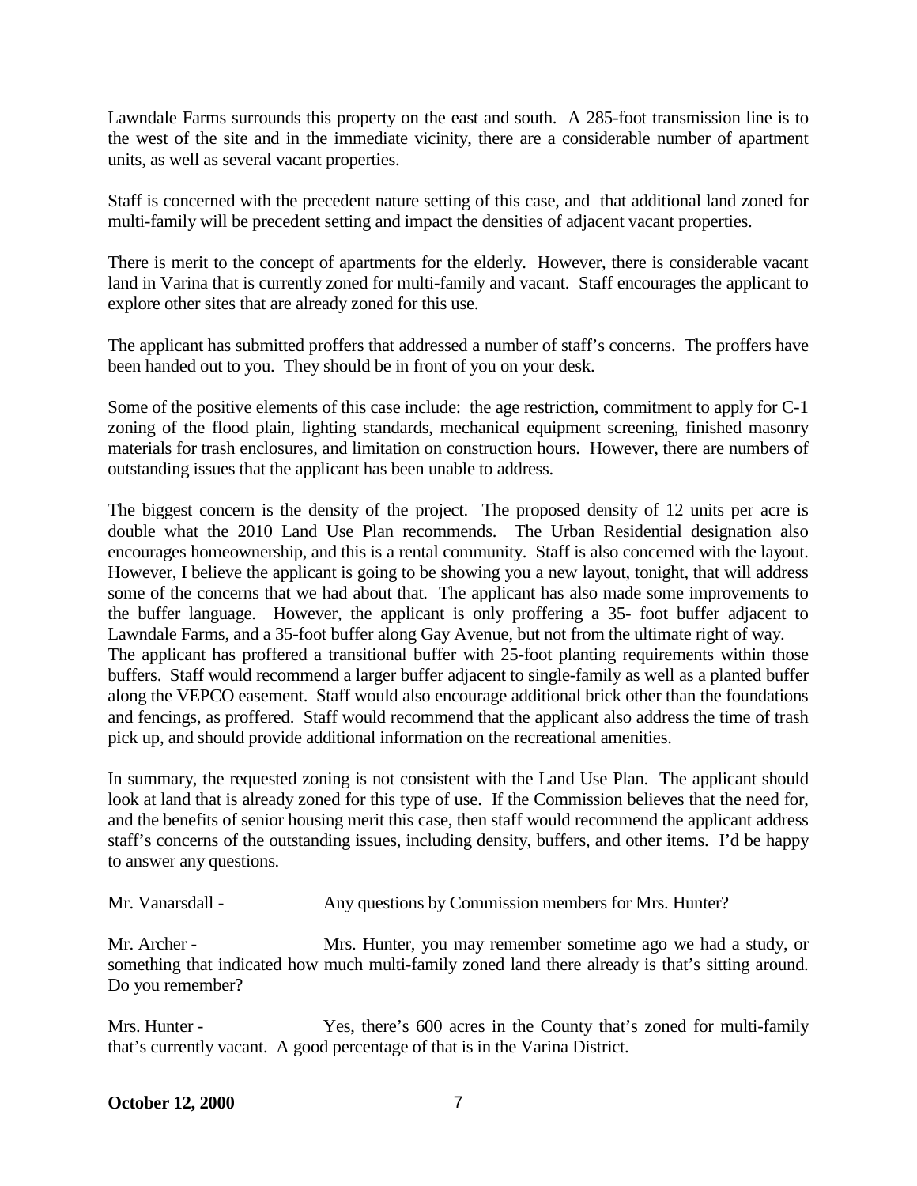Lawndale Farms surrounds this property on the east and south. A 285-foot transmission line is to the west of the site and in the immediate vicinity, there are a considerable number of apartment units, as well as several vacant properties.

Staff is concerned with the precedent nature setting of this case, and that additional land zoned for multi-family will be precedent setting and impact the densities of adjacent vacant properties.

There is merit to the concept of apartments for the elderly. However, there is considerable vacant land in Varina that is currently zoned for multi-family and vacant. Staff encourages the applicant to explore other sites that are already zoned for this use.

The applicant has submitted proffers that addressed a number of staff's concerns. The proffers have been handed out to you. They should be in front of you on your desk.

Some of the positive elements of this case include: the age restriction, commitment to apply for C-1 zoning of the flood plain, lighting standards, mechanical equipment screening, finished masonry materials for trash enclosures, and limitation on construction hours. However, there are numbers of outstanding issues that the applicant has been unable to address.

The biggest concern is the density of the project. The proposed density of 12 units per acre is double what the 2010 Land Use Plan recommends. The Urban Residential designation also encourages homeownership, and this is a rental community. Staff is also concerned with the layout. However, I believe the applicant is going to be showing you a new layout, tonight, that will address some of the concerns that we had about that. The applicant has also made some improvements to the buffer language. However, the applicant is only proffering a 35- foot buffer adjacent to Lawndale Farms, and a 35-foot buffer along Gay Avenue, but not from the ultimate right of way. The applicant has proffered a transitional buffer with 25-foot planting requirements within those buffers. Staff would recommend a larger buffer adjacent to single-family as well as a planted buffer along the VEPCO easement. Staff would also encourage additional brick other than the foundations and fencings, as proffered. Staff would recommend that the applicant also address the time of trash pick up, and should provide additional information on the recreational amenities.

In summary, the requested zoning is not consistent with the Land Use Plan. The applicant should look at land that is already zoned for this type of use. If the Commission believes that the need for, and the benefits of senior housing merit this case, then staff would recommend the applicant address staff's concerns of the outstanding issues, including density, buffers, and other items. I'd be happy to answer any questions.

Mr. Vanarsdall - Any questions by Commission members for Mrs. Hunter?

Mr. Archer - Mrs. Hunter, you may remember sometime ago we had a study, or something that indicated how much multi-family zoned land there already is that's sitting around. Do you remember?

Mrs. Hunter - Yes, there's 600 acres in the County that's zoned for multi-family that's currently vacant. A good percentage of that is in the Varina District.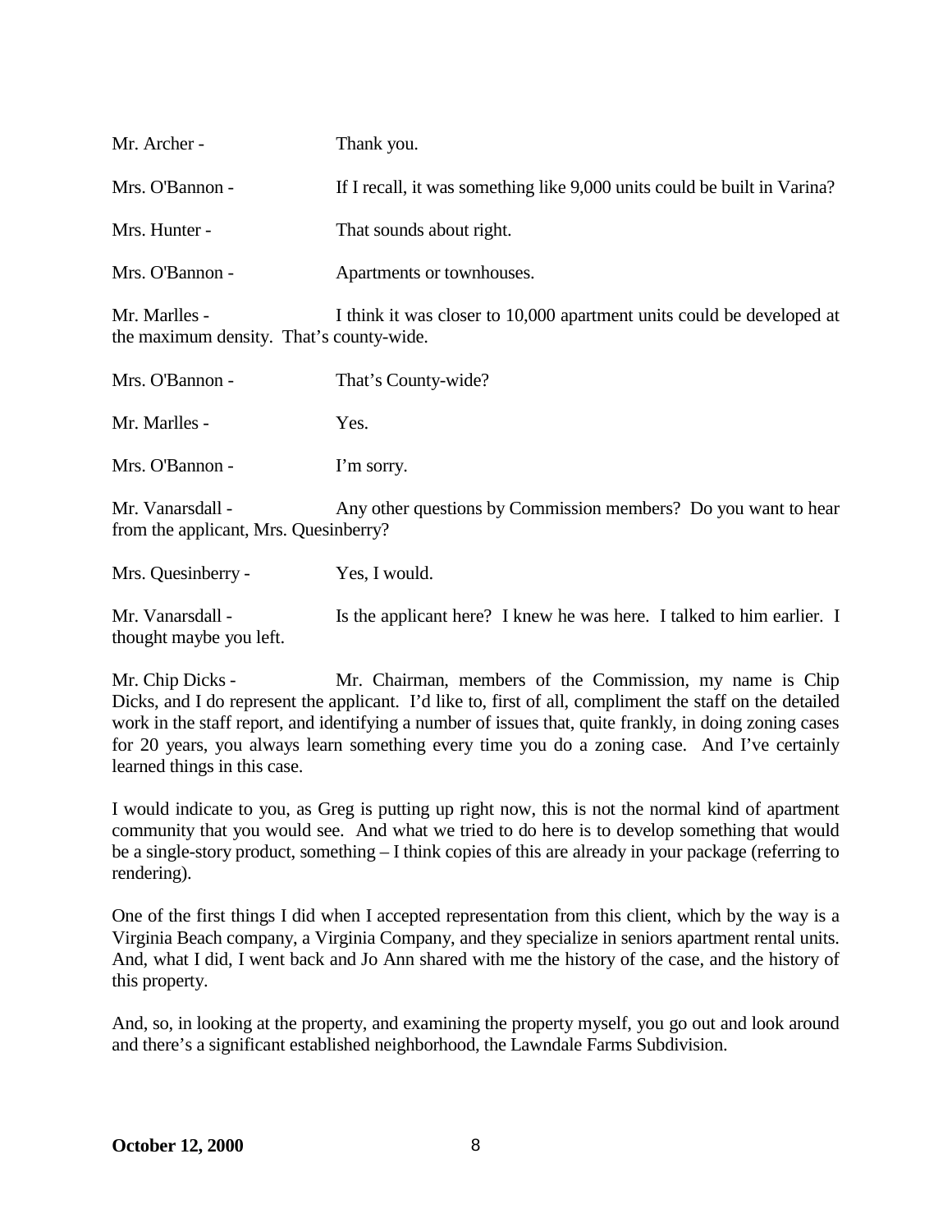Mr. Archer - Thank you.

Mrs. O'Bannon - If I recall, it was something like 9,000 units could be built in Varina?

Mrs. Hunter - That sounds about right.

Mrs. O'Bannon - Apartments or townhouses.

Mr. Marlles - I think it was closer to 10,000 apartment units could be developed at the maximum density. That's county-wide.

Mrs. O'Bannon - That's County-wide?

Mr. Marlles - Yes.

Mrs. O'Bannon - I'm sorry.

Mr. Vanarsdall - Any other questions by Commission members? Do you want to hear from the applicant, Mrs. Quesinberry?

Mrs. Quesinberry - Yes, I would.

Mr. Vanarsdall - Is the applicant here? I knew he was here. I talked to him earlier. I thought maybe you left.

Mr. Chip Dicks - Mr. Chairman, members of the Commission, my name is Chip Dicks, and I do represent the applicant. I'd like to, first of all, compliment the staff on the detailed work in the staff report, and identifying a number of issues that, quite frankly, in doing zoning cases for 20 years, you always learn something every time you do a zoning case. And I've certainly learned things in this case.

I would indicate to you, as Greg is putting up right now, this is not the normal kind of apartment community that you would see. And what we tried to do here is to develop something that would be a single-story product, something – I think copies of this are already in your package (referring to rendering).

One of the first things I did when I accepted representation from this client, which by the way is a Virginia Beach company, a Virginia Company, and they specialize in seniors apartment rental units. And, what I did, I went back and Jo Ann shared with me the history of the case, and the history of this property.

And, so, in looking at the property, and examining the property myself, you go out and look around and there's a significant established neighborhood, the Lawndale Farms Subdivision.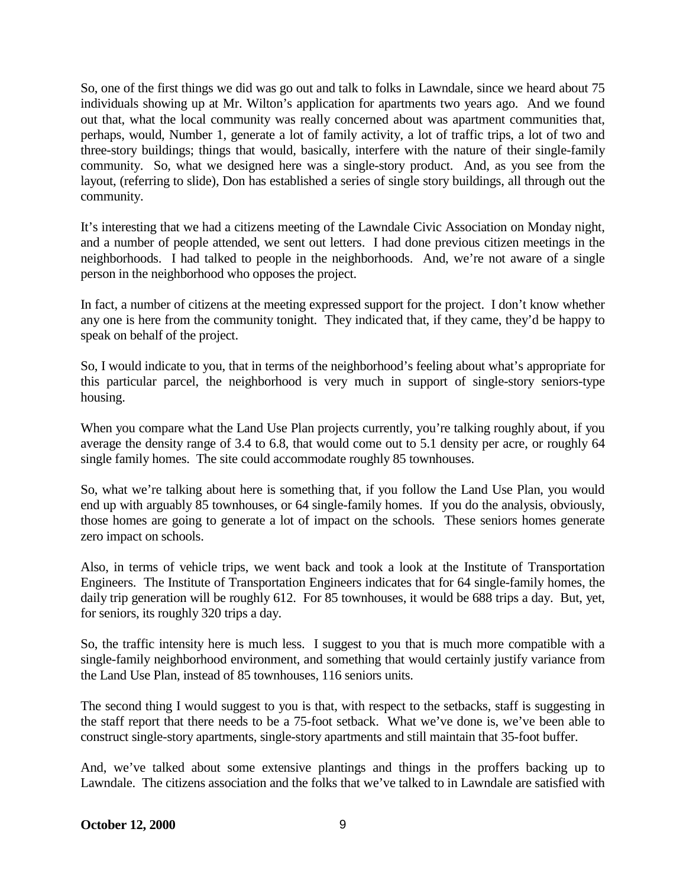So, one of the first things we did was go out and talk to folks in Lawndale, since we heard about 75 individuals showing up at Mr. Wilton's application for apartments two years ago. And we found out that, what the local community was really concerned about was apartment communities that, perhaps, would, Number 1, generate a lot of family activity, a lot of traffic trips, a lot of two and three-story buildings; things that would, basically, interfere with the nature of their single-family community. So, what we designed here was a single-story product. And, as you see from the layout, (referring to slide), Don has established a series of single story buildings, all through out the community.

It's interesting that we had a citizens meeting of the Lawndale Civic Association on Monday night, and a number of people attended, we sent out letters. I had done previous citizen meetings in the neighborhoods. I had talked to people in the neighborhoods. And, we're not aware of a single person in the neighborhood who opposes the project.

In fact, a number of citizens at the meeting expressed support for the project. I don't know whether any one is here from the community tonight. They indicated that, if they came, they'd be happy to speak on behalf of the project.

So, I would indicate to you, that in terms of the neighborhood's feeling about what's appropriate for this particular parcel, the neighborhood is very much in support of single-story seniors-type housing.

When you compare what the Land Use Plan projects currently, you're talking roughly about, if you average the density range of 3.4 to 6.8, that would come out to 5.1 density per acre, or roughly 64 single family homes. The site could accommodate roughly 85 townhouses.

So, what we're talking about here is something that, if you follow the Land Use Plan, you would end up with arguably 85 townhouses, or 64 single-family homes. If you do the analysis, obviously, those homes are going to generate a lot of impact on the schools. These seniors homes generate zero impact on schools.

Also, in terms of vehicle trips, we went back and took a look at the Institute of Transportation Engineers. The Institute of Transportation Engineers indicates that for 64 single-family homes, the daily trip generation will be roughly 612. For 85 townhouses, it would be 688 trips a day. But, yet, for seniors, its roughly 320 trips a day.

So, the traffic intensity here is much less. I suggest to you that is much more compatible with a single-family neighborhood environment, and something that would certainly justify variance from the Land Use Plan, instead of 85 townhouses, 116 seniors units.

The second thing I would suggest to you is that, with respect to the setbacks, staff is suggesting in the staff report that there needs to be a 75-foot setback. What we've done is, we've been able to construct single-story apartments, single-story apartments and still maintain that 35-foot buffer.

And, we've talked about some extensive plantings and things in the proffers backing up to Lawndale. The citizens association and the folks that we've talked to in Lawndale are satisfied with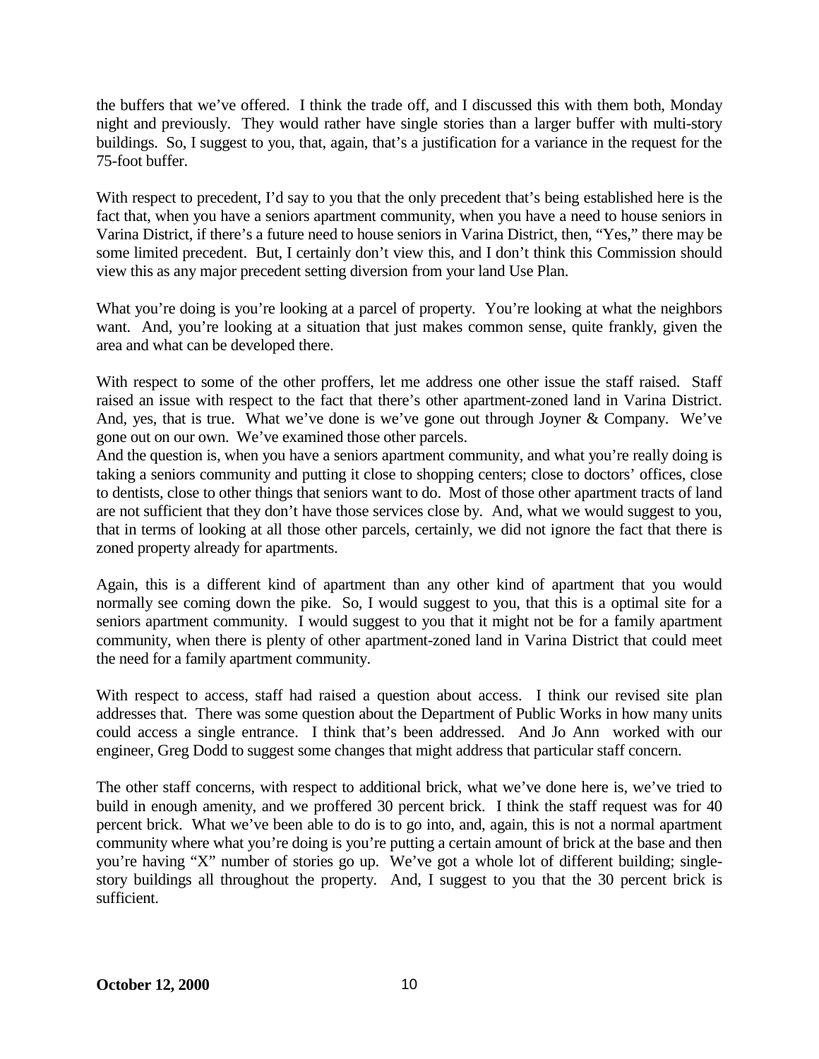the buffers that we've offered. I think the trade off, and I discussed this with them both, Monday night and previously. They would rather have single stories than a larger buffer with multi-story buildings. So, I suggest to you, that, again, that's a justification for a variance in the request for the 75-foot buffer.

With respect to precedent, I'd say to you that the only precedent that's being established here is the fact that, when you have a seniors apartment community, when you have a need to house seniors in Varina District, if there's a future need to house seniors in Varina District, then, "Yes," there may be some limited precedent. But, I certainly don't view this, and I don't think this Commission should view this as any major precedent setting diversion from your land Use Plan.

What you're doing is you're looking at a parcel of property. You're looking at what the neighbors want. And, you're looking at a situation that just makes common sense, quite frankly, given the area and what can be developed there.

With respect to some of the other proffers, let me address one other issue the staff raised. Staff raised an issue with respect to the fact that there's other apartment-zoned land in Varina District. And, yes, that is true. What we've done is we've gone out through Joyner & Company. We've gone out on our own. We've examined those other parcels.
And the question is, when you have a seniors apartment community, and what you're really doing is taking a seniors community and putting it close to shopping centers; close to doctors' offices, close to dentists, close to other things that seniors want to do. Most of those other apartment tracts of land are not sufficient that they don't have those services close by. And, what we would suggest to you, that in terms of looking at all those other parcels, certainly, we did not ignore the fact that there is zoned property already for apartments.

Again, this is a different kind of apartment than any other kind of apartment that you would normally see coming down the pike. So, I would suggest to you, that this is a optimal site for a seniors apartment community. I would suggest to you that it might not be for a family apartment community, when there is plenty of other apartment-zoned land in Varina District that could meet the need for a family apartment community.

With respect to access, staff had raised a question about access. I think our revised site plan addresses that. There was some question about the Department of Public Works in how many units could access a single entrance. I think that's been addressed. And Jo Ann worked with our engineer, Greg Dodd to suggest some changes that might address that particular staff concern.

The other staff concerns, with respect to additional brick, what we've done here is, we've tried to build in enough amenity, and we proffered 30 percent brick. I think the staff request was for 40 percent brick. What we've been able to do is to go into, and, again, this is not a normal apartment community where what you're doing is you're putting a certain amount of brick at the base and then you're having "X" number of stories go up. We've got a whole lot of different building; single-story buildings all throughout the property. And, I suggest to you that the 30 percent brick is sufficient.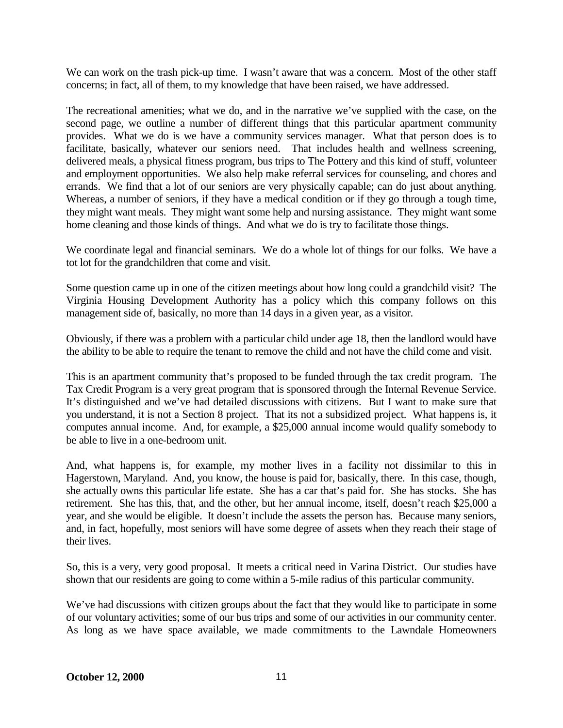We can work on the trash pick-up time. I wasn't aware that was a concern. Most of the other staff concerns; in fact, all of them, to my knowledge that have been raised, we have addressed.

The recreational amenities; what we do, and in the narrative we've supplied with the case, on the second page, we outline a number of different things that this particular apartment community provides. What we do is we have a community services manager. What that person does is to facilitate, basically, whatever our seniors need. That includes health and wellness screening, delivered meals, a physical fitness program, bus trips to The Pottery and this kind of stuff, volunteer and employment opportunities. We also help make referral services for counseling, and chores and errands. We find that a lot of our seniors are very physically capable; can do just about anything. Whereas, a number of seniors, if they have a medical condition or if they go through a tough time, they might want meals. They might want some help and nursing assistance. They might want some home cleaning and those kinds of things. And what we do is try to facilitate those things.

We coordinate legal and financial seminars. We do a whole lot of things for our folks. We have a tot lot for the grandchildren that come and visit.

Some question came up in one of the citizen meetings about how long could a grandchild visit? The Virginia Housing Development Authority has a policy which this company follows on this management side of, basically, no more than 14 days in a given year, as a visitor.

Obviously, if there was a problem with a particular child under age 18, then the landlord would have the ability to be able to require the tenant to remove the child and not have the child come and visit.

This is an apartment community that's proposed to be funded through the tax credit program. The Tax Credit Program is a very great program that is sponsored through the Internal Revenue Service. It's distinguished and we've had detailed discussions with citizens. But I want to make sure that you understand, it is not a Section 8 project. That its not a subsidized project. What happens is, it computes annual income. And, for example, a $25,000 annual income would qualify somebody to be able to live in a one-bedroom unit.

And, what happens is, for example, my mother lives in a facility not dissimilar to this in Hagerstown, Maryland. And, you know, the house is paid for, basically, there. In this case, though, she actually owns this particular life estate. She has a car that's paid for. She has stocks. She has retirement. She has this, that, and the other, but her annual income, itself, doesn't reach $25,000 a year, and she would be eligible. It doesn't include the assets the person has. Because many seniors, and, in fact, hopefully, most seniors will have some degree of assets when they reach their stage of their lives.

So, this is a very, very good proposal. It meets a critical need in Varina District. Our studies have shown that our residents are going to come within a 5-mile radius of this particular community.

We've had discussions with citizen groups about the fact that they would like to participate in some of our voluntary activities; some of our bus trips and some of our activities in our community center. As long as we have space available, we made commitments to the Lawndale Homeowners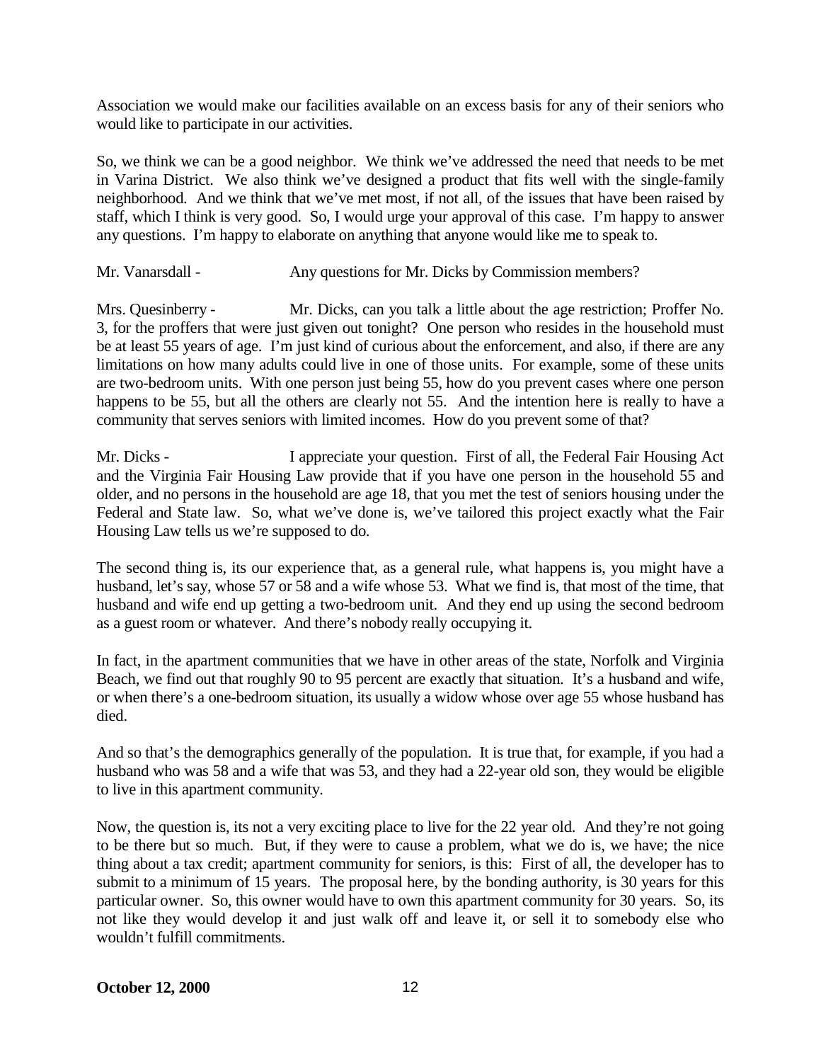Association we would make our facilities available on an excess basis for any of their seniors who would like to participate in our activities.

So, we think we can be a good neighbor. We think we've addressed the need that needs to be met in Varina District. We also think we've designed a product that fits well with the single-family neighborhood. And we think that we've met most, if not all, of the issues that have been raised by staff, which I think is very good. So, I would urge your approval of this case. I'm happy to answer any questions. I'm happy to elaborate on anything that anyone would like me to speak to.

Mr. Vanarsdall - Any questions for Mr. Dicks by Commission members?

Mrs. Quesinberry - Mr. Dicks, can you talk a little about the age restriction; Proffer No. 3, for the proffers that were just given out tonight? One person who resides in the household must be at least 55 years of age. I'm just kind of curious about the enforcement, and also, if there are any limitations on how many adults could live in one of those units. For example, some of these units are two-bedroom units. With one person just being 55, how do you prevent cases where one person happens to be 55, but all the others are clearly not 55. And the intention here is really to have a community that serves seniors with limited incomes. How do you prevent some of that?

Mr. Dicks - I appreciate your question. First of all, the Federal Fair Housing Act and the Virginia Fair Housing Law provide that if you have one person in the household 55 and older, and no persons in the household are age 18, that you met the test of seniors housing under the Federal and State law. So, what we've done is, we've tailored this project exactly what the Fair Housing Law tells us we're supposed to do.

The second thing is, its our experience that, as a general rule, what happens is, you might have a husband, let's say, whose 57 or 58 and a wife whose 53. What we find is, that most of the time, that husband and wife end up getting a two-bedroom unit. And they end up using the second bedroom as a guest room or whatever. And there's nobody really occupying it.

In fact, in the apartment communities that we have in other areas of the state, Norfolk and Virginia Beach, we find out that roughly 90 to 95 percent are exactly that situation. It's a husband and wife, or when there's a one-bedroom situation, its usually a widow whose over age 55 whose husband has died.

And so that's the demographics generally of the population. It is true that, for example, if you had a husband who was 58 and a wife that was 53, and they had a 22-year old son, they would be eligible to live in this apartment community.

Now, the question is, its not a very exciting place to live for the 22 year old. And they're not going to be there but so much. But, if they were to cause a problem, what we do is, we have; the nice thing about a tax credit; apartment community for seniors, is this: First of all, the developer has to submit to a minimum of 15 years. The proposal here, by the bonding authority, is 30 years for this particular owner. So, this owner would have to own this apartment community for 30 years. So, its not like they would develop it and just walk off and leave it, or sell it to somebody else who wouldn't fulfill commitments.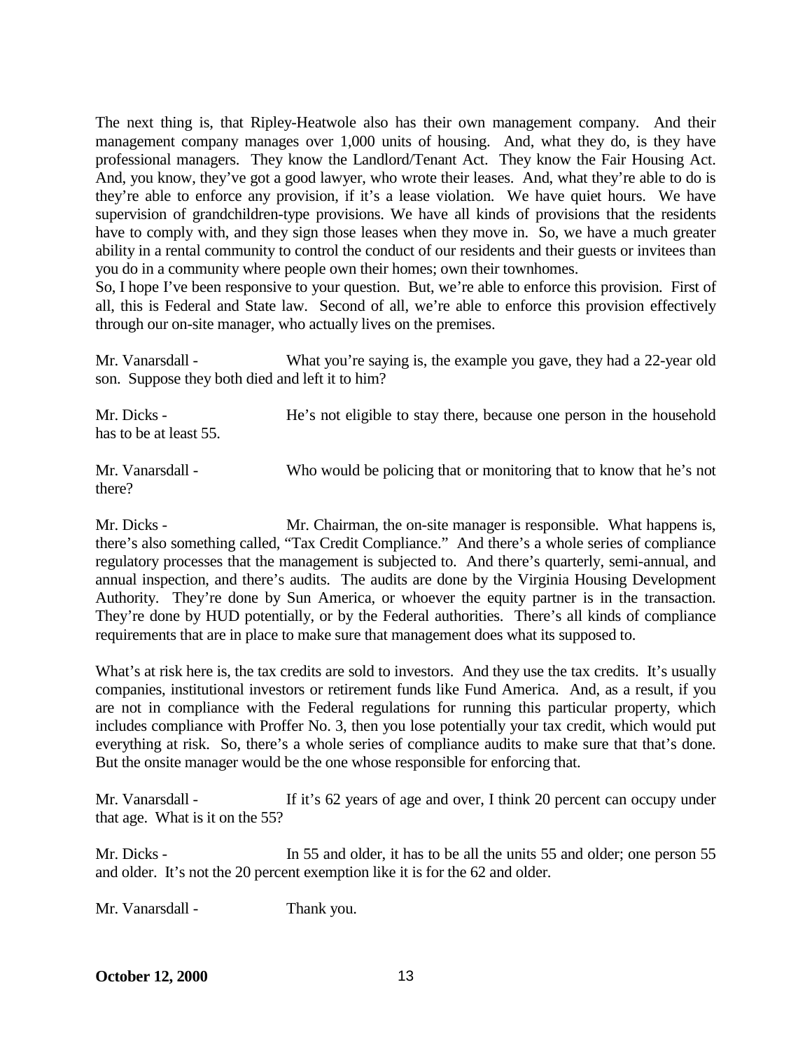The next thing is, that Ripley-Heatwole also has their own management company. And their management company manages over 1,000 units of housing. And, what they do, is they have professional managers. They know the Landlord/Tenant Act. They know the Fair Housing Act. And, you know, they've got a good lawyer, who wrote their leases. And, what they're able to do is they're able to enforce any provision, if it's a lease violation. We have quiet hours. We have supervision of grandchildren-type provisions. We have all kinds of provisions that the residents have to comply with, and they sign those leases when they move in. So, we have a much greater ability in a rental community to control the conduct of our residents and their guests or invitees than you do in a community where people own their homes; own their townhomes.
So, I hope I've been responsive to your question. But, we're able to enforce this provision. First of all, this is Federal and State law. Second of all, we're able to enforce this provision effectively through our on-site manager, who actually lives on the premises.

Mr. Vanarsdall - What you're saying is, the example you gave, they had a 22-year old son. Suppose they both died and left it to him?

Mr. Dicks - He's not eligible to stay there, because one person in the household has to be at least 55.

Mr. Vanarsdall - Who would be policing that or monitoring that to know that he's not there?

Mr. Dicks - Mr. Chairman, the on-site manager is responsible. What happens is, there's also something called, "Tax Credit Compliance." And there's a whole series of compliance regulatory processes that the management is subjected to. And there's quarterly, semi-annual, and annual inspection, and there's audits. The audits are done by the Virginia Housing Development Authority. They're done by Sun America, or whoever the equity partner is in the transaction. They're done by HUD potentially, or by the Federal authorities. There's all kinds of compliance requirements that are in place to make sure that management does what its supposed to.

What's at risk here is, the tax credits are sold to investors. And they use the tax credits. It's usually companies, institutional investors or retirement funds like Fund America. And, as a result, if you are not in compliance with the Federal regulations for running this particular property, which includes compliance with Proffer No. 3, then you lose potentially your tax credit, which would put everything at risk. So, there's a whole series of compliance audits to make sure that that's done. But the onsite manager would be the one whose responsible for enforcing that.

Mr. Vanarsdall - If it's 62 years of age and over, I think 20 percent can occupy under that age. What is it on the 55?

Mr. Dicks - In 55 and older, it has to be all the units 55 and older; one person 55 and older. It's not the 20 percent exemption like it is for the 62 and older.

Mr. Vanarsdall - Thank you.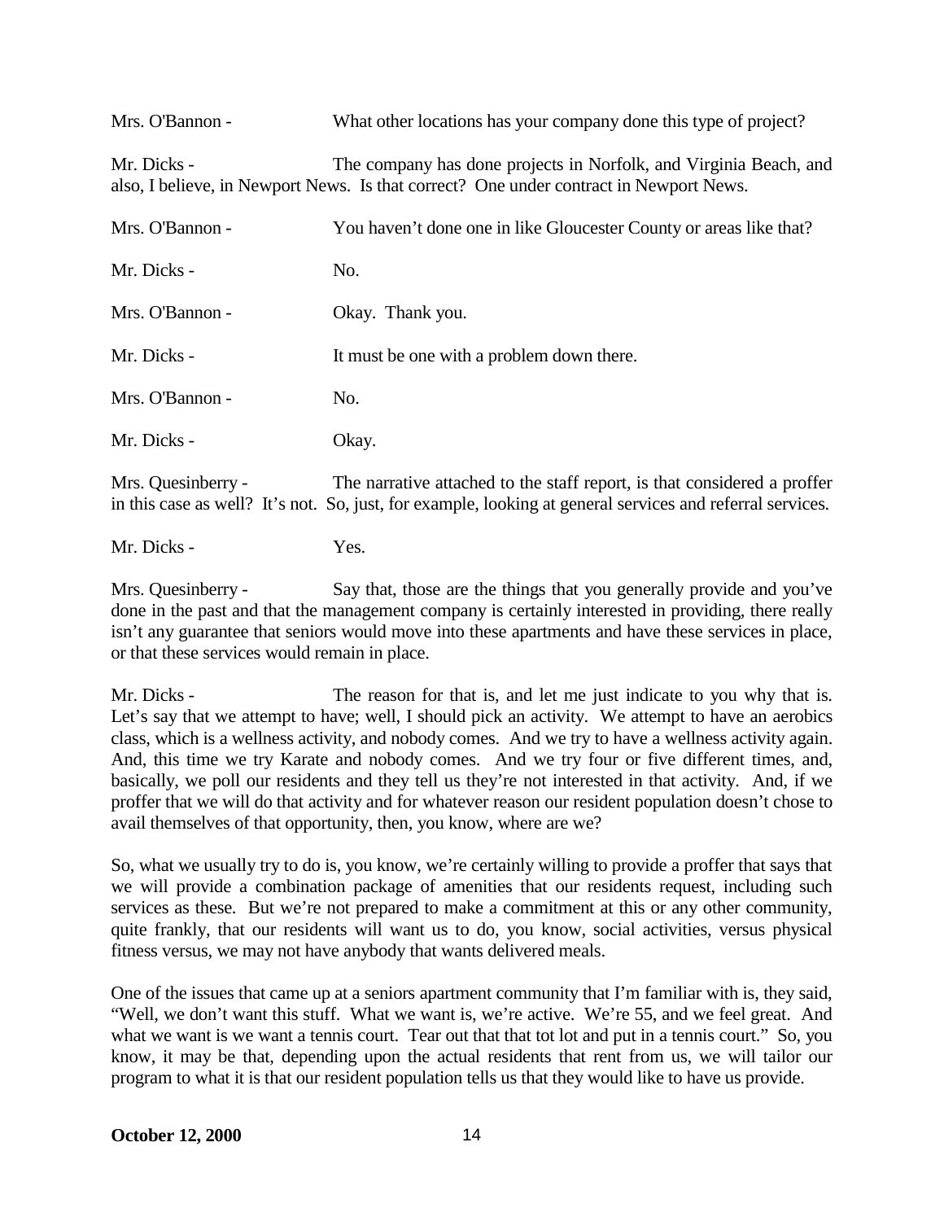Mrs. O'Bannon - What other locations has your company done this type of project?

Mr. Dicks - The company has done projects in Norfolk, and Virginia Beach, and also, I believe, in Newport News. Is that correct? One under contract in Newport News.

Mrs. O'Bannon - You haven't done one in like Gloucester County or areas like that?

Mr. Dicks - No.

Mrs. O'Bannon - Okay. Thank you.

Mr. Dicks - It must be one with a problem down there.

Mrs. O'Bannon - No.

Mr. Dicks - Okay.

Mrs. Quesinberry - The narrative attached to the staff report, is that considered a proffer in this case as well? It's not. So, just, for example, looking at general services and referral services.

Mr. Dicks - Yes.

Mrs. Quesinberry - Say that, those are the things that you generally provide and you've done in the past and that the management company is certainly interested in providing, there really isn't any guarantee that seniors would move into these apartments and have these services in place, or that these services would remain in place.

Mr. Dicks - The reason for that is, and let me just indicate to you why that is. Let's say that we attempt to have; well, I should pick an activity. We attempt to have an aerobics class, which is a wellness activity, and nobody comes. And we try to have a wellness activity again. And, this time we try Karate and nobody comes. And we try four or five different times, and, basically, we poll our residents and they tell us they're not interested in that activity. And, if we proffer that we will do that activity and for whatever reason our resident population doesn't chose to avail themselves of that opportunity, then, you know, where are we?

So, what we usually try to do is, you know, we're certainly willing to provide a proffer that says that we will provide a combination package of amenities that our residents request, including such services as these. But we're not prepared to make a commitment at this or any other community, quite frankly, that our residents will want us to do, you know, social activities, versus physical fitness versus, we may not have anybody that wants delivered meals.

One of the issues that came up at a seniors apartment community that I'm familiar with is, they said, "Well, we don't want this stuff. What we want is, we're active. We're 55, and we feel great. And what we want is we want a tennis court. Tear out that that tot lot and put in a tennis court." So, you know, it may be that, depending upon the actual residents that rent from us, we will tailor our program to what it is that our resident population tells us that they would like to have us provide.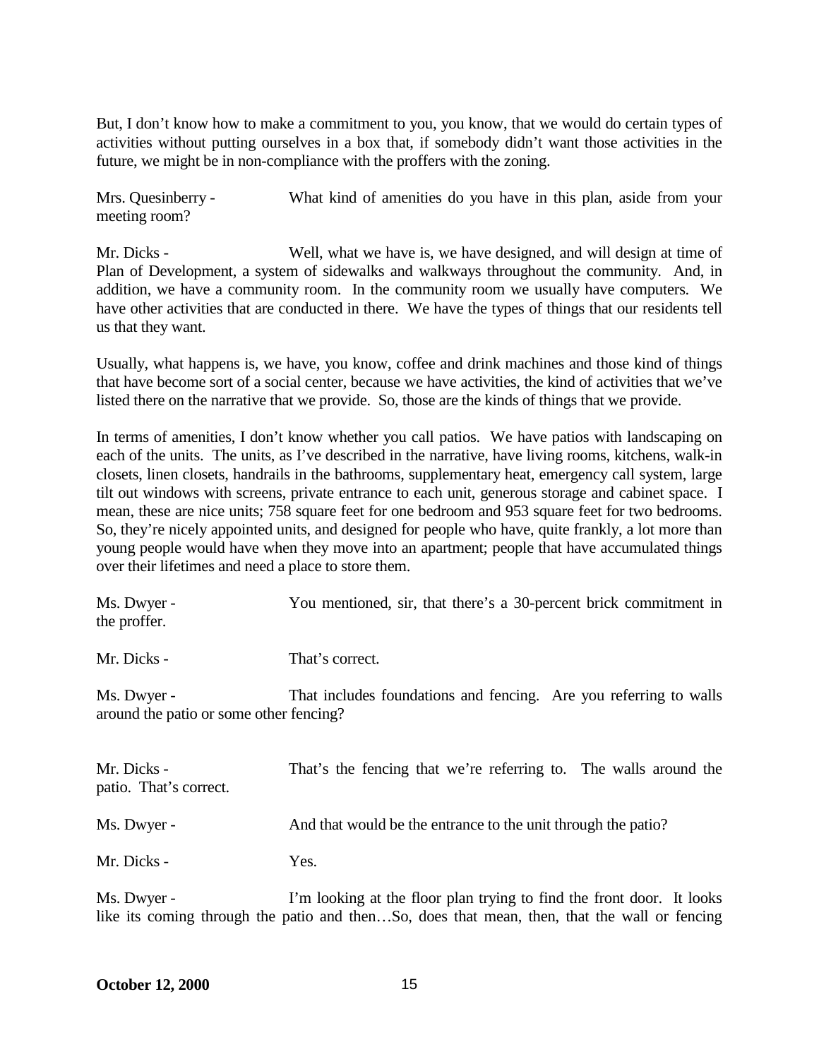But, I don't know how to make a commitment to you, you know, that we would do certain types of activities without putting ourselves in a box that, if somebody didn't want those activities in the future, we might be in non-compliance with the proffers with the zoning.

Mrs. Quesinberry - What kind of amenities do you have in this plan, aside from your meeting room?

Mr. Dicks - Well, what we have is, we have designed, and will design at time of Plan of Development, a system of sidewalks and walkways throughout the community. And, in addition, we have a community room. In the community room we usually have computers. We have other activities that are conducted in there. We have the types of things that our residents tell us that they want.

Usually, what happens is, we have, you know, coffee and drink machines and those kind of things that have become sort of a social center, because we have activities, the kind of activities that we've listed there on the narrative that we provide. So, those are the kinds of things that we provide.

In terms of amenities, I don't know whether you call patios. We have patios with landscaping on each of the units. The units, as I've described in the narrative, have living rooms, kitchens, walk-in closets, linen closets, handrails in the bathrooms, supplementary heat, emergency call system, large tilt out windows with screens, private entrance to each unit, generous storage and cabinet space. I mean, these are nice units; 758 square feet for one bedroom and 953 square feet for two bedrooms. So, they're nicely appointed units, and designed for people who have, quite frankly, a lot more than young people would have when they move into an apartment; people that have accumulated things over their lifetimes and need a place to store them.

Ms. Dwyer - You mentioned, sir, that there's a 30-percent brick commitment in the proffer.

Mr. Dicks - That's correct.

Ms. Dwyer - That includes foundations and fencing. Are you referring to walls around the patio or some other fencing?

Mr. Dicks - That's the fencing that we're referring to. The walls around the patio. That's correct.

Ms. Dwyer - And that would be the entrance to the unit through the patio?

Mr. Dicks - Yes.

Ms. Dwyer - I'm looking at the floor plan trying to find the front door. It looks like its coming through the patio and then…So, does that mean, then, that the wall or fencing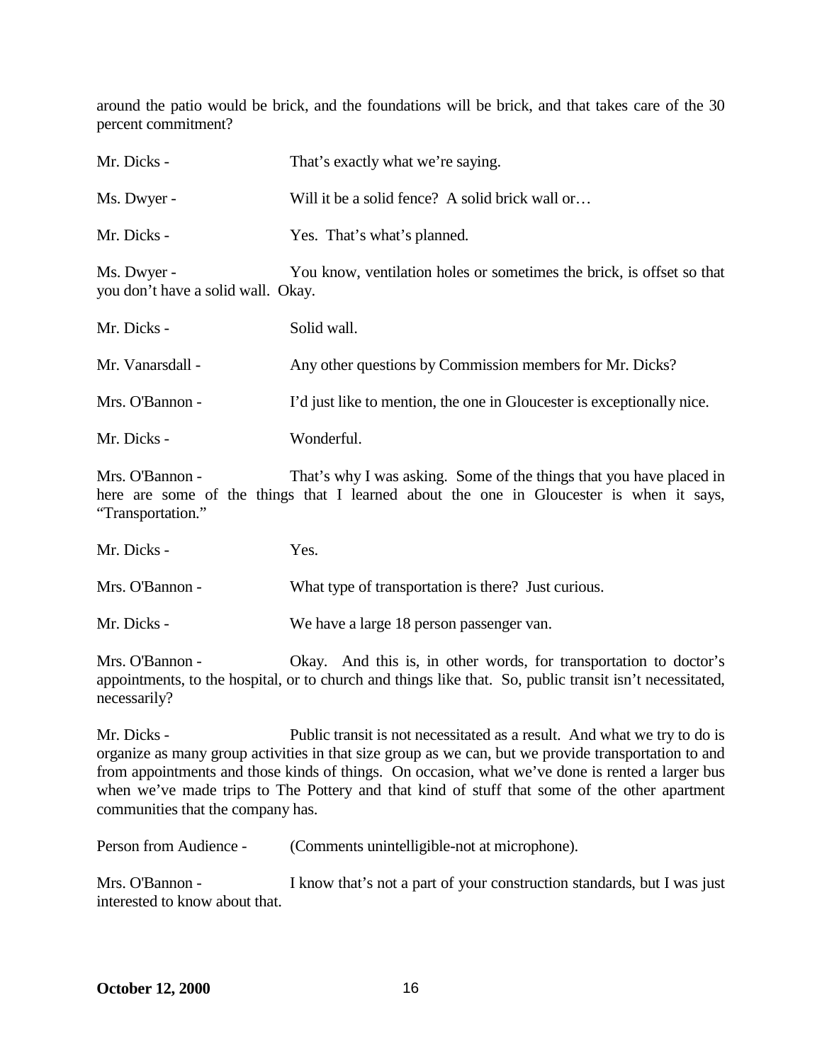around the patio would be brick, and the foundations will be brick, and that takes care of the 30 percent commitment?

Mr. Dicks - That's exactly what we're saying.

Ms. Dwyer - Will it be a solid fence? A solid brick wall or…

Mr. Dicks - Yes. That's what's planned.

Ms. Dwyer - You know, ventilation holes or sometimes the brick, is offset so that you don't have a solid wall. Okay.

Mr. Dicks - Solid wall.

Mr. Vanarsdall - Any other questions by Commission members for Mr. Dicks?

Mrs. O'Bannon - I'd just like to mention, the one in Gloucester is exceptionally nice.

Mr. Dicks - Wonderful.

Mrs. O'Bannon - That's why I was asking. Some of the things that you have placed in here are some of the things that I learned about the one in Gloucester is when it says, "Transportation."

Mr. Dicks - Yes.

Mrs. O'Bannon - What type of transportation is there? Just curious.

Mr. Dicks - We have a large 18 person passenger van.

Mrs. O'Bannon - Okay. And this is, in other words, for transportation to doctor's appointments, to the hospital, or to church and things like that. So, public transit isn't necessitated, necessarily?

Mr. Dicks - Public transit is not necessitated as a result. And what we try to do is organize as many group activities in that size group as we can, but we provide transportation to and from appointments and those kinds of things. On occasion, what we've done is rented a larger bus when we've made trips to The Pottery and that kind of stuff that some of the other apartment communities that the company has.

Person from Audience - (Comments unintelligible-not at microphone).

Mrs. O'Bannon - I know that's not a part of your construction standards, but I was just interested to know about that.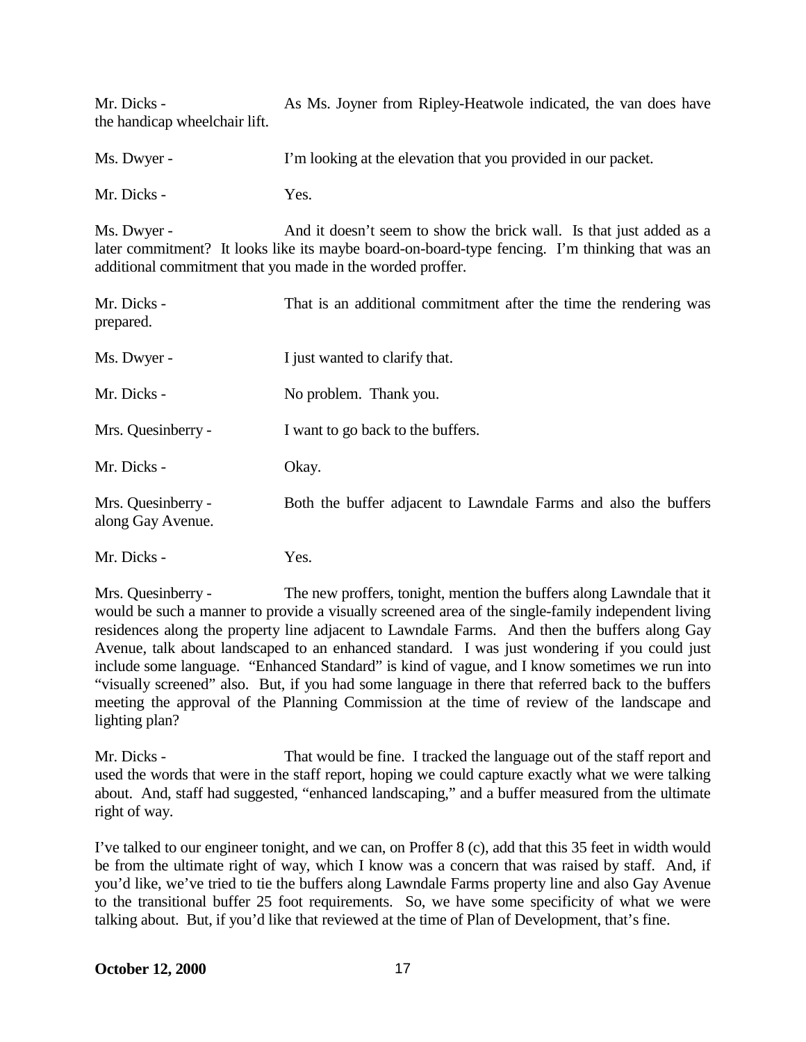Mr. Dicks - As Ms. Joyner from Ripley-Heatwole indicated, the van does have the handicap wheelchair lift.

Ms. Dwyer - I'm looking at the elevation that you provided in our packet.

Mr. Dicks - Yes.

Ms. Dwyer - And it doesn't seem to show the brick wall. Is that just added as a later commitment? It looks like its maybe board-on-board-type fencing. I'm thinking that was an additional commitment that you made in the worded proffer.

Mr. Dicks - That is an additional commitment after the time the rendering was prepared.

Ms. Dwyer - I just wanted to clarify that.

Mr. Dicks - No problem. Thank you.

Mrs. Quesinberry - I want to go back to the buffers.

Mr. Dicks - Okay.

Mrs. Quesinberry - Both the buffer adjacent to Lawndale Farms and also the buffers along Gay Avenue.

Mr. Dicks - Yes.

Mrs. Quesinberry - The new proffers, tonight, mention the buffers along Lawndale that it would be such a manner to provide a visually screened area of the single-family independent living residences along the property line adjacent to Lawndale Farms. And then the buffers along Gay Avenue, talk about landscaped to an enhanced standard. I was just wondering if you could just include some language. "Enhanced Standard" is kind of vague, and I know sometimes we run into "visually screened" also. But, if you had some language in there that referred back to the buffers meeting the approval of the Planning Commission at the time of review of the landscape and lighting plan?

Mr. Dicks - That would be fine. I tracked the language out of the staff report and used the words that were in the staff report, hoping we could capture exactly what we were talking about. And, staff had suggested, "enhanced landscaping," and a buffer measured from the ultimate right of way.

I've talked to our engineer tonight, and we can, on Proffer 8 (c), add that this 35 feet in width would be from the ultimate right of way, which I know was a concern that was raised by staff. And, if you'd like, we've tried to tie the buffers along Lawndale Farms property line and also Gay Avenue to the transitional buffer 25 foot requirements. So, we have some specificity of what we were talking about. But, if you'd like that reviewed at the time of Plan of Development, that's fine.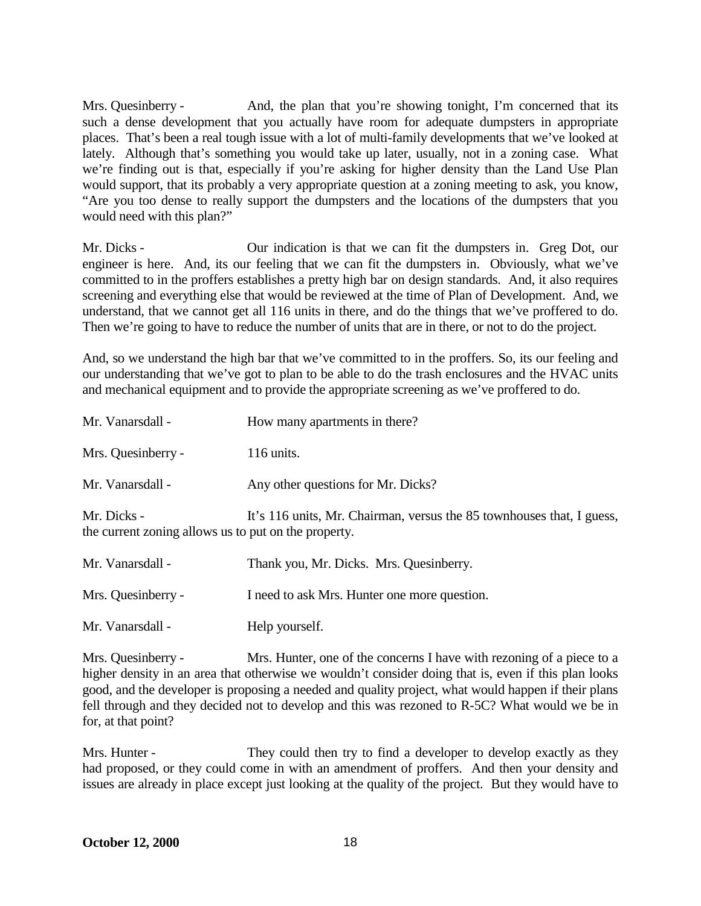Mrs. Quesinberry - And, the plan that you're showing tonight, I'm concerned that its such a dense development that you actually have room for adequate dumpsters in appropriate places. That's been a real tough issue with a lot of multi-family developments that we've looked at lately. Although that's something you would take up later, usually, not in a zoning case. What we're finding out is that, especially if you're asking for higher density than the Land Use Plan would support, that its probably a very appropriate question at a zoning meeting to ask, you know, "Are you too dense to really support the dumpsters and the locations of the dumpsters that you would need with this plan?"

Mr. Dicks - Our indication is that we can fit the dumpsters in. Greg Dot, our engineer is here. And, its our feeling that we can fit the dumpsters in. Obviously, what we've committed to in the proffers establishes a pretty high bar on design standards. And, it also requires screening and everything else that would be reviewed at the time of Plan of Development. And, we understand, that we cannot get all 116 units in there, and do the things that we've proffered to do. Then we're going to have to reduce the number of units that are in there, or not to do the project.

And, so we understand the high bar that we've committed to in the proffers. So, its our feeling and our understanding that we've got to plan to be able to do the trash enclosures and the HVAC units and mechanical equipment and to provide the appropriate screening as we've proffered to do.

Mr. Vanarsdall - How many apartments in there?

Mrs. Quesinberry - 116 units.

Mr. Vanarsdall - Any other questions for Mr. Dicks?

Mr. Dicks - It's 116 units, Mr. Chairman, versus the 85 townhouses that, I guess, the current zoning allows us to put on the property.

Mr. Vanarsdall - Thank you, Mr. Dicks. Mrs. Quesinberry.

Mrs. Quesinberry - I need to ask Mrs. Hunter one more question.

Mr. Vanarsdall - Help yourself.

Mrs. Quesinberry - Mrs. Hunter, one of the concerns I have with rezoning of a piece to a higher density in an area that otherwise we wouldn't consider doing that is, even if this plan looks good, and the developer is proposing a needed and quality project, what would happen if their plans fell through and they decided not to develop and this was rezoned to R-5C? What would we be in for, at that point?

Mrs. Hunter - They could then try to find a developer to develop exactly as they had proposed, or they could come in with an amendment of proffers. And then your density and issues are already in place except just looking at the quality of the project. But they would have to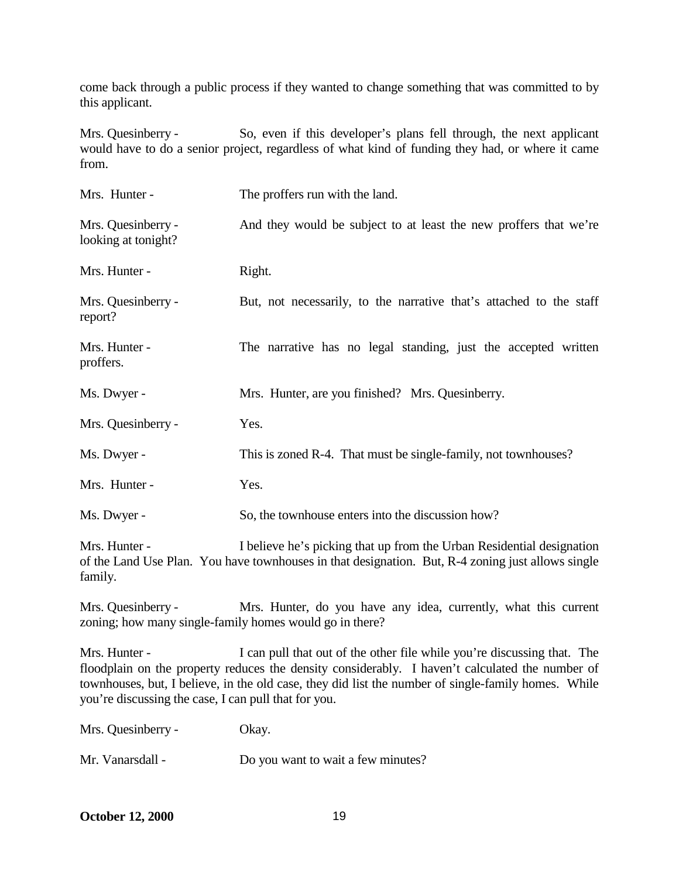come back through a public process if they wanted to change something that was committed to by this applicant.

Mrs. Quesinberry - So, even if this developer's plans fell through, the next applicant would have to do a senior project, regardless of what kind of funding they had, or where it came from.

Mrs. Hunter - The proffers run with the land.

Mrs. Quesinberry - And they would be subject to at least the new proffers that we're looking at tonight?

Mrs. Hunter - Right.

Mrs. Quesinberry - But, not necessarily, to the narrative that's attached to the staff report?

Mrs. Hunter - The narrative has no legal standing, just the accepted written proffers.

Ms. Dwyer - Mrs. Hunter, are you finished? Mrs. Quesinberry.

Mrs. Quesinberry - Yes.

Ms. Dwyer - This is zoned R-4. That must be single-family, not townhouses?

Mrs. Hunter - Yes.

Ms. Dwyer - So, the townhouse enters into the discussion how?

Mrs. Hunter - I believe he's picking that up from the Urban Residential designation of the Land Use Plan. You have townhouses in that designation. But, R-4 zoning just allows single family.

Mrs. Quesinberry - Mrs. Hunter, do you have any idea, currently, what this current zoning; how many single-family homes would go in there?

Mrs. Hunter - I can pull that out of the other file while you're discussing that. The floodplain on the property reduces the density considerably. I haven't calculated the number of townhouses, but, I believe, in the old case, they did list the number of single-family homes. While you're discussing the case, I can pull that for you.

Mrs. Quesinberry - Okay.

Mr. Vanarsdall - Do you want to wait a few minutes?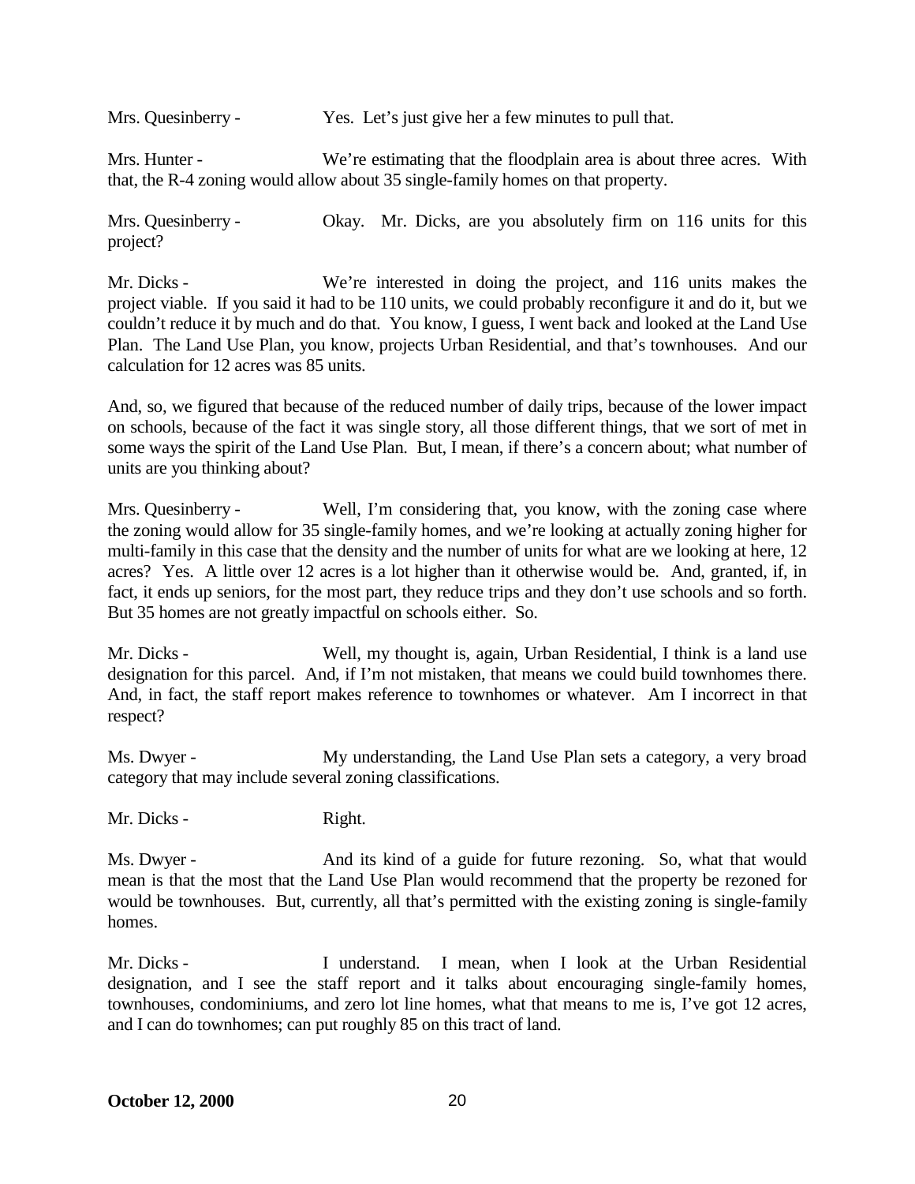Mrs. Quesinberry - Yes. Let's just give her a few minutes to pull that.

Mrs. Hunter - We're estimating that the floodplain area is about three acres. With that, the R-4 zoning would allow about 35 single-family homes on that property.

Mrs. Quesinberry - Okay. Mr. Dicks, are you absolutely firm on 116 units for this project?

Mr. Dicks - We're interested in doing the project, and 116 units makes the project viable. If you said it had to be 110 units, we could probably reconfigure it and do it, but we couldn't reduce it by much and do that. You know, I guess, I went back and looked at the Land Use Plan. The Land Use Plan, you know, projects Urban Residential, and that's townhouses. And our calculation for 12 acres was 85 units.

And, so, we figured that because of the reduced number of daily trips, because of the lower impact on schools, because of the fact it was single story, all those different things, that we sort of met in some ways the spirit of the Land Use Plan. But, I mean, if there's a concern about; what number of units are you thinking about?

Mrs. Quesinberry - Well, I'm considering that, you know, with the zoning case where the zoning would allow for 35 single-family homes, and we're looking at actually zoning higher for multi-family in this case that the density and the number of units for what are we looking at here, 12 acres? Yes. A little over 12 acres is a lot higher than it otherwise would be. And, granted, if, in fact, it ends up seniors, for the most part, they reduce trips and they don't use schools and so forth. But 35 homes are not greatly impactful on schools either. So.

Mr. Dicks - Well, my thought is, again, Urban Residential, I think is a land use designation for this parcel. And, if I'm not mistaken, that means we could build townhomes there. And, in fact, the staff report makes reference to townhomes or whatever. Am I incorrect in that respect?

Ms. Dwyer - My understanding, the Land Use Plan sets a category, a very broad category that may include several zoning classifications.

Mr. Dicks - Right.

Ms. Dwyer - And its kind of a guide for future rezoning. So, what that would mean is that the most that the Land Use Plan would recommend that the property be rezoned for would be townhouses. But, currently, all that's permitted with the existing zoning is single-family homes.

Mr. Dicks - I understand. I mean, when I look at the Urban Residential designation, and I see the staff report and it talks about encouraging single-family homes, townhouses, condominiums, and zero lot line homes, what that means to me is, I've got 12 acres, and I can do townhomes; can put roughly 85 on this tract of land.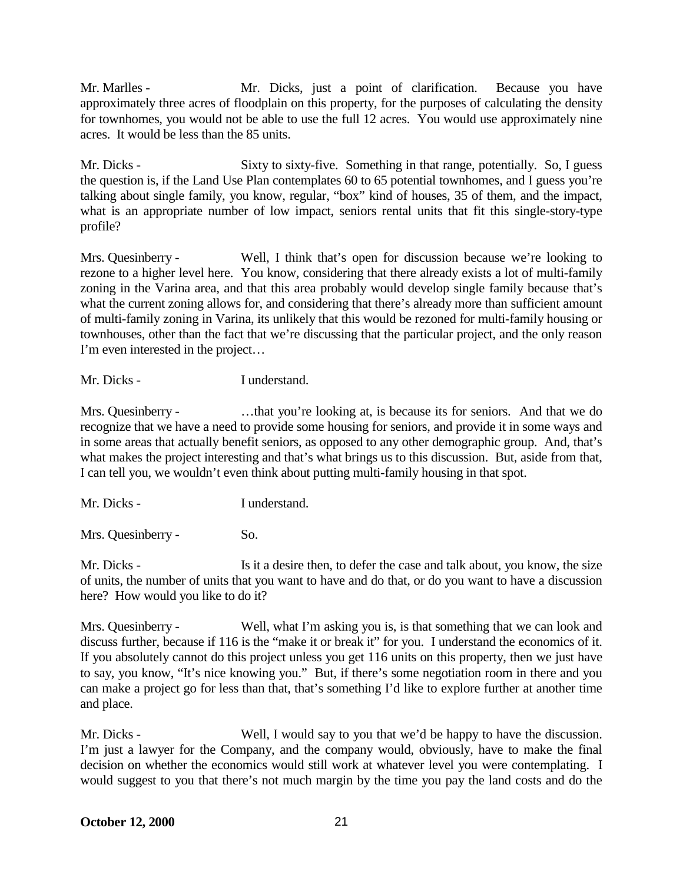Mr. Marlles - Mr. Dicks, just a point of clarification. Because you have approximately three acres of floodplain on this property, for the purposes of calculating the density for townhomes, you would not be able to use the full 12 acres. You would use approximately nine acres. It would be less than the 85 units.

Mr. Dicks - Sixty to sixty-five. Something in that range, potentially. So, I guess the question is, if the Land Use Plan contemplates 60 to 65 potential townhomes, and I guess you're talking about single family, you know, regular, "box" kind of houses, 35 of them, and the impact, what is an appropriate number of low impact, seniors rental units that fit this single-story-type profile?

Mrs. Quesinberry - Well, I think that's open for discussion because we're looking to rezone to a higher level here. You know, considering that there already exists a lot of multi-family zoning in the Varina area, and that this area probably would develop single family because that's what the current zoning allows for, and considering that there's already more than sufficient amount of multi-family zoning in Varina, its unlikely that this would be rezoned for multi-family housing or townhouses, other than the fact that we're discussing that the particular project, and the only reason I'm even interested in the project…

Mr. Dicks - I understand.

Mrs. Quesinberry - …that you're looking at, is because its for seniors. And that we do recognize that we have a need to provide some housing for seniors, and provide it in some ways and in some areas that actually benefit seniors, as opposed to any other demographic group. And, that's what makes the project interesting and that's what brings us to this discussion. But, aside from that, I can tell you, we wouldn't even think about putting multi-family housing in that spot.

Mr. Dicks - I understand.

Mrs. Quesinberry - So.

Mr. Dicks - Is it a desire then, to defer the case and talk about, you know, the size of units, the number of units that you want to have and do that, or do you want to have a discussion here? How would you like to do it?

Mrs. Quesinberry - Well, what I'm asking you is, is that something that we can look and discuss further, because if 116 is the "make it or break it" for you. I understand the economics of it. If you absolutely cannot do this project unless you get 116 units on this property, then we just have to say, you know, "It's nice knowing you." But, if there's some negotiation room in there and you can make a project go for less than that, that's something I'd like to explore further at another time and place.

Mr. Dicks - Well, I would say to you that we'd be happy to have the discussion. I'm just a lawyer for the Company, and the company would, obviously, have to make the final decision on whether the economics would still work at whatever level you were contemplating. I would suggest to you that there's not much margin by the time you pay the land costs and do the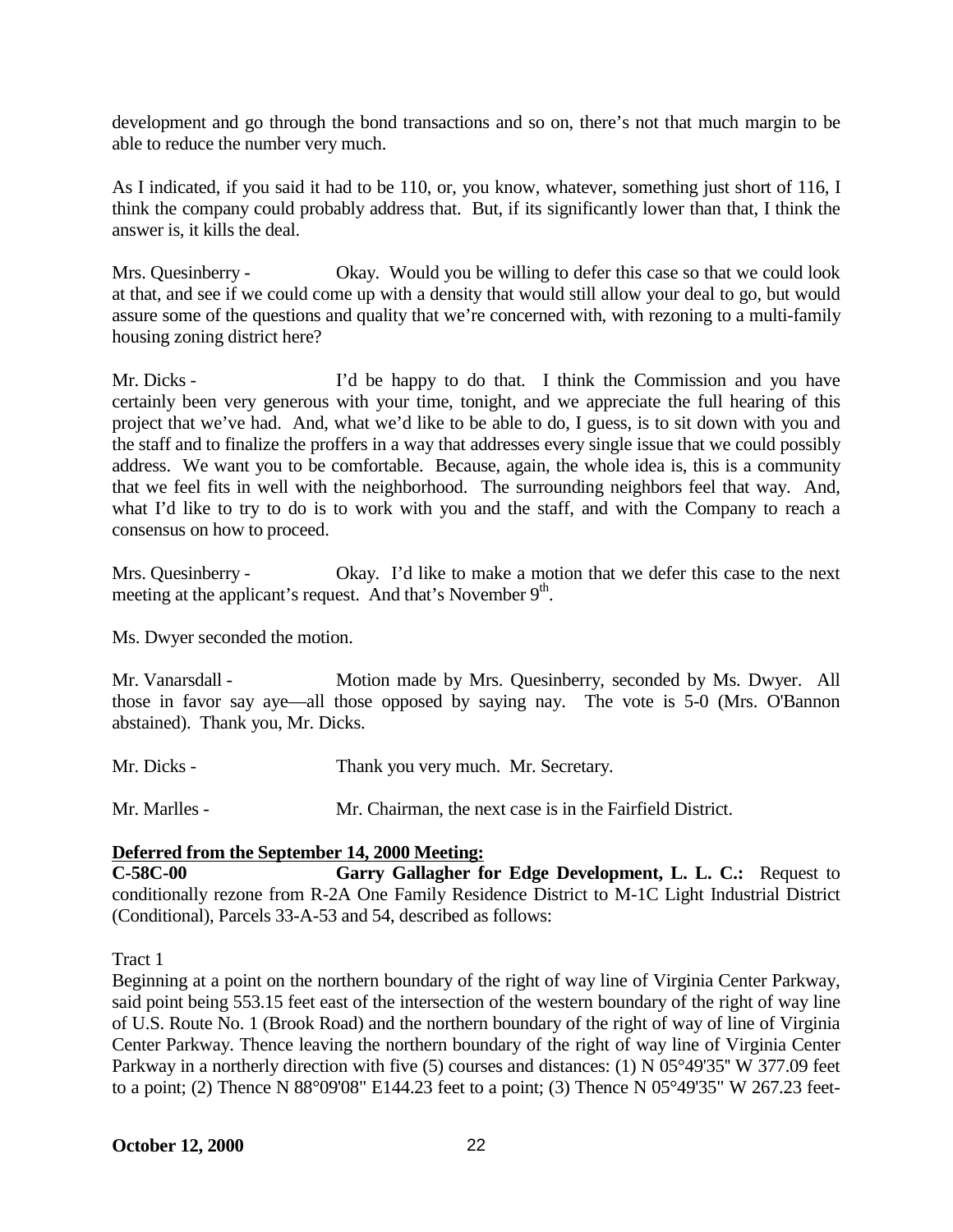development and go through the bond transactions and so on, there's not that much margin to be able to reduce the number very much.

As I indicated, if you said it had to be 110, or, you know, whatever, something just short of 116, I think the company could probably address that. But, if its significantly lower than that, I think the answer is, it kills the deal.

Mrs. Quesinberry - Okay. Would you be willing to defer this case so that we could look at that, and see if we could come up with a density that would still allow your deal to go, but would assure some of the questions and quality that we're concerned with, with rezoning to a multi-family housing zoning district here?

Mr. Dicks - I'd be happy to do that. I think the Commission and you have certainly been very generous with your time, tonight, and we appreciate the full hearing of this project that we've had. And, what we'd like to be able to do, I guess, is to sit down with you and the staff and to finalize the proffers in a way that addresses every single issue that we could possibly address. We want you to be comfortable. Because, again, the whole idea is, this is a community that we feel fits in well with the neighborhood. The surrounding neighbors feel that way. And, what I'd like to try to do is to work with you and the staff, and with the Company to reach a consensus on how to proceed.

Mrs. Quesinberry - Okay. I'd like to make a motion that we defer this case to the next meeting at the applicant's request. And that's November 9th.

Ms. Dwyer seconded the motion.

Mr. Vanarsdall - Motion made by Mrs. Quesinberry, seconded by Ms. Dwyer. All those in favor say aye—all those opposed by saying nay. The vote is 5-0 (Mrs. O'Bannon abstained). Thank you, Mr. Dicks.

Mr. Dicks - Thank you very much. Mr. Secretary.

Mr. Marlles - Mr. Chairman, the next case is in the Fairfield District.

**Deferred from the September 14, 2000 Meeting:**

**C-58C-00 Garry Gallagher for Edge Development, L. L. C.:** Request to conditionally rezone from R-2A One Family Residence District to M-1C Light Industrial District (Conditional), Parcels 33-A-53 and 54, described as follows:

Tract 1

Beginning at a point on the northern boundary of the right of way line of Virginia Center Parkway, said point being 553.15 feet east of the intersection of the western boundary of the right of way line of U.S. Route No. 1 (Brook Road) and the northern boundary of the right of way of line of Virginia Center Parkway. Thence leaving the northern boundary of the right of way line of Virginia Center Parkway in a northerly direction with five (5) courses and distances: (1) N 05°49'35" W 377.09 feet to a point; (2) Thence N 88°09'08" E144.23 feet to a point; (3) Thence N 05°49'35" W 267.23 feet-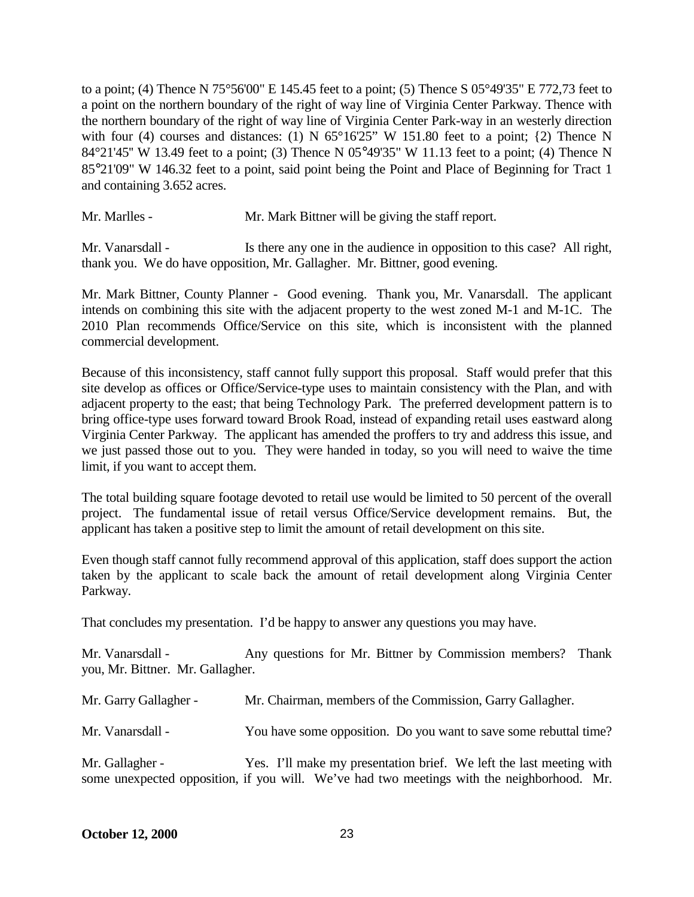to a point; (4) Thence N 75°56'00" E 145.45 feet to a point; (5) Thence S 05°49'35" E 772,73 feet to a point on the northern boundary of the right of way line of Virginia Center Park-way. Thence with the northern boundary of the right of way line of Virginia Center Park-way in an westerly direction with four (4) courses and distances: (1) N 65°16'25" W 151.80 feet to a point; {2) Thence N 84°21'45" W 13.49 feet to a point; (3) Thence N 05°49'35" W 11.13 feet to a point; (4) Thence N 85°21'09" W 146.32 feet to a point, said point being the Point and Place of Beginning for Tract 1 and containing 3.652 acres.

Mr. Marlles - Mr. Mark Bittner will be giving the staff report.

Mr. Vanarsdall - Is there any one in the audience in opposition to this case? All right, thank you. We do have opposition, Mr. Gallagher. Mr. Bittner, good evening.

Mr. Mark Bittner, County Planner - Good evening. Thank you, Mr. Vanarsdall. The applicant intends on combining this site with the adjacent property to the west zoned M-1 and M-1C. The 2010 Plan recommends Office/Service on this site, which is inconsistent with the planned commercial development.

Because of this inconsistency, staff cannot fully support this proposal. Staff would prefer that this site develop as offices or Office/Service-type uses to maintain consistency with the Plan, and with adjacent property to the east; that being Technology Park. The preferred development pattern is to bring office-type uses forward toward Brook Road, instead of expanding retail uses eastward along Virginia Center Parkway. The applicant has amended the proffers to try and address this issue, and we just passed those out to you. They were handed in today, so you will need to waive the time limit, if you want to accept them.

The total building square footage devoted to retail use would be limited to 50 percent of the overall project. The fundamental issue of retail versus Office/Service development remains. But, the applicant has taken a positive step to limit the amount of retail development on this site.

Even though staff cannot fully recommend approval of this application, staff does support the action taken by the applicant to scale back the amount of retail development along Virginia Center Parkway.

That concludes my presentation. I'd be happy to answer any questions you may have.

Mr. Vanarsdall - Any questions for Mr. Bittner by Commission members? Thank you, Mr. Bittner. Mr. Gallagher.

Mr. Garry Gallagher - Mr. Chairman, members of the Commission, Garry Gallagher.

Mr. Vanarsdall - You have some opposition. Do you want to save some rebuttal time?

Mr. Gallagher - Yes. I'll make my presentation brief. We left the last meeting with some unexpected opposition, if you will. We've had two meetings with the neighborhood. Mr.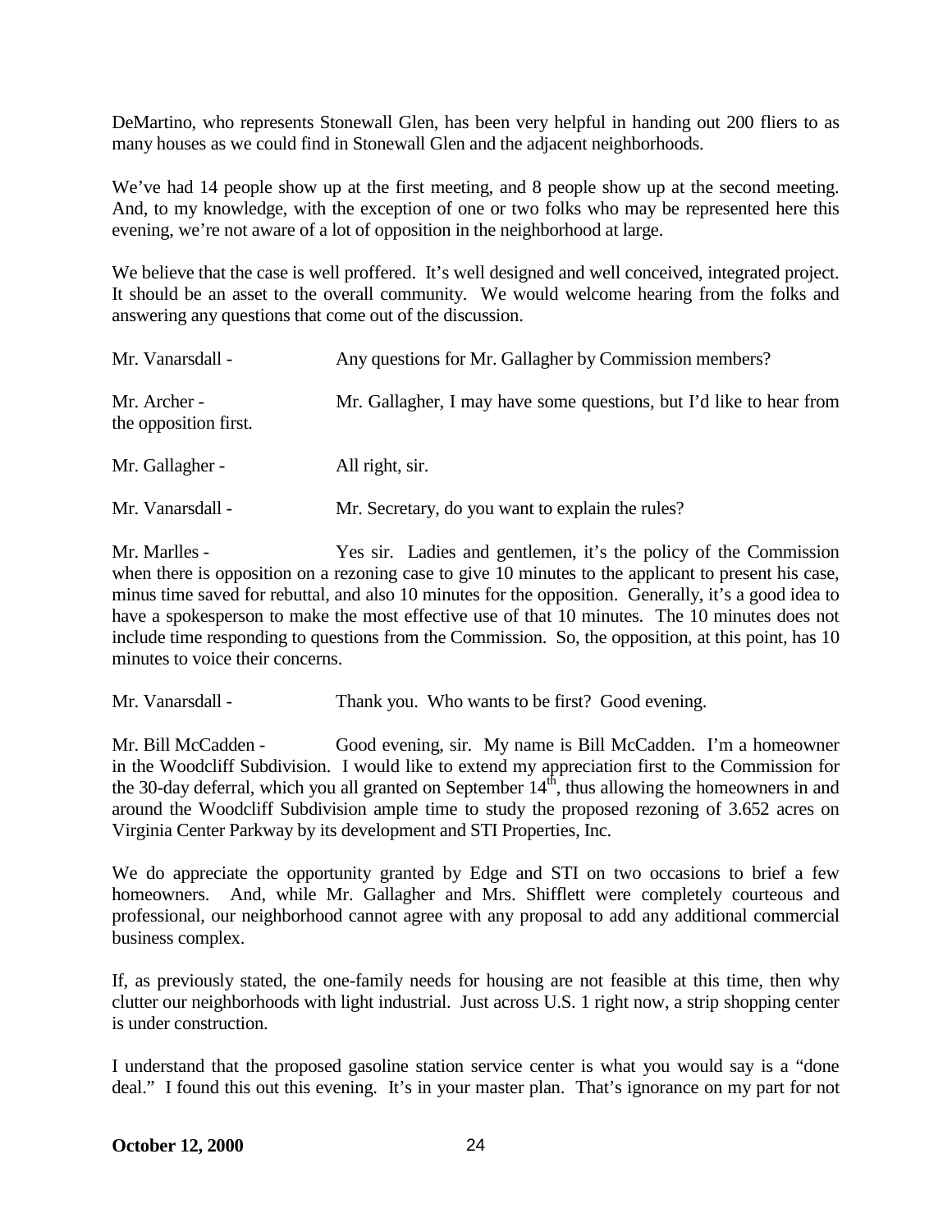DeMartino, who represents Stonewall Glen, has been very helpful in handing out 200 fliers to as many houses as we could find in Stonewall Glen and the adjacent neighborhoods.

We've had 14 people show up at the first meeting, and 8 people show up at the second meeting. And, to my knowledge, with the exception of one or two folks who may be represented here this evening, we're not aware of a lot of opposition in the neighborhood at large.

We believe that the case is well proffered. It's well designed and well conceived, integrated project. It should be an asset to the overall community. We would welcome hearing from the folks and answering any questions that come out of the discussion.

Mr. Vanarsdall - Any questions for Mr. Gallagher by Commission members?

Mr. Archer - Mr. Gallagher, I may have some questions, but I'd like to hear from the opposition first.

Mr. Gallagher - All right, sir.

Mr. Vanarsdall - Mr. Secretary, do you want to explain the rules?

Mr. Marlles - Yes sir. Ladies and gentlemen, it's the policy of the Commission when there is opposition on a rezoning case to give 10 minutes to the applicant to present his case, minus time saved for rebuttal, and also 10 minutes for the opposition. Generally, it's a good idea to have a spokesperson to make the most effective use of that 10 minutes. The 10 minutes does not include time responding to questions from the Commission. So, the opposition, at this point, has 10 minutes to voice their concerns.

Mr. Vanarsdall - Thank you. Who wants to be first? Good evening.

Mr. Bill McCadden - Good evening, sir. My name is Bill McCadden. I'm a homeowner in the Woodcliff Subdivision. I would like to extend my appreciation first to the Commission for the 30-day deferral, which you all granted on September 14th, thus allowing the homeowners in and around the Woodcliff Subdivision ample time to study the proposed rezoning of 3.652 acres on Virginia Center Parkway by its development and STI Properties, Inc.

We do appreciate the opportunity granted by Edge and STI on two occasions to brief a few homeowners. And, while Mr. Gallagher and Mrs. Shifflett were completely courteous and professional, our neighborhood cannot agree with any proposal to add any additional commercial business complex.

If, as previously stated, the one-family needs for housing are not feasible at this time, then why clutter our neighborhoods with light industrial. Just across U.S. 1 right now, a strip shopping center is under construction.

I understand that the proposed gasoline station service center is what you would say is a "done deal." I found this out this evening. It's in your master plan. That's ignorance on my part for not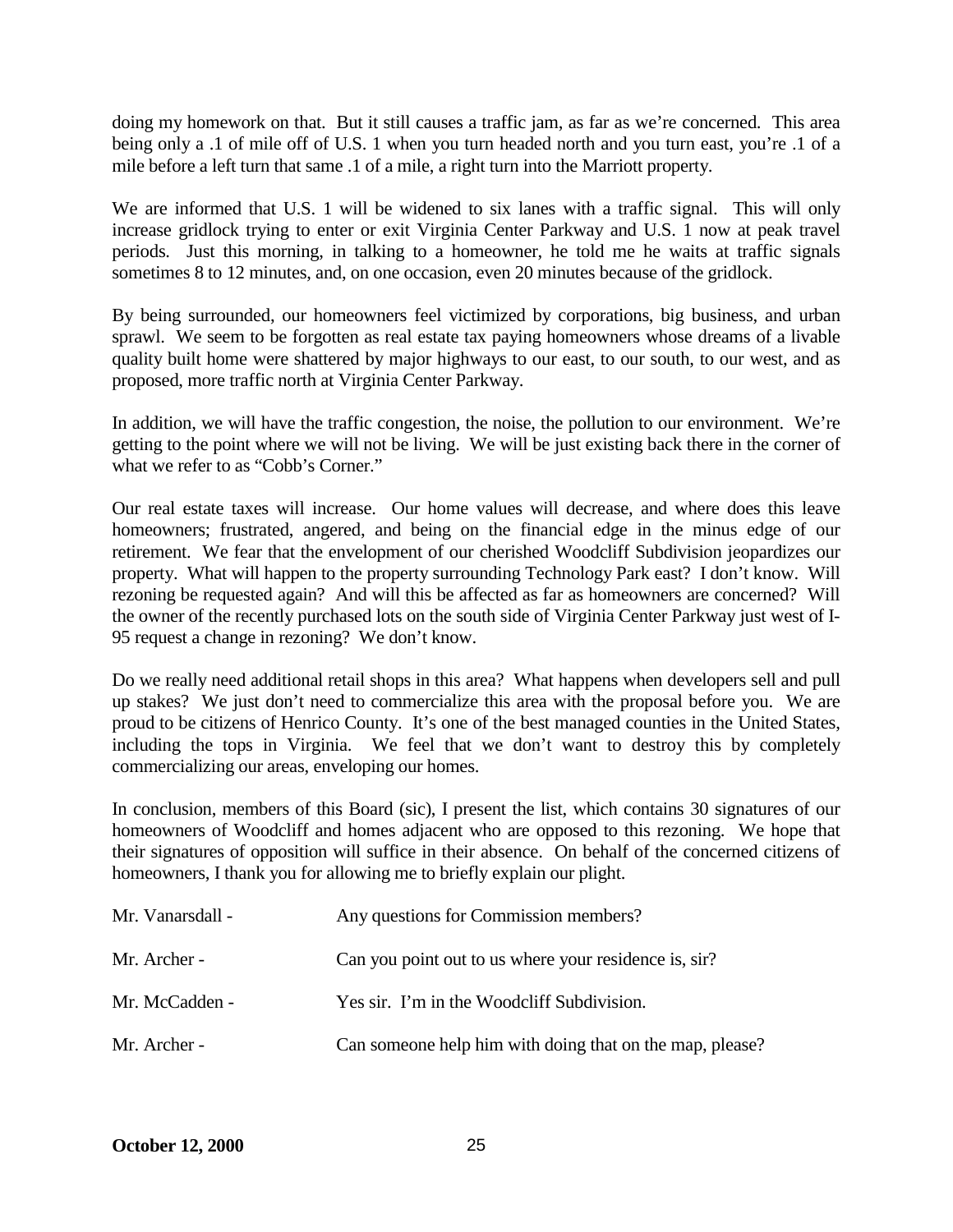doing my homework on that. But it still causes a traffic jam, as far as we're concerned. This area being only a .1 of mile off of U.S. 1 when you turn headed north and you turn east, you're .1 of a mile before a left turn that same .1 of a mile, a right turn into the Marriott property.

We are informed that U.S. 1 will be widened to six lanes with a traffic signal. This will only increase gridlock trying to enter or exit Virginia Center Parkway and U.S. 1 now at peak travel periods. Just this morning, in talking to a homeowner, he told me he waits at traffic signals sometimes 8 to 12 minutes, and, on one occasion, even 20 minutes because of the gridlock.

By being surrounded, our homeowners feel victimized by corporations, big business, and urban sprawl. We seem to be forgotten as real estate tax paying homeowners whose dreams of a livable quality built home were shattered by major highways to our east, to our south, to our west, and as proposed, more traffic north at Virginia Center Parkway.

In addition, we will have the traffic congestion, the noise, the pollution to our environment. We're getting to the point where we will not be living. We will be just existing back there in the corner of what we refer to as "Cobb's Corner."

Our real estate taxes will increase. Our home values will decrease, and where does this leave homeowners; frustrated, angered, and being on the financial edge in the minus edge of our retirement. We fear that the envelopment of our cherished Woodcliff Subdivision jeopardizes our property. What will happen to the property surrounding Technology Park east? I don't know. Will rezoning be requested again? And will this be affected as far as homeowners are concerned? Will the owner of the recently purchased lots on the south side of Virginia Center Parkway just west of I-95 request a change in rezoning? We don't know.

Do we really need additional retail shops in this area? What happens when developers sell and pull up stakes? We just don't need to commercialize this area with the proposal before you. We are proud to be citizens of Henrico County. It's one of the best managed counties in the United States, including the tops in Virginia. We feel that we don't want to destroy this by completely commercializing our areas, enveloping our homes.

In conclusion, members of this Board (sic), I present the list, which contains 30 signatures of our homeowners of Woodcliff and homes adjacent who are opposed to this rezoning. We hope that their signatures of opposition will suffice in their absence. On behalf of the concerned citizens of homeowners, I thank you for allowing me to briefly explain our plight.

Mr. Vanarsdall - Any questions for Commission members?

Mr. Archer - Can you point out to us where your residence is, sir?

Mr. McCadden - Yes sir. I'm in the Woodcliff Subdivision.

Mr. Archer - Can someone help him with doing that on the map, please?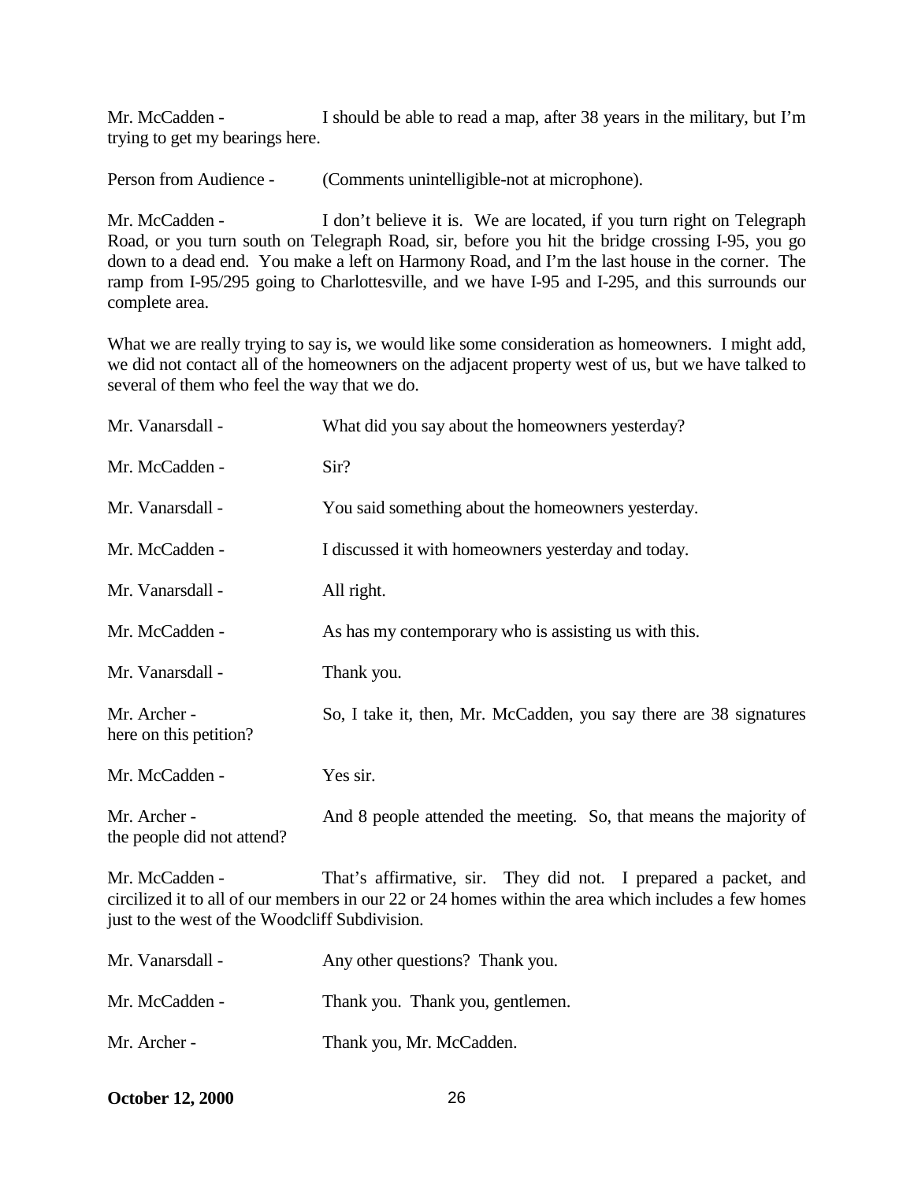Mr. McCadden - I should be able to read a map, after 38 years in the military, but I'm trying to get my bearings here.

Person from Audience - (Comments unintelligible-not at microphone).

Mr. McCadden - I don't believe it is. We are located, if you turn right on Telegraph Road, or you turn south on Telegraph Road, sir, before you hit the bridge crossing I-95, you go down to a dead end. You make a left on Harmony Road, and I'm the last house in the corner. The ramp from I-95/295 going to Charlottesville, and we have I-95 and I-295, and this surrounds our complete area.

What we are really trying to say is, we would like some consideration as homeowners. I might add, we did not contact all of the homeowners on the adjacent property west of us, but we have talked to several of them who feel the way that we do.

Mr. Vanarsdall - What did you say about the homeowners yesterday?

Mr. McCadden - Sir?

Mr. Vanarsdall - You said something about the homeowners yesterday.

Mr. McCadden - I discussed it with homeowners yesterday and today.

Mr. Vanarsdall - All right.

Mr. McCadden - As has my contemporary who is assisting us with this.

Mr. Vanarsdall - Thank you.

Mr. Archer - So, I take it, then, Mr. McCadden, you say there are 38 signatures here on this petition?

Mr. McCadden - Yes sir.

Mr. Archer - And 8 people attended the meeting. So, that means the majority of the people did not attend?

Mr. McCadden - That's affirmative, sir. They did not. I prepared a packet, and circilized it to all of our members in our 22 or 24 homes within the area which includes a few homes just to the west of the Woodcliff Subdivision.

Mr. Vanarsdall - Any other questions? Thank you.

Mr. McCadden - Thank you. Thank you, gentlemen.

Mr. Archer - Thank you, Mr. McCadden.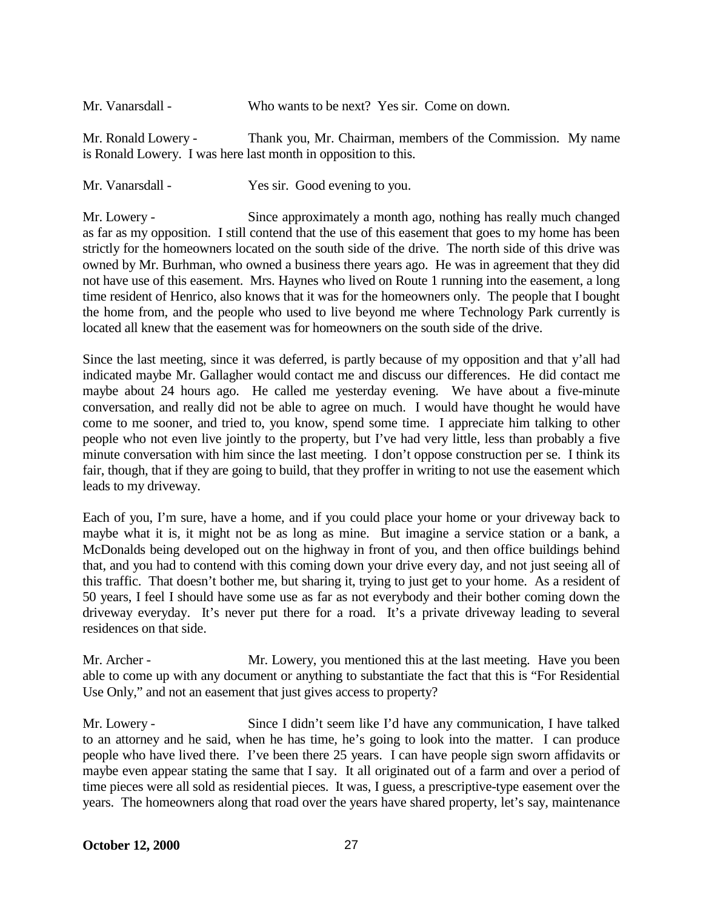Mr. Vanarsdall - Who wants to be next? Yes sir. Come on down.

Mr. Ronald Lowery - Thank you, Mr. Chairman, members of the Commission. My name is Ronald Lowery. I was here last month in opposition to this.

Mr. Vanarsdall - Yes sir. Good evening to you.

Mr. Lowery - Since approximately a month ago, nothing has really much changed as far as my opposition. I still contend that the use of this easement that goes to my home has been strictly for the homeowners located on the south side of the drive. The north side of this drive was owned by Mr. Burhman, who owned a business there years ago. He was in agreement that they did not have use of this easement. Mrs. Haynes who lived on Route 1 running into the easement, a long time resident of Henrico, also knows that it was for the homeowners only. The people that I bought the home from, and the people who used to live beyond me where Technology Park currently is located all knew that the easement was for homeowners on the south side of the drive.

Since the last meeting, since it was deferred, is partly because of my opposition and that y'all had indicated maybe Mr. Gallagher would contact me and discuss our differences. He did contact me maybe about 24 hours ago. He called me yesterday evening. We have about a five-minute conversation, and really did not be able to agree on much. I would have thought he would have come to me sooner, and tried to, you know, spend some time. I appreciate him talking to other people who not even live jointly to the property, but I've had very little, less than probably a five minute conversation with him since the last meeting. I don't oppose construction per se. I think its fair, though, that if they are going to build, that they proffer in writing to not use the easement which leads to my driveway.

Each of you, I'm sure, have a home, and if you could place your home or your driveway back to maybe what it is, it might not be as long as mine. But imagine a service station or a bank, a McDonalds being developed out on the highway in front of you, and then office buildings behind that, and you had to contend with this coming down your drive every day, and not just seeing all of this traffic. That doesn't bother me, but sharing it, trying to just get to your home. As a resident of 50 years, I feel I should have some use as far as not everybody and their bother coming down the driveway everyday. It's never put there for a road. It's a private driveway leading to several residences on that side.

Mr. Archer - Mr. Lowery, you mentioned this at the last meeting. Have you been able to come up with any document or anything to substantiate the fact that this is "For Residential Use Only," and not an easement that just gives access to property?

Mr. Lowery - Since I didn't seem like I'd have any communication, I have talked to an attorney and he said, when he has time, he's going to look into the matter. I can produce people who have lived there. I've been there 25 years. I can have people sign sworn affidavits or maybe even appear stating the same that I say. It all originated out of a farm and over a period of time pieces were all sold as residential pieces. It was, I guess, a prescriptive-type easement over the years. The homeowners along that road over the years have shared property, let's say, maintenance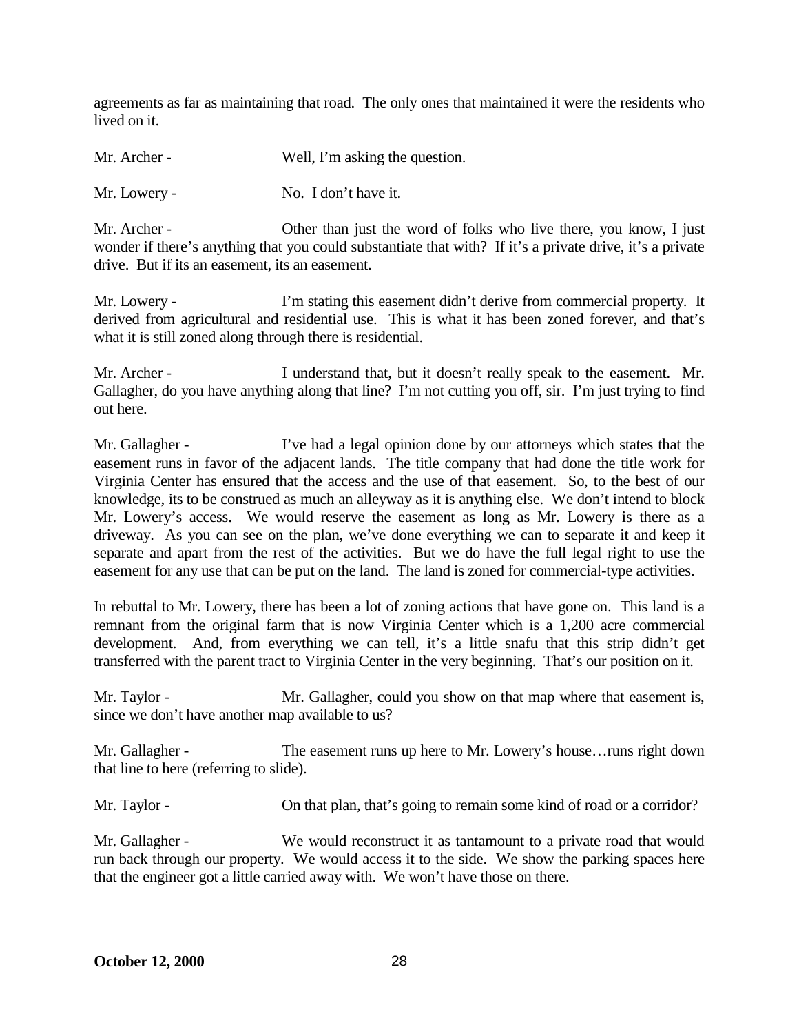agreements as far as maintaining that road. The only ones that maintained it were the residents who lived on it.

Mr. Archer - Well, I'm asking the question.

Mr. Lowery - No. I don't have it.

Mr. Archer - Other than just the word of folks who live there, you know, I just wonder if there's anything that you could substantiate that with? If it's a private drive, it's a private drive. But if its an easement, its an easement.

Mr. Lowery - I'm stating this easement didn't derive from commercial property. It derived from agricultural and residential use. This is what it has been zoned forever, and that's what it is still zoned along through there is residential.

Mr. Archer - I understand that, but it doesn't really speak to the easement. Mr. Gallagher, do you have anything along that line? I'm not cutting you off, sir. I'm just trying to find out here.

Mr. Gallagher - I've had a legal opinion done by our attorneys which states that the easement runs in favor of the adjacent lands. The title company that had done the title work for Virginia Center has ensured that the access and the use of that easement. So, to the best of our knowledge, its to be construed as much an alleyway as it is anything else. We don't intend to block Mr. Lowery's access. We would reserve the easement as long as Mr. Lowery is there as a driveway. As you can see on the plan, we've done everything we can to separate it and keep it separate and apart from the rest of the activities. But we do have the full legal right to use the easement for any use that can be put on the land. The land is zoned for commercial-type activities.

In rebuttal to Mr. Lowery, there has been a lot of zoning actions that have gone on. This land is a remnant from the original farm that is now Virginia Center which is a 1,200 acre commercial development. And, from everything we can tell, it's a little snafu that this strip didn't get transferred with the parent tract to Virginia Center in the very beginning. That's our position on it.

Mr. Taylor - Mr. Gallagher, could you show on that map where that easement is, since we don't have another map available to us?

Mr. Gallagher - The easement runs up here to Mr. Lowery's house…runs right down that line to here (referring to slide).

Mr. Taylor - On that plan, that's going to remain some kind of road or a corridor?

Mr. Gallagher - We would reconstruct it as tantamount to a private road that would run back through our property. We would access it to the side. We show the parking spaces here that the engineer got a little carried away with. We won't have those on there.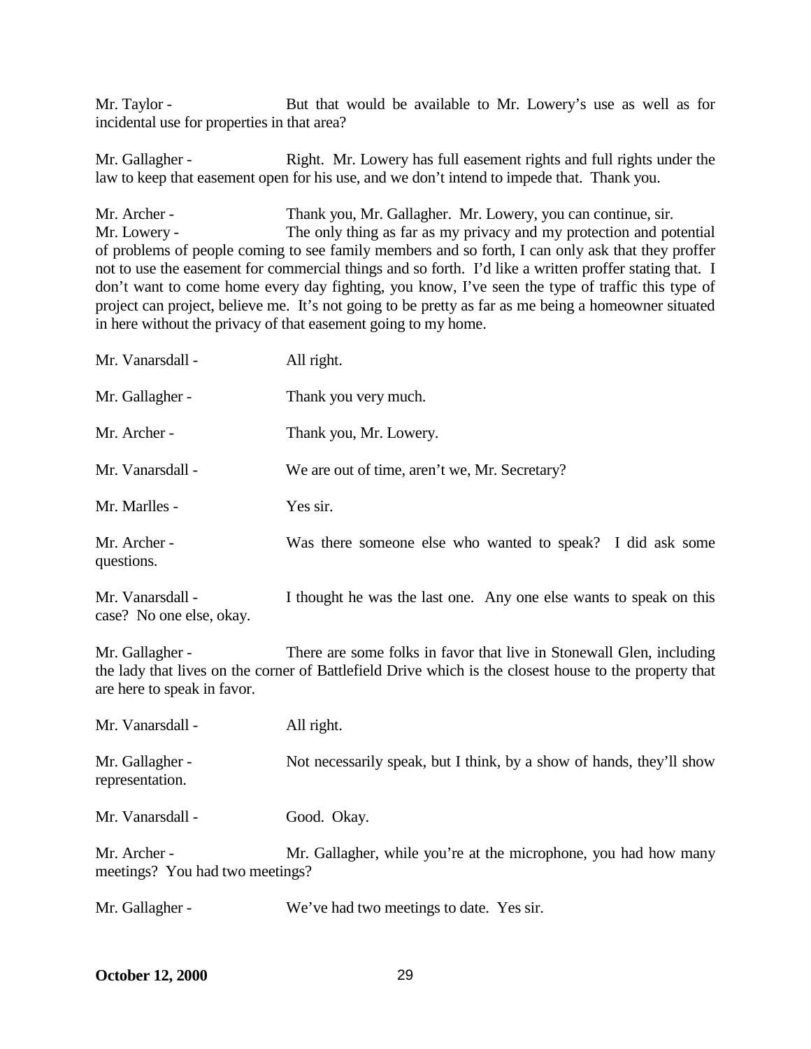Mr. Taylor - But that would be available to Mr. Lowery's use as well as for incidental use for properties in that area?

Mr. Gallagher - Right. Mr. Lowery has full easement rights and full rights under the law to keep that easement open for his use, and we don't intend to impede that. Thank you.

Mr. Archer - Thank you, Mr. Gallagher. Mr. Lowery, you can continue, sir.

Mr. Lowery - The only thing as far as my privacy and my protection and potential of problems of people coming to see family members and so forth, I can only ask that they proffer not to use the easement for commercial things and so forth. I'd like a written proffer stating that. I don't want to come home every day fighting, you know, I've seen the type of traffic this type of project can project, believe me. It's not going to be pretty as far as me being a homeowner situated in here without the privacy of that easement going to my home.

Mr. Vanarsdall - All right.

Mr. Gallagher - Thank you very much.

Mr. Archer - Thank you, Mr. Lowery.

Mr. Vanarsdall - We are out of time, aren't we, Mr. Secretary?

Mr. Marlles - Yes sir.

Mr. Archer - Was there someone else who wanted to speak? I did ask some questions.

Mr. Vanarsdall - I thought he was the last one. Any one else wants to speak on this case? No one else, okay.

Mr. Gallagher - There are some folks in favor that live in Stonewall Glen, including the lady that lives on the corner of Battlefield Drive which is the closest house to the property that are here to speak in favor.

Mr. Vanarsdall - All right.

Mr. Gallagher - Not necessarily speak, but I think, by a show of hands, they'll show representation.

Mr. Vanarsdall - Good. Okay.

Mr. Archer - Mr. Gallagher, while you're at the microphone, you had how many meetings? You had two meetings?

Mr. Gallagher - We've had two meetings to date. Yes sir.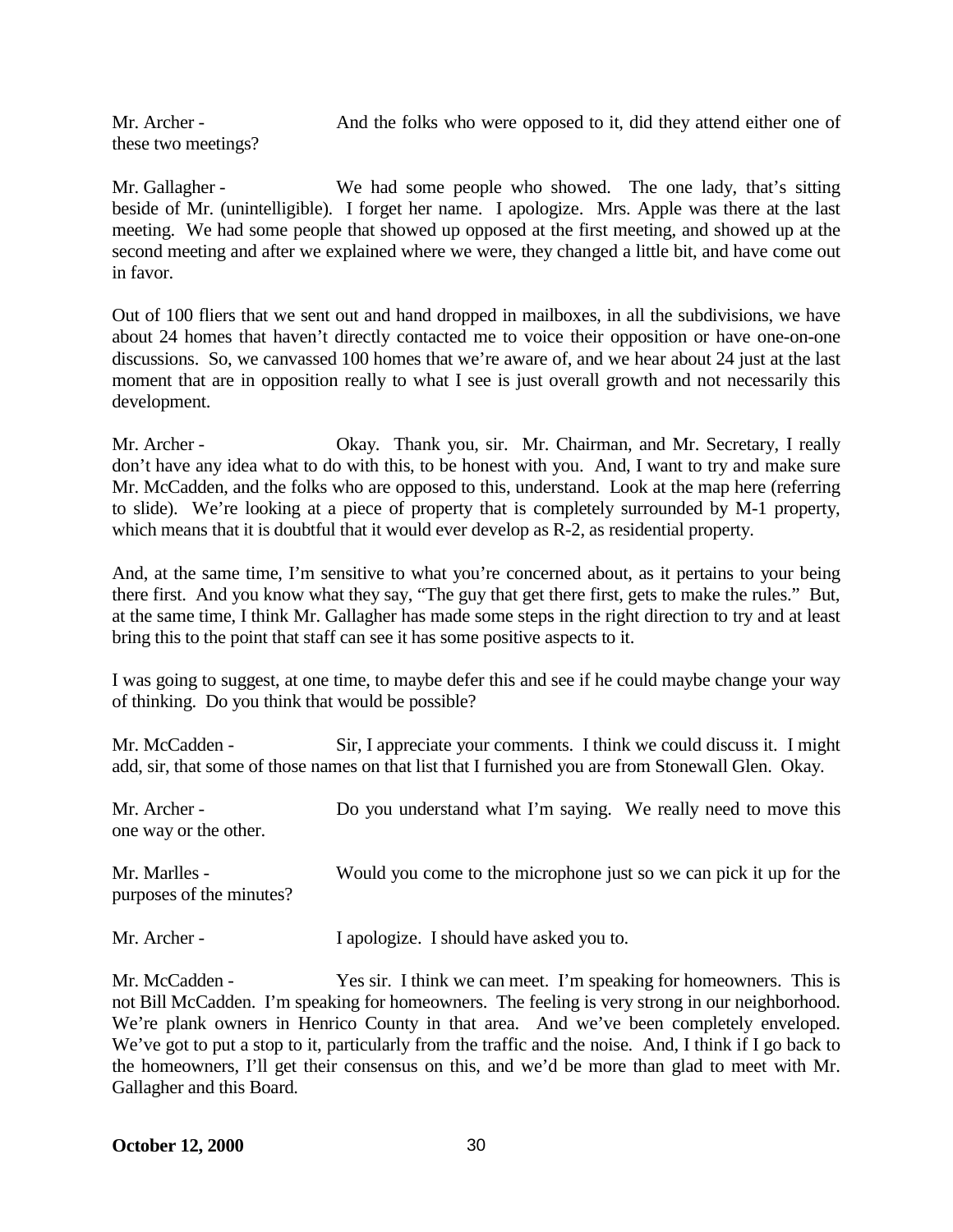Mr. Archer - And the folks who were opposed to it, did they attend either one of these two meetings?

Mr. Gallagher - We had some people who showed. The one lady, that's sitting beside of Mr. (unintelligible). I forget her name. I apologize. Mrs. Apple was there at the last meeting. We had some people that showed up opposed at the first meeting, and showed up at the second meeting and after we explained where we were, they changed a little bit, and have come out in favor.

Out of 100 fliers that we sent out and hand dropped in mailboxes, in all the subdivisions, we have about 24 homes that haven't directly contacted me to voice their opposition or have one-on-one discussions. So, we canvassed 100 homes that we're aware of, and we hear about 24 just at the last moment that are in opposition really to what I see is just overall growth and not necessarily this development.

Mr. Archer - Okay. Thank you, sir. Mr. Chairman, and Mr. Secretary, I really don't have any idea what to do with this, to be honest with you. And, I want to try and make sure Mr. McCadden, and the folks who are opposed to this, understand. Look at the map here (referring to slide). We're looking at a piece of property that is completely surrounded by M-1 property, which means that it is doubtful that it would ever develop as R-2, as residential property.

And, at the same time, I'm sensitive to what you're concerned about, as it pertains to your being there first. And you know what they say, "The guy that get there first, gets to make the rules." But, at the same time, I think Mr. Gallagher has made some steps in the right direction to try and at least bring this to the point that staff can see it has some positive aspects to it.

I was going to suggest, at one time, to maybe defer this and see if he could maybe change your way of thinking. Do you think that would be possible?

Mr. McCadden - Sir, I appreciate your comments. I think we could discuss it. I might add, sir, that some of those names on that list that I furnished you are from Stonewall Glen. Okay.

Mr. Archer - Do you understand what I'm saying. We really need to move this one way or the other.

Mr. Marlles - Would you come to the microphone just so we can pick it up for the purposes of the minutes?

Mr. Archer - I apologize. I should have asked you to.

Mr. McCadden - Yes sir. I think we can meet. I'm speaking for homeowners. This is not Bill McCadden. I'm speaking for homeowners. The feeling is very strong in our neighborhood. We're plank owners in Henrico County in that area. And we've been completely enveloped. We've got to put a stop to it, particularly from the traffic and the noise. And, I think if I go back to the homeowners, I'll get their consensus on this, and we'd be more than glad to meet with Mr. Gallagher and this Board.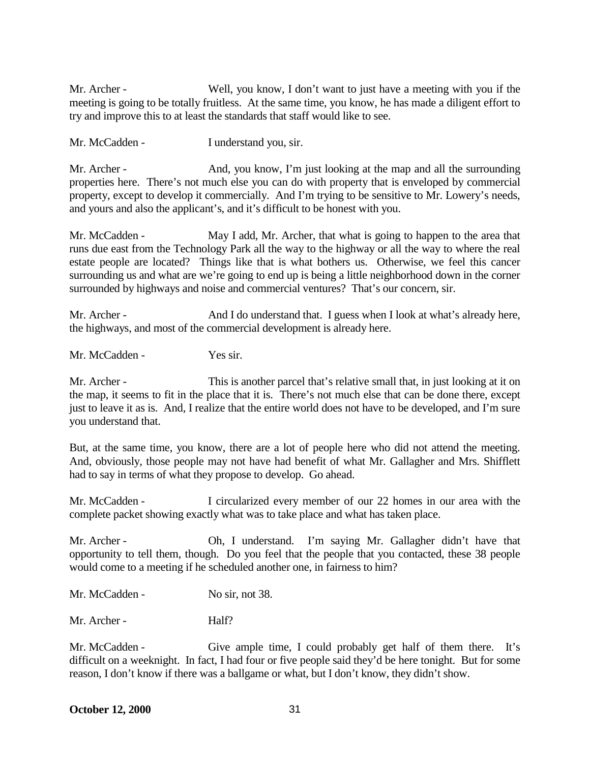Mr. Archer - Well, you know, I don't want to just have a meeting with you if the meeting is going to be totally fruitless. At the same time, you know, he has made a diligent effort to try and improve this to at least the standards that staff would like to see.

Mr. McCadden - I understand you, sir.

Mr. Archer - And, you know, I'm just looking at the map and all the surrounding properties here. There's not much else you can do with property that is enveloped by commercial property, except to develop it commercially. And I'm trying to be sensitive to Mr. Lowery's needs, and yours and also the applicant's, and it's difficult to be honest with you.

Mr. McCadden - May I add, Mr. Archer, that what is going to happen to the area that runs due east from the Technology Park all the way to the highway or all the way to where the real estate people are located? Things like that is what bothers us. Otherwise, we feel this cancer surrounding us and what are we're going to end up is being a little neighborhood down in the corner surrounded by highways and noise and commercial ventures? That's our concern, sir.

Mr. Archer - And I do understand that. I guess when I look at what's already here, the highways, and most of the commercial development is already here.

Mr. McCadden - Yes sir.

Mr. Archer - This is another parcel that's relative small that, in just looking at it on the map, it seems to fit in the place that it is. There's not much else that can be done there, except just to leave it as is. And, I realize that the entire world does not have to be developed, and I'm sure you understand that.

But, at the same time, you know, there are a lot of people here who did not attend the meeting. And, obviously, those people may not have had benefit of what Mr. Gallagher and Mrs. Shifflett had to say in terms of what they propose to develop. Go ahead.

Mr. McCadden - I circularized every member of our 22 homes in our area with the complete packet showing exactly what was to take place and what has taken place.

Mr. Archer - Oh, I understand. I'm saying Mr. Gallagher didn't have that opportunity to tell them, though. Do you feel that the people that you contacted, these 38 people would come to a meeting if he scheduled another one, in fairness to him?

Mr. McCadden - No sir, not 38.

Mr. Archer - Half?

Mr. McCadden - Give ample time, I could probably get half of them there. It's difficult on a weeknight. In fact, I had four or five people said they'd be here tonight. But for some reason, I don't know if there was a ballgame or what, but I don't know, they didn't show.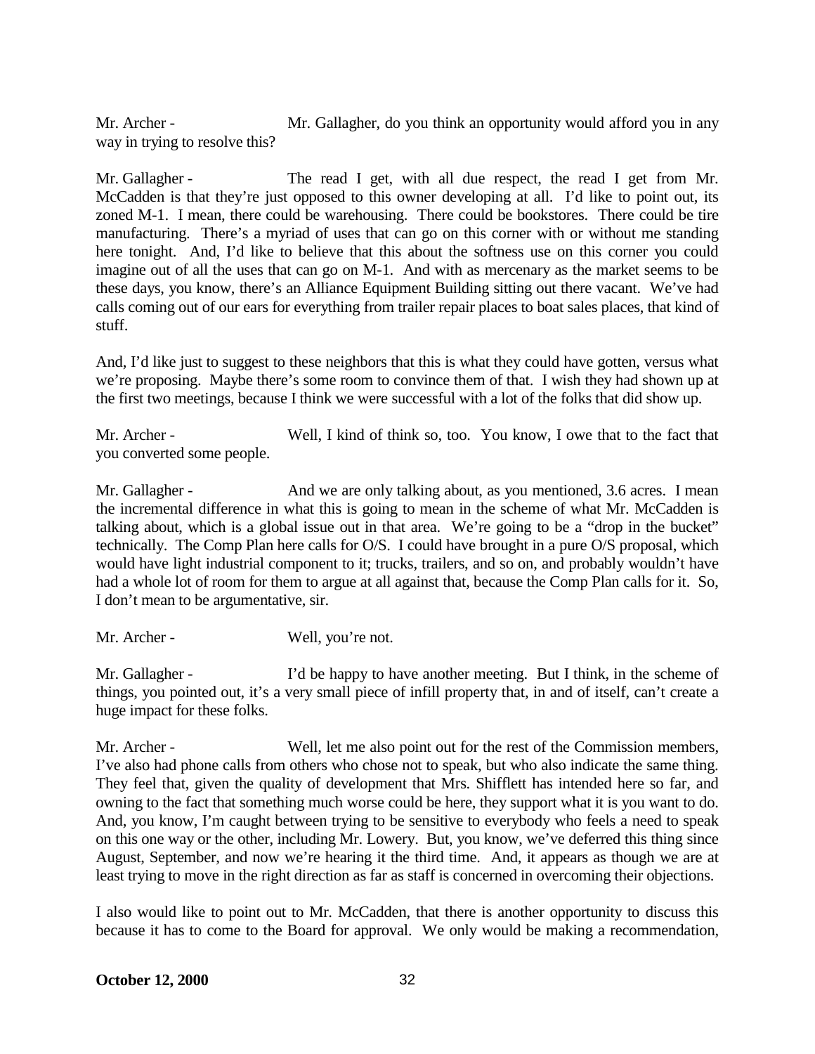Mr. Archer - Mr. Gallagher, do you think an opportunity would afford you in any way in trying to resolve this?

Mr. Gallagher - The read I get, with all due respect, the read I get from Mr. McCadden is that they're just opposed to this owner developing at all. I'd like to point out, its zoned M-1. I mean, there could be warehousing. There could be bookstores. There could be tire manufacturing. There's a myriad of uses that can go on this corner with or without me standing here tonight. And, I'd like to believe that this about the softness use on this corner you could imagine out of all the uses that can go on M-1. And with as mercenary as the market seems to be these days, you know, there's an Alliance Equipment Building sitting out there vacant. We've had calls coming out of our ears for everything from trailer repair places to boat sales places, that kind of stuff.

And, I'd like just to suggest to these neighbors that this is what they could have gotten, versus what we're proposing. Maybe there's some room to convince them of that. I wish they had shown up at the first two meetings, because I think we were successful with a lot of the folks that did show up.

Mr. Archer - Well, I kind of think so, too. You know, I owe that to the fact that you converted some people.

Mr. Gallagher - And we are only talking about, as you mentioned, 3.6 acres. I mean the incremental difference in what this is going to mean in the scheme of what Mr. McCadden is talking about, which is a global issue out in that area. We're going to be a "drop in the bucket" technically. The Comp Plan here calls for O/S. I could have brought in a pure O/S proposal, which would have light industrial component to it; trucks, trailers, and so on, and probably wouldn't have had a whole lot of room for them to argue at all against that, because the Comp Plan calls for it. So, I don't mean to be argumentative, sir.

Mr. Archer - Well, you're not.

Mr. Gallagher - I'd be happy to have another meeting. But I think, in the scheme of things, you pointed out, it's a very small piece of infill property that, in and of itself, can't create a huge impact for these folks.

Mr. Archer - Well, let me also point out for the rest of the Commission members, I've also had phone calls from others who chose not to speak, but who also indicate the same thing. They feel that, given the quality of development that Mrs. Shifflett has intended here so far, and owning to the fact that something much worse could be here, they support what it is you want to do. And, you know, I'm caught between trying to be sensitive to everybody who feels a need to speak on this one way or the other, including Mr. Lowery. But, you know, we've deferred this thing since August, September, and now we're hearing it the third time. And, it appears as though we are at least trying to move in the right direction as far as staff is concerned in overcoming their objections.

I also would like to point out to Mr. McCadden, that there is another opportunity to discuss this because it has to come to the Board for approval. We only would be making a recommendation,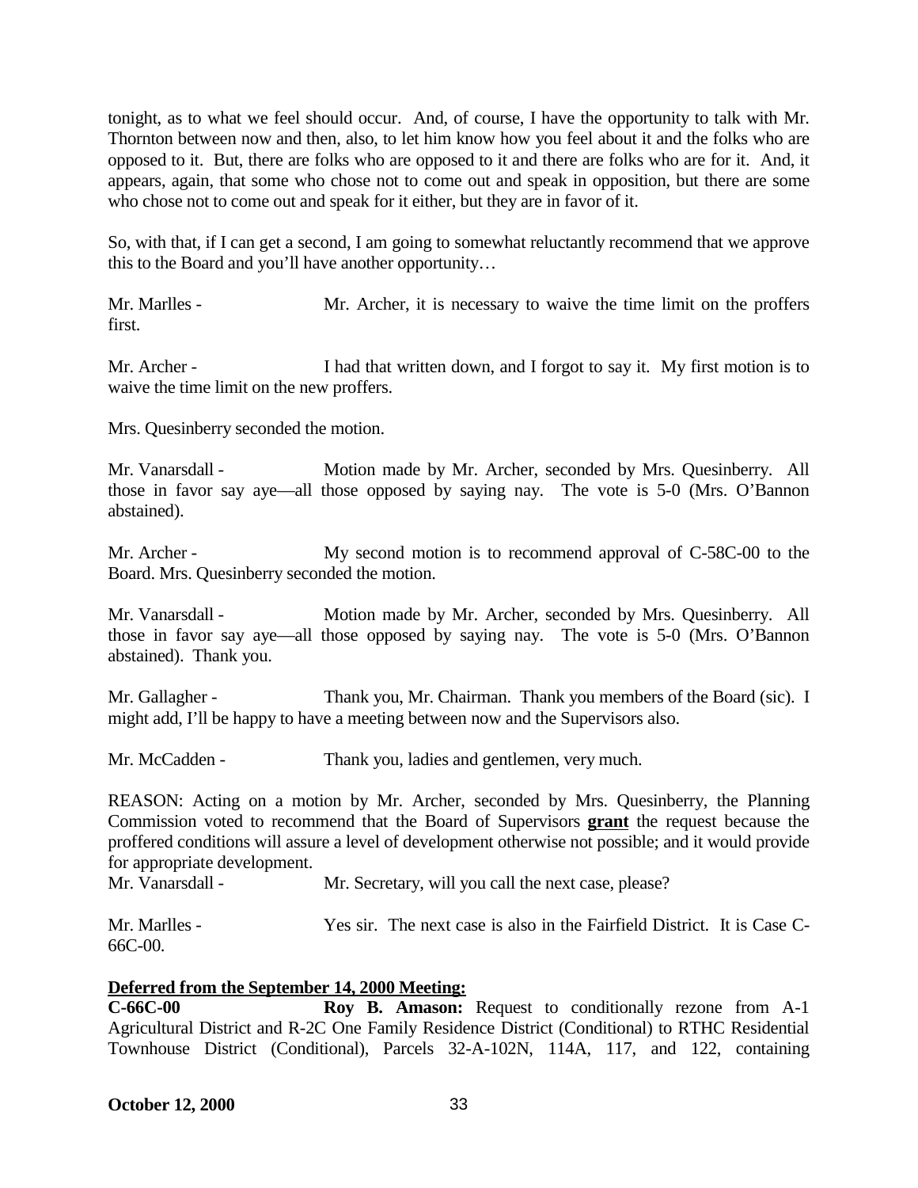tonight, as to what we feel should occur. And, of course, I have the opportunity to talk with Mr. Thornton between now and then, also, to let him know how you feel about it and the folks who are opposed to it. But, there are folks who are opposed to it and there are folks who are for it. And, it appears, again, that some who chose not to come out and speak in opposition, but there are some who chose not to come out and speak for it either, but they are in favor of it.

So, with that, if I can get a second, I am going to somewhat reluctantly recommend that we approve this to the Board and you'll have another opportunity…

Mr. Marlles - Mr. Archer, it is necessary to waive the time limit on the proffers first.

Mr. Archer - I had that written down, and I forgot to say it. My first motion is to waive the time limit on the new proffers.

Mrs. Quesinberry seconded the motion.

Mr. Vanarsdall - Motion made by Mr. Archer, seconded by Mrs. Quesinberry. All those in favor say aye—all those opposed by saying nay. The vote is 5-0 (Mrs. O'Bannon abstained).

Mr. Archer - My second motion is to recommend approval of C-58C-00 to the Board. Mrs. Quesinberry seconded the motion.

Mr. Vanarsdall - Motion made by Mr. Archer, seconded by Mrs. Quesinberry. All those in favor say aye—all those opposed by saying nay. The vote is 5-0 (Mrs. O'Bannon abstained). Thank you.

Mr. Gallagher - Thank you, Mr. Chairman. Thank you members of the Board (sic). I might add, I'll be happy to have a meeting between now and the Supervisors also.

Mr. McCadden - Thank you, ladies and gentlemen, very much.

REASON: Acting on a motion by Mr. Archer, seconded by Mrs. Quesinberry, the Planning Commission voted to recommend that the Board of Supervisors **grant** the request because the proffered conditions will assure a level of development otherwise not possible; and it would provide for appropriate development.

Mr. Vanarsdall - Mr. Secretary, will you call the next case, please?

Mr. Marlles - Yes sir. The next case is also in the Fairfield District. It is Case C-66C-00.

**Deferred from the September 14, 2000 Meeting:**

**C-66C-00** **Roy B. Amason:** Request to conditionally rezone from A-1 Agricultural District and R-2C One Family Residence District (Conditional) to RTHC Residential Townhouse District (Conditional), Parcels 32-A-102N, 114A, 117, and 122, containing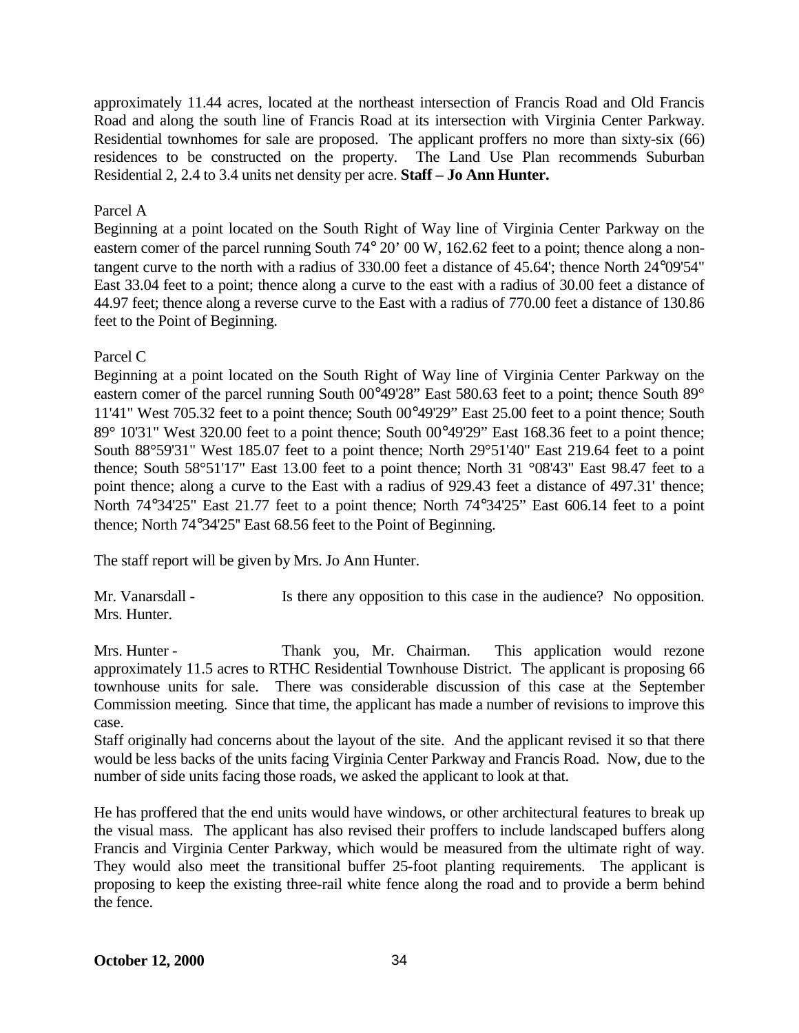approximately 11.44 acres, located at the northeast intersection of Francis Road and Old Francis Road and along the south line of Francis Road at its intersection with Virginia Center Parkway. Residential townhomes for sale are proposed. The applicant proffers no more than sixty-six (66) residences to be constructed on the property. The Land Use Plan recommends Suburban Residential 2, 2.4 to 3.4 units net density per acre. **Staff – Jo Ann Hunter.**

Parcel A

Beginning at a point located on the South Right of Way line of Virginia Center Parkway on the eastern comer of the parcel running South 74° 20' 00 W, 162.62 feet to a point; thence along a non-tangent curve to the north with a radius of 330.00 feet a distance of 45.64'; thence North 24°09'54" East 33.04 feet to a point; thence along a curve to the east with a radius of 30.00 feet a distance of 44.97 feet; thence along a reverse curve to the East with a radius of 770.00 feet a distance of 130.86 feet to the Point of Beginning.

Parcel C

Beginning at a point located on the South Right of Way line of Virginia Center Parkway on the eastern comer of the parcel running South 00°49'28" East 580.63 feet to a point; thence South 89° 11'41" West 705.32 feet to a point thence; South 00°49'29" East 25.00 feet to a point thence; South 89° 10'31" West 320.00 feet to a point thence; South 00°49'29" East 168.36 feet to a point thence; South 88°59'31" West 185.07 feet to a point thence; North 29°51'40" East 219.64 feet to a point thence; South 58°51'17" East 13.00 feet to a point thence; North 31 °08'43" East 98.47 feet to a point thence; along a curve to the East with a radius of 929.43 feet a distance of 497.31' thence; North 74°34'25" East 21.77 feet to a point thence; North 74°34'25" East 606.14 feet to a point thence; North 74°34'25" East 68.56 feet to the Point of Beginning.

The staff report will be given by Mrs. Jo Ann Hunter.

Mr. Vanarsdall - Is there any opposition to this case in the audience? No opposition. Mrs. Hunter.

Mrs. Hunter - Thank you, Mr. Chairman. This application would rezone approximately 11.5 acres to RTHC Residential Townhouse District. The applicant is proposing 66 townhouse units for sale. There was considerable discussion of this case at the September Commission meeting. Since that time, the applicant has made a number of revisions to improve this case.

Staff originally had concerns about the layout of the site. And the applicant revised it so that there would be less backs of the units facing Virginia Center Parkway and Francis Road. Now, due to the number of side units facing those roads, we asked the applicant to look at that.

He has proffered that the end units would have windows, or other architectural features to break up the visual mass. The applicant has also revised their proffers to include landscaped buffers along Francis and Virginia Center Parkway, which would be measured from the ultimate right of way. They would also meet the transitional buffer 25-foot planting requirements. The applicant is proposing to keep the existing three-rail white fence along the road and to provide a berm behind the fence.

**October 12, 2000**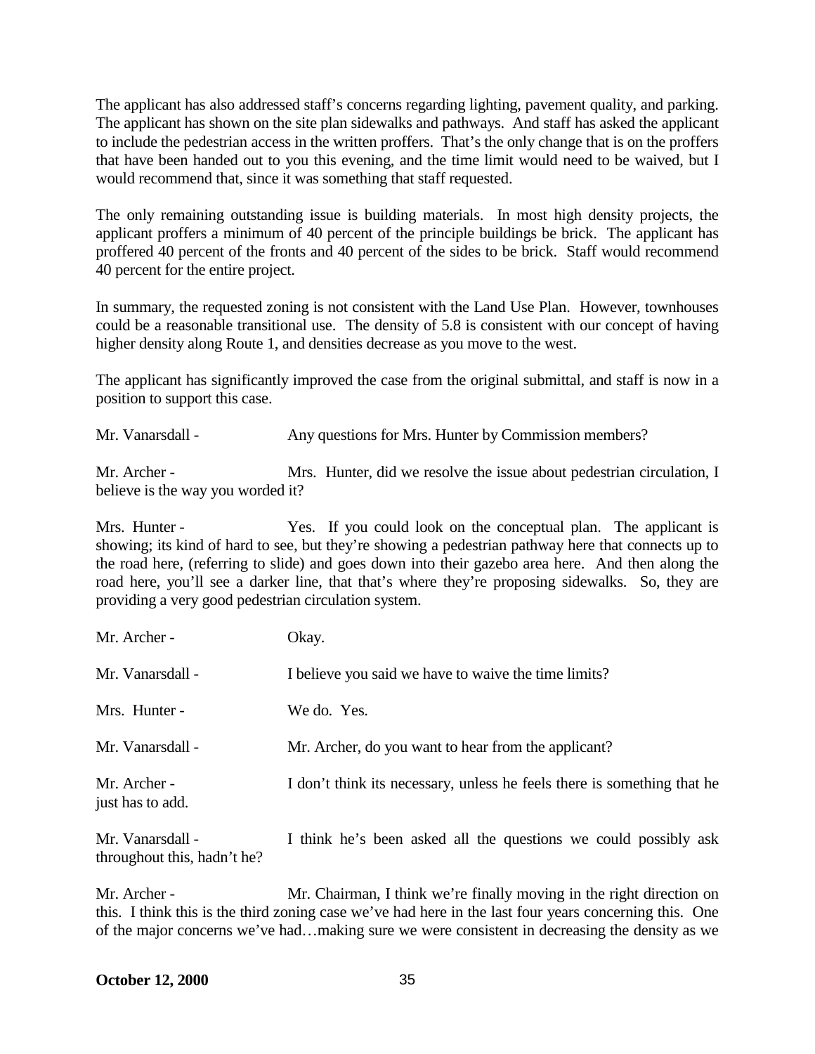The applicant has also addressed staff's concerns regarding lighting, pavement quality, and parking. The applicant has shown on the site plan sidewalks and pathways. And staff has asked the applicant to include the pedestrian access in the written proffers. That's the only change that is on the proffers that have been handed out to you this evening, and the time limit would need to be waived, but I would recommend that, since it was something that staff requested.

The only remaining outstanding issue is building materials. In most high density projects, the applicant proffers a minimum of 40 percent of the principle buildings be brick. The applicant has proffered 40 percent of the fronts and 40 percent of the sides to be brick. Staff would recommend 40 percent for the entire project.

In summary, the requested zoning is not consistent with the Land Use Plan. However, townhouses could be a reasonable transitional use. The density of 5.8 is consistent with our concept of having higher density along Route 1, and densities decrease as you move to the west.

The applicant has significantly improved the case from the original submittal, and staff is now in a position to support this case.

Mr. Vanarsdall - Any questions for Mrs. Hunter by Commission members?

Mr. Archer - Mrs. Hunter, did we resolve the issue about pedestrian circulation, I believe is the way you worded it?

Mrs. Hunter - Yes. If you could look on the conceptual plan. The applicant is showing; its kind of hard to see, but they're showing a pedestrian pathway here that connects up to the road here, (referring to slide) and goes down into their gazebo area here. And then along the road here, you'll see a darker line, that that's where they're proposing sidewalks. So, they are providing a very good pedestrian circulation system.

Mr. Archer - Okay.

Mr. Vanarsdall - I believe you said we have to waive the time limits?

Mrs. Hunter - We do. Yes.

Mr. Vanarsdall - Mr. Archer, do you want to hear from the applicant?

Mr. Archer - I don't think its necessary, unless he feels there is something that he just has to add.

Mr. Vanarsdall - I think he's been asked all the questions we could possibly ask throughout this, hadn't he?

Mr. Archer - Mr. Chairman, I think we're finally moving in the right direction on this. I think this is the third zoning case we've had here in the last four years concerning this. One of the major concerns we've had…making sure we were consistent in decreasing the density as we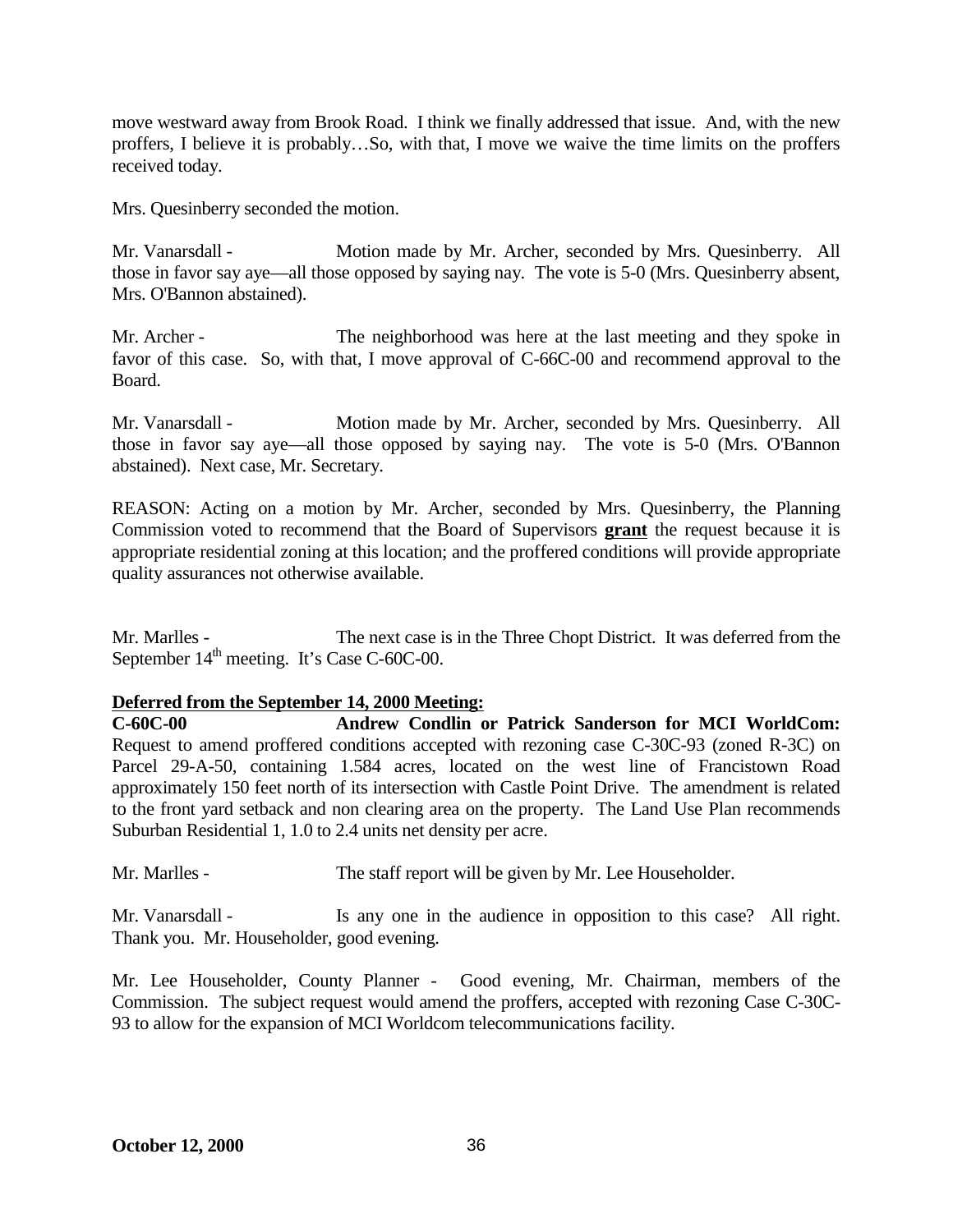move westward away from Brook Road. I think we finally addressed that issue. And, with the new proffers, I believe it is probably…So, with that, I move we waive the time limits on the proffers received today.

Mrs. Quesinberry seconded the motion.

Mr. Vanarsdall - Motion made by Mr. Archer, seconded by Mrs. Quesinberry. All those in favor say aye—all those opposed by saying nay. The vote is 5-0 (Mrs. Quesinberry absent, Mrs. O'Bannon abstained).

Mr. Archer - The neighborhood was here at the last meeting and they spoke in favor of this case. So, with that, I move approval of C-66C-00 and recommend approval to the Board.

Mr. Vanarsdall - Motion made by Mr. Archer, seconded by Mrs. Quesinberry. All those in favor say aye—all those opposed by saying nay. The vote is 5-0 (Mrs. O'Bannon abstained). Next case, Mr. Secretary.

REASON: Acting on a motion by Mr. Archer, seconded by Mrs. Quesinberry, the Planning Commission voted to recommend that the Board of Supervisors **grant** the request because it is appropriate residential zoning at this location; and the proffered conditions will provide appropriate quality assurances not otherwise available.

Mr. Marlles - The next case is in the Three Chopt District. It was deferred from the September 14th meeting. It's Case C-60C-00.

**Deferred from the September 14, 2000 Meeting:**

**C-60C-00 Andrew Condlin or Patrick Sanderson for MCI WorldCom:** Request to amend proffered conditions accepted with rezoning case C-30C-93 (zoned R-3C) on Parcel 29-A-50, containing 1.584 acres, located on the west line of Francistown Road approximately 150 feet north of its intersection with Castle Point Drive. The amendment is related to the front yard setback and non clearing area on the property. The Land Use Plan recommends Suburban Residential 1, 1.0 to 2.4 units net density per acre.

Mr. Marlles - The staff report will be given by Mr. Lee Householder.

Mr. Vanarsdall - Is any one in the audience in opposition to this case? All right. Thank you. Mr. Householder, good evening.

Mr. Lee Householder, County Planner - Good evening, Mr. Chairman, members of the Commission. The subject request would amend the proffers, accepted with rezoning Case C-30C-93 to allow for the expansion of MCI Worldcom telecommunications facility.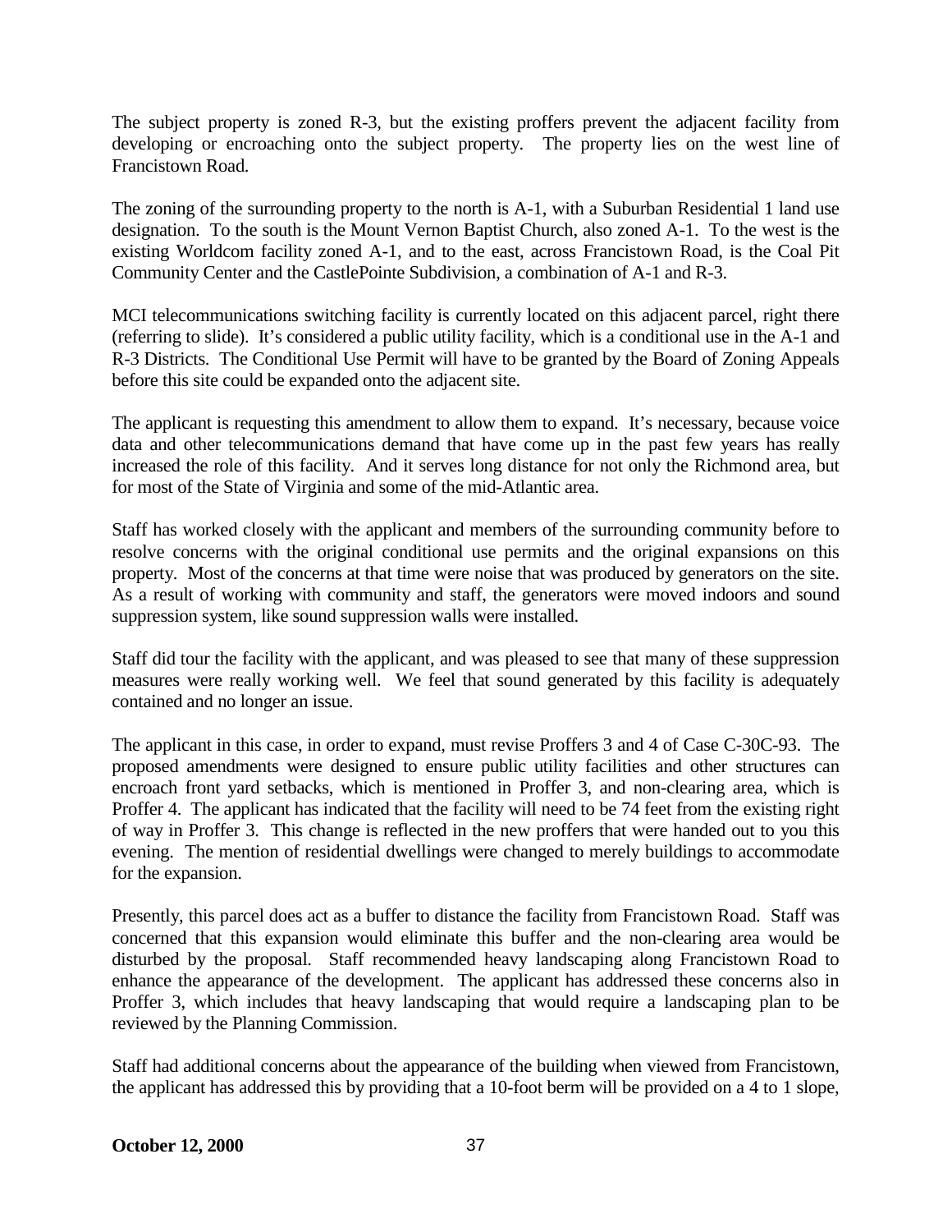The subject property is zoned R-3, but the existing proffers prevent the adjacent facility from developing or encroaching onto the subject property. The property lies on the west line of Francistown Road.

The zoning of the surrounding property to the north is A-1, with a Suburban Residential 1 land use designation. To the south is the Mount Vernon Baptist Church, also zoned A-1. To the west is the existing Worldcom facility zoned A-1, and to the east, across Francistown Road, is the Coal Pit Community Center and the CastlePointe Subdivision, a combination of A-1 and R-3.

MCI telecommunications switching facility is currently located on this adjacent parcel, right there (referring to slide). It's considered a public utility facility, which is a conditional use in the A-1 and R-3 Districts. The Conditional Use Permit will have to be granted by the Board of Zoning Appeals before this site could be expanded onto the adjacent site.

The applicant is requesting this amendment to allow them to expand. It's necessary, because voice data and other telecommunications demand that have come up in the past few years has really increased the role of this facility. And it serves long distance for not only the Richmond area, but for most of the State of Virginia and some of the mid-Atlantic area.

Staff has worked closely with the applicant and members of the surrounding community before to resolve concerns with the original conditional use permits and the original expansions on this property. Most of the concerns at that time were noise that was produced by generators on the site. As a result of working with community and staff, the generators were moved indoors and sound suppression system, like sound suppression walls were installed.

Staff did tour the facility with the applicant, and was pleased to see that many of these suppression measures were really working well. We feel that sound generated by this facility is adequately contained and no longer an issue.

The applicant in this case, in order to expand, must revise Proffers 3 and 4 of Case C-30C-93. The proposed amendments were designed to ensure public utility facilities and other structures can encroach front yard setbacks, which is mentioned in Proffer 3, and non-clearing area, which is Proffer 4. The applicant has indicated that the facility will need to be 74 feet from the existing right of way in Proffer 3. This change is reflected in the new proffers that were handed out to you this evening. The mention of residential dwellings were changed to merely buildings to accommodate for the expansion.

Presently, this parcel does act as a buffer to distance the facility from Francistown Road. Staff was concerned that this expansion would eliminate this buffer and the non-clearing area would be disturbed by the proposal. Staff recommended heavy landscaping along Francistown Road to enhance the appearance of the development. The applicant has addressed these concerns also in Proffer 3, which includes that heavy landscaping that would require a landscaping plan to be reviewed by the Planning Commission.

Staff had additional concerns about the appearance of the building when viewed from Francistown, the applicant has addressed this by providing that a 10-foot berm will be provided on a 4 to 1 slope,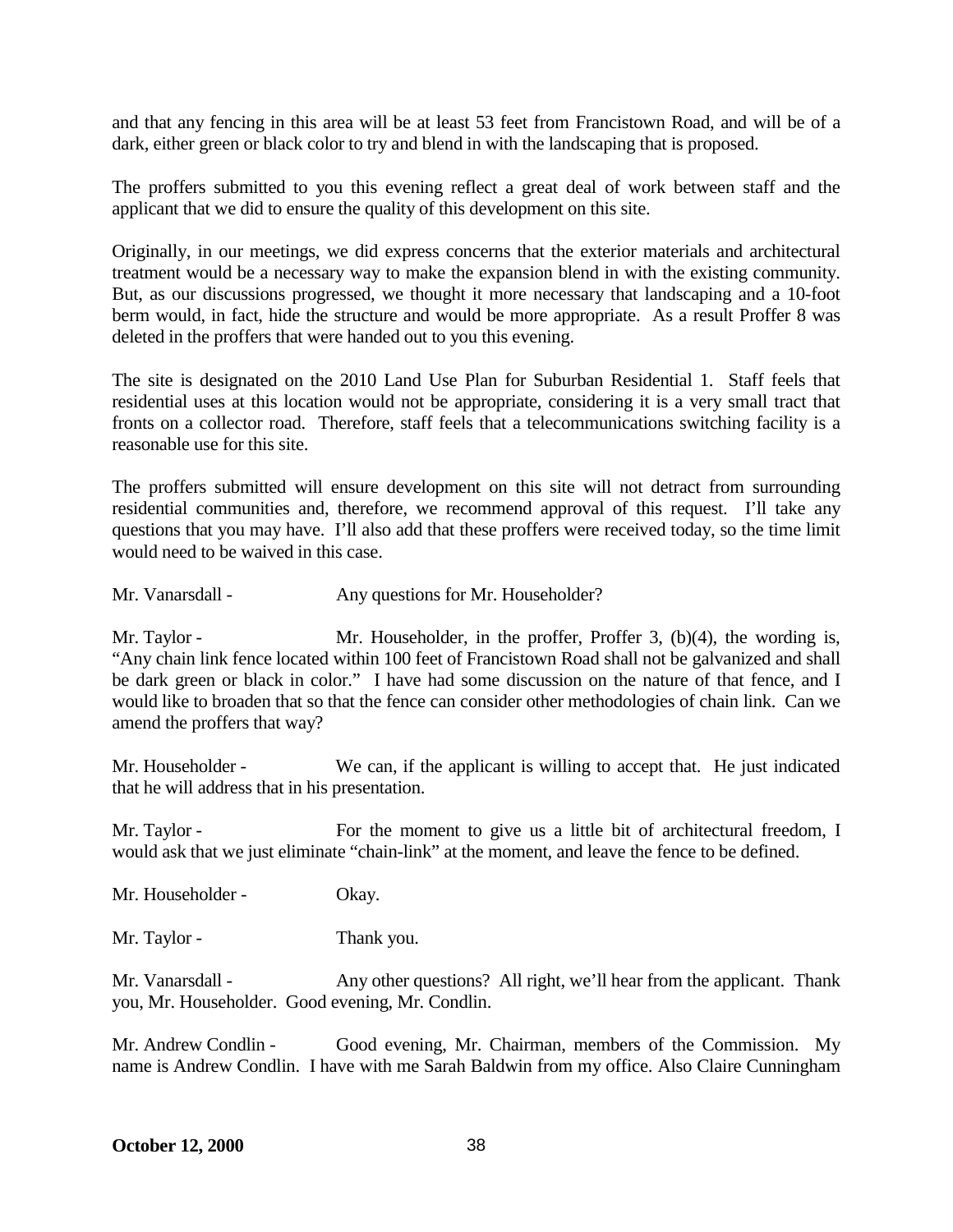and that any fencing in this area will be at least 53 feet from Francistown Road, and will be of a dark, either green or black color to try and blend in with the landscaping that is proposed.

The proffers submitted to you this evening reflect a great deal of work between staff and the applicant that we did to ensure the quality of this development on this site.

Originally, in our meetings, we did express concerns that the exterior materials and architectural treatment would be a necessary way to make the expansion blend in with the existing community. But, as our discussions progressed, we thought it more necessary that landscaping and a 10-foot berm would, in fact, hide the structure and would be more appropriate. As a result Proffer 8 was deleted in the proffers that were handed out to you this evening.

The site is designated on the 2010 Land Use Plan for Suburban Residential 1. Staff feels that residential uses at this location would not be appropriate, considering it is a very small tract that fronts on a collector road. Therefore, staff feels that a telecommunications switching facility is a reasonable use for this site.

The proffers submitted will ensure development on this site will not detract from surrounding residential communities and, therefore, we recommend approval of this request. I'll take any questions that you may have. I'll also add that these proffers were received today, so the time limit would need to be waived in this case.

Mr. Vanarsdall - Any questions for Mr. Householder?

Mr. Taylor - Mr. Householder, in the proffer, Proffer 3, (b)(4), the wording is, "Any chain link fence located within 100 feet of Francistown Road shall not be galvanized and shall be dark green or black in color." I have had some discussion on the nature of that fence, and I would like to broaden that so that the fence can consider other methodologies of chain link. Can we amend the proffers that way?

Mr. Householder - We can, if the applicant is willing to accept that. He just indicated that he will address that in his presentation.

Mr. Taylor - For the moment to give us a little bit of architectural freedom, I would ask that we just eliminate "chain-link" at the moment, and leave the fence to be defined.

Mr. Householder - Okay.

Mr. Taylor - Thank you.

Mr. Vanarsdall - Any other questions? All right, we'll hear from the applicant. Thank you, Mr. Householder. Good evening, Mr. Condlin.

Mr. Andrew Condlin - Good evening, Mr. Chairman, members of the Commission. My name is Andrew Condlin. I have with me Sarah Baldwin from my office. Also Claire Cunningham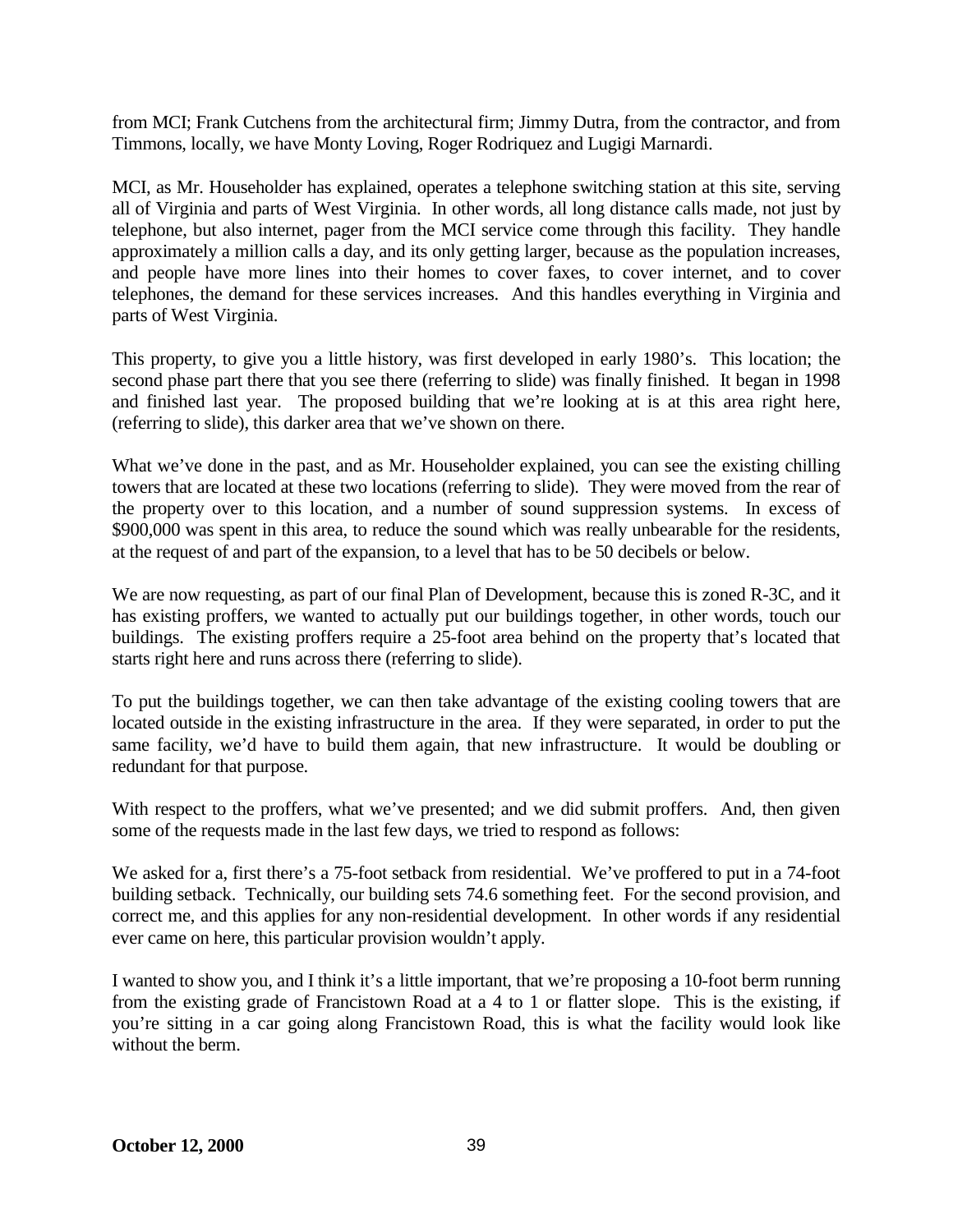from MCI; Frank Cutchens from the architectural firm; Jimmy Dutra, from the contractor, and from Timmons, locally, we have Monty Loving, Roger Rodriquez and Lugigi Marnardi.

MCI, as Mr. Householder has explained, operates a telephone switching station at this site, serving all of Virginia and parts of West Virginia. In other words, all long distance calls made, not just by telephone, but also internet, pager from the MCI service come through this facility. They handle approximately a million calls a day, and its only getting larger, because as the population increases, and people have more lines into their homes to cover faxes, to cover internet, and to cover telephones, the demand for these services increases. And this handles everything in Virginia and parts of West Virginia.

This property, to give you a little history, was first developed in early 1980's. This location; the second phase part there that you see there (referring to slide) was finally finished. It began in 1998 and finished last year. The proposed building that we're looking at is at this area right here, (referring to slide), this darker area that we've shown on there.

What we've done in the past, and as Mr. Householder explained, you can see the existing chilling towers that are located at these two locations (referring to slide). They were moved from the rear of the property over to this location, and a number of sound suppression systems. In excess of \$900,000 was spent in this area, to reduce the sound which was really unbearable for the residents, at the request of and part of the expansion, to a level that has to be 50 decibels or below.

We are now requesting, as part of our final Plan of Development, because this is zoned R-3C, and it has existing proffers, we wanted to actually put our buildings together, in other words, touch our buildings. The existing proffers require a 25-foot area behind on the property that's located that starts right here and runs across there (referring to slide).

To put the buildings together, we can then take advantage of the existing cooling towers that are located outside in the existing infrastructure in the area. If they were separated, in order to put the same facility, we'd have to build them again, that new infrastructure. It would be doubling or redundant for that purpose.

With respect to the proffers, what we've presented; and we did submit proffers. And, then given some of the requests made in the last few days, we tried to respond as follows:

We asked for a, first there's a 75-foot setback from residential. We've proffered to put in a 74-foot building setback. Technically, our building sets 74.6 something feet. For the second provision, and correct me, and this applies for any non-residential development. In other words if any residential ever came on here, this particular provision wouldn't apply.

I wanted to show you, and I think it's a little important, that we're proposing a 10-foot berm running from the existing grade of Francistown Road at a 4 to 1 or flatter slope. This is the existing, if you're sitting in a car going along Francistown Road, this is what the facility would look like without the berm.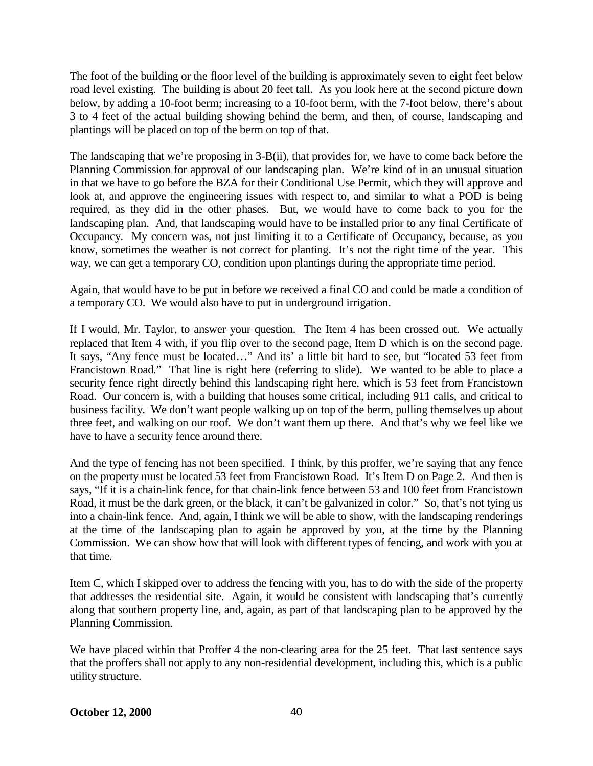The foot of the building or the floor level of the building is approximately seven to eight feet below road level existing. The building is about 20 feet tall. As you look here at the second picture down below, by adding a 10-foot berm; increasing to a 10-foot berm, with the 7-foot below, there's about 3 to 4 feet of the actual building showing behind the berm, and then, of course, landscaping and plantings will be placed on top of the berm on top of that.

The landscaping that we're proposing in 3-B(ii), that provides for, we have to come back before the Planning Commission for approval of our landscaping plan. We're kind of in an unusual situation in that we have to go before the BZA for their Conditional Use Permit, which they will approve and look at, and approve the engineering issues with respect to, and similar to what a POD is being required, as they did in the other phases. But, we would have to come back to you for the landscaping plan. And, that landscaping would have to be installed prior to any final Certificate of Occupancy. My concern was, not just limiting it to a Certificate of Occupancy, because, as you know, sometimes the weather is not correct for planting. It's not the right time of the year. This way, we can get a temporary CO, condition upon plantings during the appropriate time period.

Again, that would have to be put in before we received a final CO and could be made a condition of a temporary CO. We would also have to put in underground irrigation.

If I would, Mr. Taylor, to answer your question. The Item 4 has been crossed out. We actually replaced that Item 4 with, if you flip over to the second page, Item D which is on the second page. It says, "Any fence must be located…" And its' a little bit hard to see, but "located 53 feet from Francistown Road." That line is right here (referring to slide). We wanted to be able to place a security fence right directly behind this landscaping right here, which is 53 feet from Francistown Road. Our concern is, with a building that houses some critical, including 911 calls, and critical to business facility. We don't want people walking up on top of the berm, pulling themselves up about three feet, and walking on our roof. We don't want them up there. And that's why we feel like we have to have a security fence around there.

And the type of fencing has not been specified. I think, by this proffer, we're saying that any fence on the property must be located 53 feet from Francistown Road. It's Item D on Page 2. And then is says, "If it is a chain-link fence, for that chain-link fence between 53 and 100 feet from Francistown Road, it must be the dark green, or the black, it can't be galvanized in color." So, that's not tying us into a chain-link fence. And, again, I think we will be able to show, with the landscaping renderings at the time of the landscaping plan to again be approved by you, at the time by the Planning Commission. We can show how that will look with different types of fencing, and work with you at that time.

Item C, which I skipped over to address the fencing with you, has to do with the side of the property that addresses the residential site. Again, it would be consistent with landscaping that's currently along that southern property line, and, again, as part of that landscaping plan to be approved by the Planning Commission.

We have placed within that Proffer 4 the non-clearing area for the 25 feet. That last sentence says that the proffers shall not apply to any non-residential development, including this, which is a public utility structure.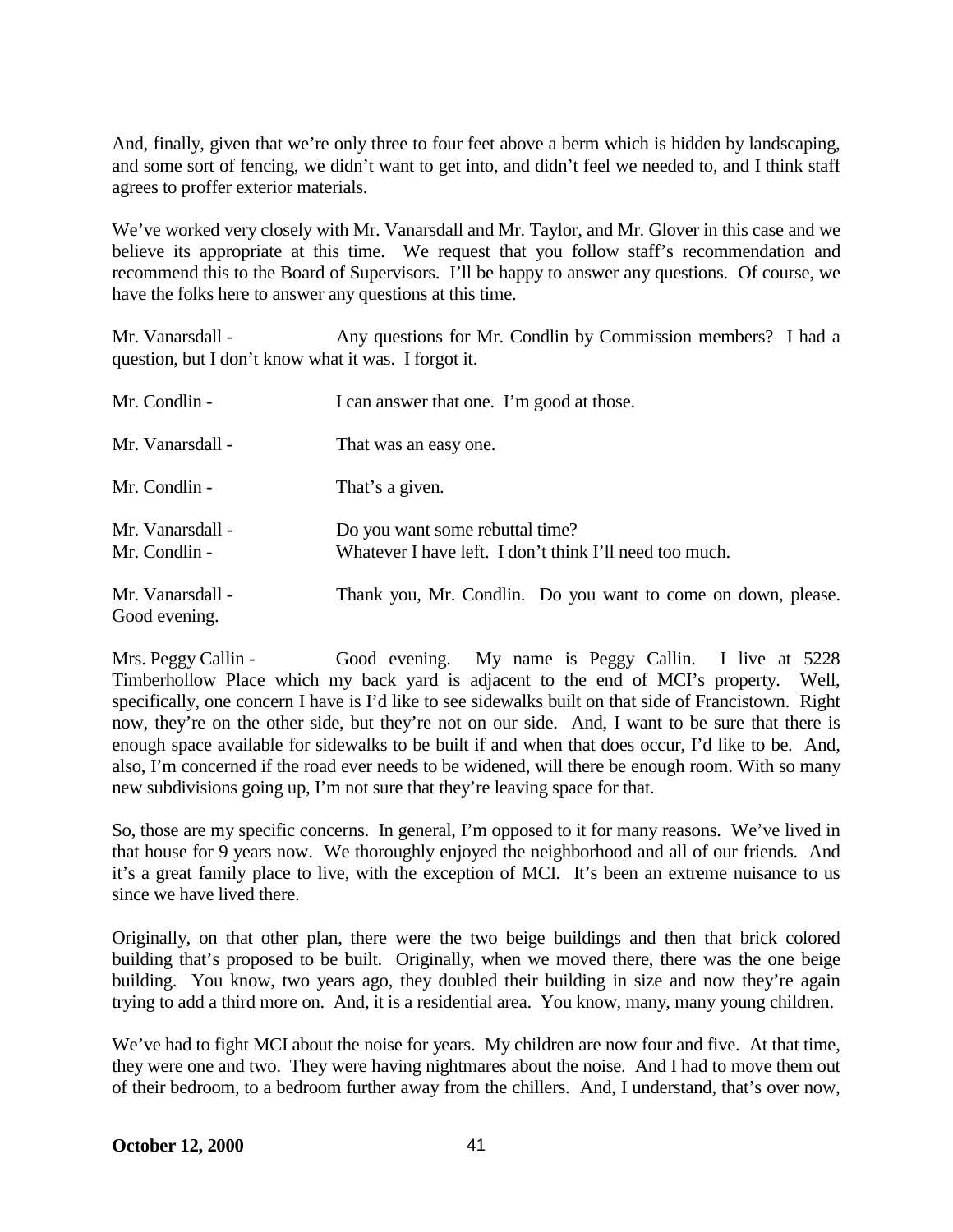And, finally, given that we're only three to four feet above a berm which is hidden by landscaping, and some sort of fencing, we didn't want to get into, and didn't feel we needed to, and I think staff agrees to proffer exterior materials.

We've worked very closely with Mr. Vanarsdall and Mr. Taylor, and Mr. Glover in this case and we believe its appropriate at this time. We request that you follow staff's recommendation and recommend this to the Board of Supervisors. I'll be happy to answer any questions. Of course, we have the folks here to answer any questions at this time.

Mr. Vanarsdall - Any questions for Mr. Condlin by Commission members? I had a question, but I don't know what it was. I forgot it.

Mr. Condlin - I can answer that one. I'm good at those.

Mr. Vanarsdall - That was an easy one.

Mr. Condlin - That's a given.

Mr. Vanarsdall - Do you want some rebuttal time?

Mr. Condlin - Whatever I have left. I don't think I'll need too much.

Mr. Vanarsdall - Thank you, Mr. Condlin. Do you want to come on down, please. Good evening.

Mrs. Peggy Callin - Good evening. My name is Peggy Callin. I live at 5228 Timberhollow Place which my back yard is adjacent to the end of MCI's property. Well, specifically, one concern I have is I'd like to see sidewalks built on that side of Francistown. Right now, they're on the other side, but they're not on our side. And, I want to be sure that there is enough space available for sidewalks to be built if and when that does occur, I'd like to be. And, also, I'm concerned if the road ever needs to be widened, will there be enough room. With so many new subdivisions going up, I'm not sure that they're leaving space for that.

So, those are my specific concerns. In general, I'm opposed to it for many reasons. We've lived in that house for 9 years now. We thoroughly enjoyed the neighborhood and all of our friends. And it's a great family place to live, with the exception of MCI. It's been an extreme nuisance to us since we have lived there.

Originally, on that other plan, there were the two beige buildings and then that brick colored building that's proposed to be built. Originally, when we moved there, there was the one beige building. You know, two years ago, they doubled their building in size and now they're again trying to add a third more on. And, it is a residential area. You know, many, many young children.

We've had to fight MCI about the noise for years. My children are now four and five. At that time, they were one and two. They were having nightmares about the noise. And I had to move them out of their bedroom, to a bedroom further away from the chillers. And, I understand, that's over now,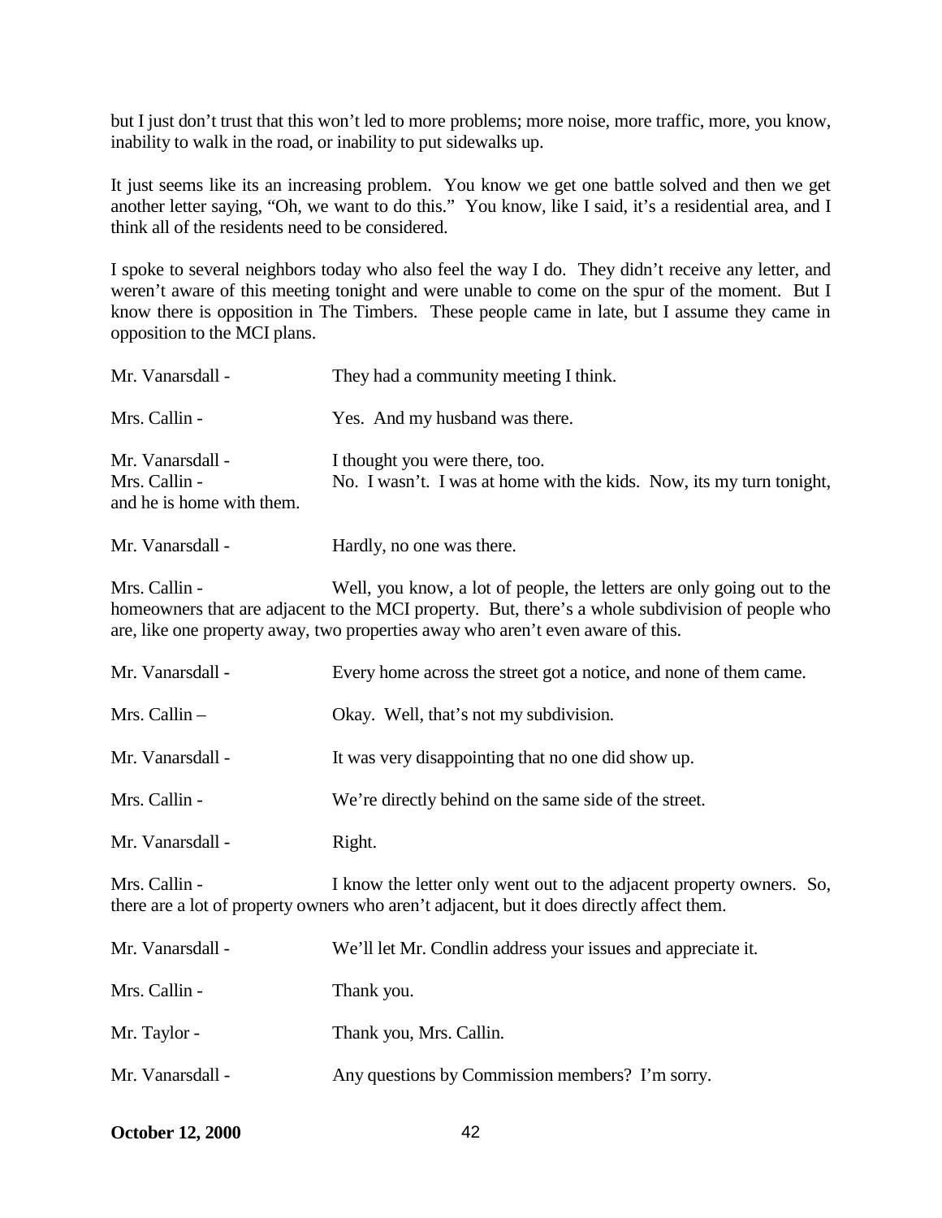but I just don't trust that this won't led to more problems; more noise, more traffic, more, you know, inability to walk in the road, or inability to put sidewalks up.

It just seems like its an increasing problem. You know we get one battle solved and then we get another letter saying, "Oh, we want to do this." You know, like I said, it's a residential area, and I think all of the residents need to be considered.

I spoke to several neighbors today who also feel the way I do. They didn't receive any letter, and weren't aware of this meeting tonight and were unable to come on the spur of the moment. But I know there is opposition in The Timbers. These people came in late, but I assume they came in opposition to the MCI plans.

Mr. Vanarsdall - They had a community meeting I think.

Mrs. Callin - Yes. And my husband was there.

Mr. Vanarsdall - I thought you were there, too.

Mrs. Callin - No. I wasn't. I was at home with the kids. Now, its my turn tonight, and he is home with them.

Mr. Vanarsdall - Hardly, no one was there.

Mrs. Callin - Well, you know, a lot of people, the letters are only going out to the homeowners that are adjacent to the MCI property. But, there's a whole subdivision of people who are, like one property away, two properties away who aren't even aware of this.

Mr. Vanarsdall - Every home across the street got a notice, and none of them came.

Mrs. Callin – Okay. Well, that's not my subdivision.

Mr. Vanarsdall - It was very disappointing that no one did show up.

Mrs. Callin - We're directly behind on the same side of the street.

Mr. Vanarsdall - Right.

Mrs. Callin - I know the letter only went out to the adjacent property owners. So, there are a lot of property owners who aren't adjacent, but it does directly affect them.

Mr. Vanarsdall - We'll let Mr. Condlin address your issues and appreciate it.

Mrs. Callin - Thank you.

Mr. Taylor - Thank you, Mrs. Callin.

Mr. Vanarsdall - Any questions by Commission members? I'm sorry.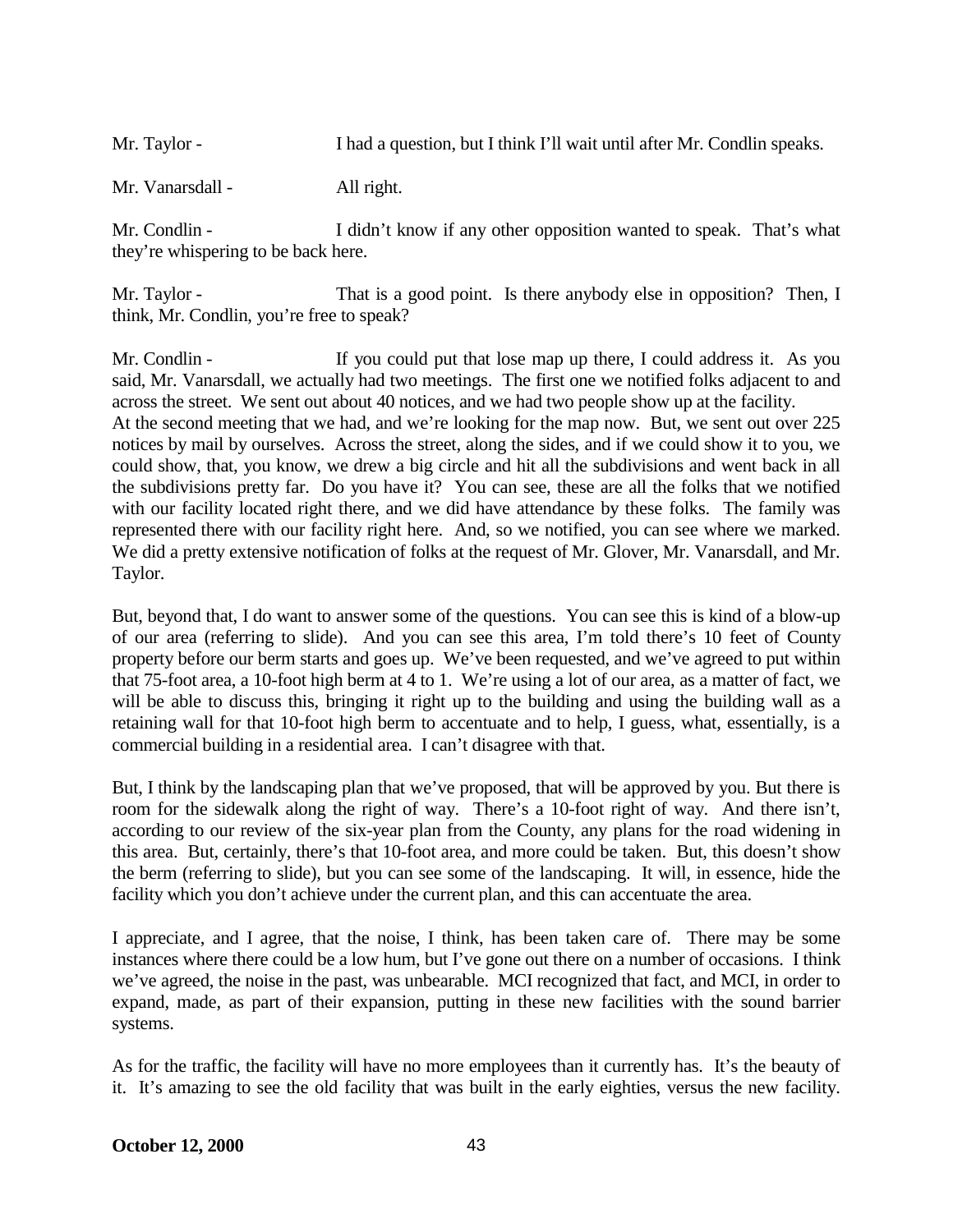Mr. Taylor - I had a question, but I think I'll wait until after Mr. Condlin speaks.

Mr. Vanarsdall - All right.

Mr. Condlin - I didn't know if any other opposition wanted to speak. That's what they're whispering to be back here.

Mr. Taylor - That is a good point. Is there anybody else in opposition? Then, I think, Mr. Condlin, you're free to speak?

Mr. Condlin - If you could put that lose map up there, I could address it. As you said, Mr. Vanarsdall, we actually had two meetings. The first one we notified folks adjacent to and across the street. We sent out about 40 notices, and we had two people show up at the facility. At the second meeting that we had, and we're looking for the map now. But, we sent out over 225 notices by mail by ourselves. Across the street, along the sides, and if we could show it to you, we could show, that, you know, we drew a big circle and hit all the subdivisions and went back in all the subdivisions pretty far. Do you have it? You can see, these are all the folks that we notified with our facility located right there, and we did have attendance by these folks. The family was represented there with our facility right here. And, so we notified, you can see where we marked. We did a pretty extensive notification of folks at the request of Mr. Glover, Mr. Vanarsdall, and Mr. Taylor.

But, beyond that, I do want to answer some of the questions. You can see this is kind of a blow-up of our area (referring to slide). And you can see this area, I'm told there's 10 feet of County property before our berm starts and goes up. We've been requested, and we've agreed to put within that 75-foot area, a 10-foot high berm at 4 to 1. We're using a lot of our area, as a matter of fact, we will be able to discuss this, bringing it right up to the building and using the building wall as a retaining wall for that 10-foot high berm to accentuate and to help, I guess, what, essentially, is a commercial building in a residential area. I can't disagree with that.

But, I think by the landscaping plan that we've proposed, that will be approved by you. But there is room for the sidewalk along the right of way. There's a 10-foot right of way. And there isn't, according to our review of the six-year plan from the County, any plans for the road widening in this area. But, certainly, there's that 10-foot area, and more could be taken. But, this doesn't show the berm (referring to slide), but you can see some of the landscaping. It will, in essence, hide the facility which you don't achieve under the current plan, and this can accentuate the area.

I appreciate, and I agree, that the noise, I think, has been taken care of. There may be some instances where there could be a low hum, but I've gone out there on a number of occasions. I think we've agreed, the noise in the past, was unbearable. MCI recognized that fact, and MCI, in order to expand, made, as part of their expansion, putting in these new facilities with the sound barrier systems.

As for the traffic, the facility will have no more employees than it currently has. It's the beauty of it. It's amazing to see the old facility that was built in the early eighties, versus the new facility.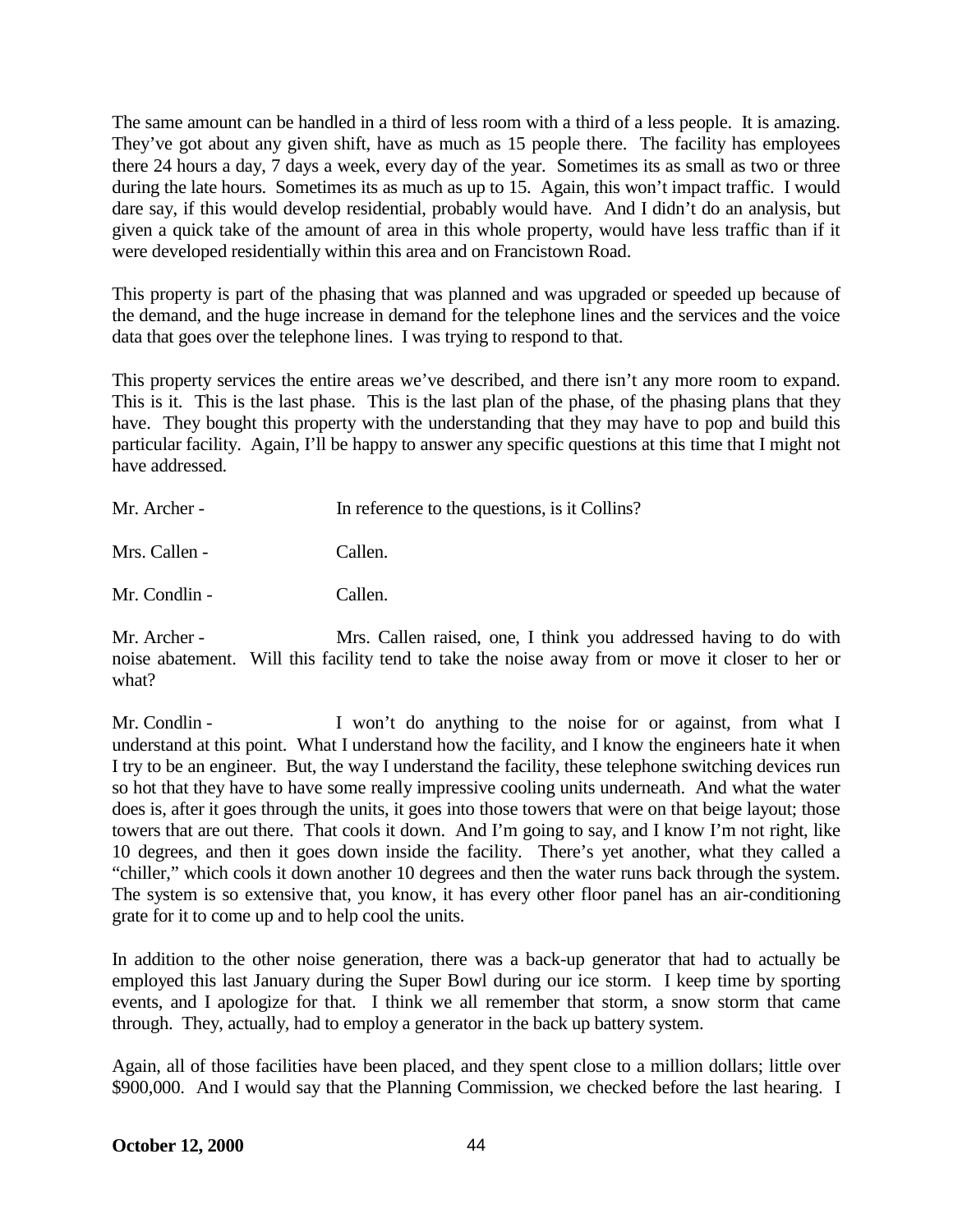The same amount can be handled in a third of less room with a third of a less people. It is amazing. They've got about any given shift, have as much as 15 people there. The facility has employees there 24 hours a day, 7 days a week, every day of the year. Sometimes its as small as two or three during the late hours. Sometimes its as much as up to 15. Again, this won't impact traffic. I would dare say, if this would develop residential, probably would have. And I didn't do an analysis, but given a quick take of the amount of area in this whole property, would have less traffic than if it were developed residentially within this area and on Francistown Road.

This property is part of the phasing that was planned and was upgraded or speeded up because of the demand, and the huge increase in demand for the telephone lines and the services and the voice data that goes over the telephone lines. I was trying to respond to that.

This property services the entire areas we've described, and there isn't any more room to expand. This is it. This is the last phase. This is the last plan of the phase, of the phasing plans that they have. They bought this property with the understanding that they may have to pop and build this particular facility. Again, I'll be happy to answer any specific questions at this time that I might not have addressed.

Mr. Archer - In reference to the questions, is it Collins?

Mrs. Callen - Callen.

Mr. Condlin - Callen.

Mr. Archer - Mrs. Callen raised, one, I think you addressed having to do with noise abatement. Will this facility tend to take the noise away from or move it closer to her or what?

Mr. Condlin - I won't do anything to the noise for or against, from what I understand at this point. What I understand how the facility, and I know the engineers hate it when I try to be an engineer. But, the way I understand the facility, these telephone switching devices run so hot that they have to have some really impressive cooling units underneath. And what the water does is, after it goes through the units, it goes into those towers that were on that beige layout; those towers that are out there. That cools it down. And I'm going to say, and I know I'm not right, like 10 degrees, and then it goes down inside the facility. There's yet another, what they called a "chiller," which cools it down another 10 degrees and then the water runs back through the system. The system is so extensive that, you know, it has every other floor panel has an air-conditioning grate for it to come up and to help cool the units.

In addition to the other noise generation, there was a back-up generator that had to actually be employed this last January during the Super Bowl during our ice storm. I keep time by sporting events, and I apologize for that. I think we all remember that storm, a snow storm that came through. They, actually, had to employ a generator in the back up battery system.

Again, all of those facilities have been placed, and they spent close to a million dollars; little over \$900,000. And I would say that the Planning Commission, we checked before the last hearing. I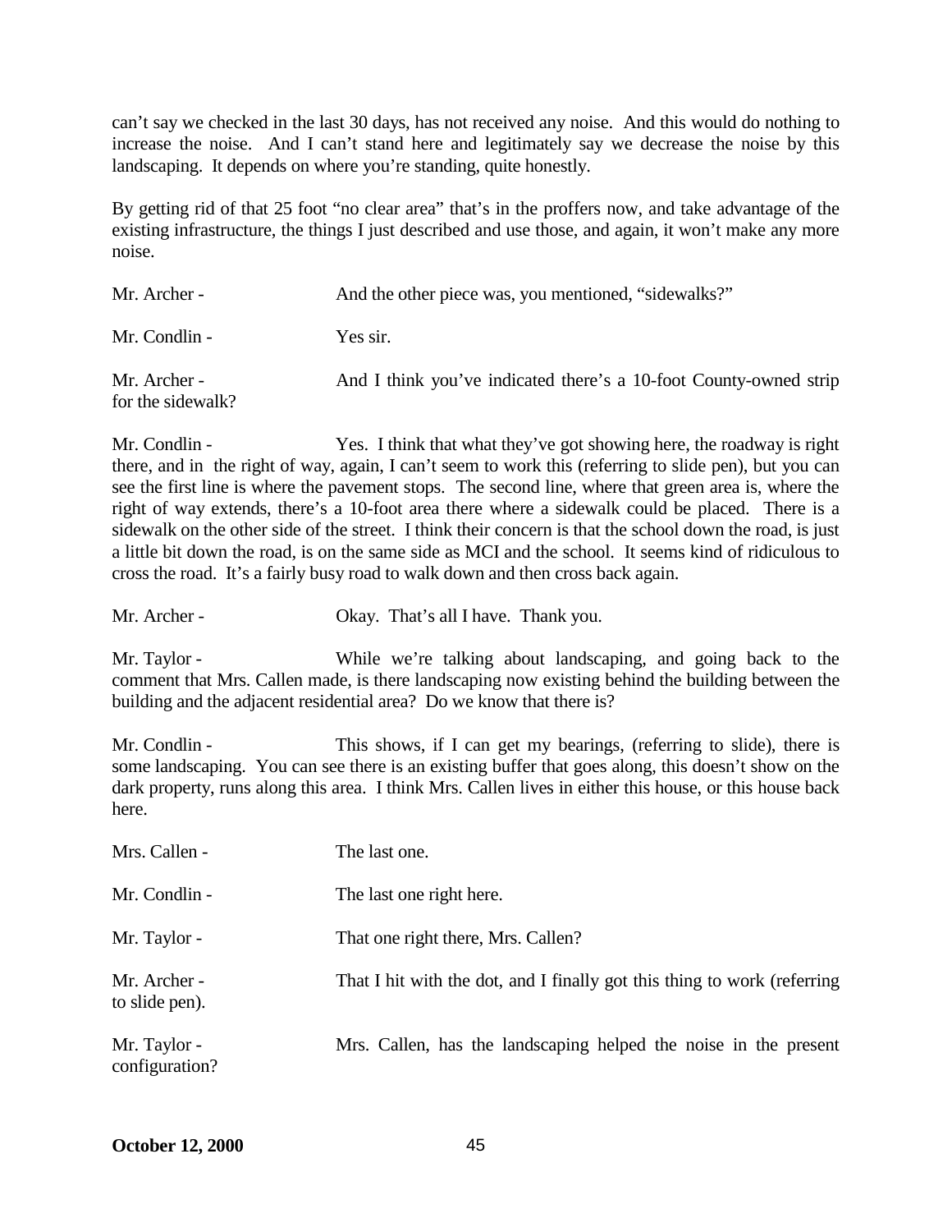can't say we checked in the last 30 days, has not received any noise. And this would do nothing to increase the noise. And I can't stand here and legitimately say we decrease the noise by this landscaping. It depends on where you're standing, quite honestly.

By getting rid of that 25 foot "no clear area" that's in the proffers now, and take advantage of the existing infrastructure, the things I just described and use those, and again, it won't make any more noise.

Mr. Archer - And the other piece was, you mentioned, "sidewalks?"

Mr. Condlin - Yes sir.

Mr. Archer - And I think you've indicated there's a 10-foot County-owned strip for the sidewalk?

Mr. Condlin - Yes. I think that what they've got showing here, the roadway is right there, and in the right of way, again, I can't seem to work this (referring to slide pen), but you can see the first line is where the pavement stops. The second line, where that green area is, where the right of way extends, there's a 10-foot area there where a sidewalk could be placed. There is a sidewalk on the other side of the street. I think their concern is that the school down the road, is just a little bit down the road, is on the same side as MCI and the school. It seems kind of ridiculous to cross the road. It's a fairly busy road to walk down and then cross back again.

Mr. Archer - Okay. That's all I have. Thank you.

Mr. Taylor - While we're talking about landscaping, and going back to the comment that Mrs. Callen made, is there landscaping now existing behind the building between the building and the adjacent residential area? Do we know that there is?

Mr. Condlin - This shows, if I can get my bearings, (referring to slide), there is some landscaping. You can see there is an existing buffer that goes along, this doesn't show on the dark property, runs along this area. I think Mrs. Callen lives in either this house, or this house back here.

Mrs. Callen - The last one.

Mr. Condlin - The last one right here.

Mr. Taylor - That one right there, Mrs. Callen?

Mr. Archer - That I hit with the dot, and I finally got this thing to work (referring to slide pen).

Mr. Taylor - Mrs. Callen, has the landscaping helped the noise in the present configuration?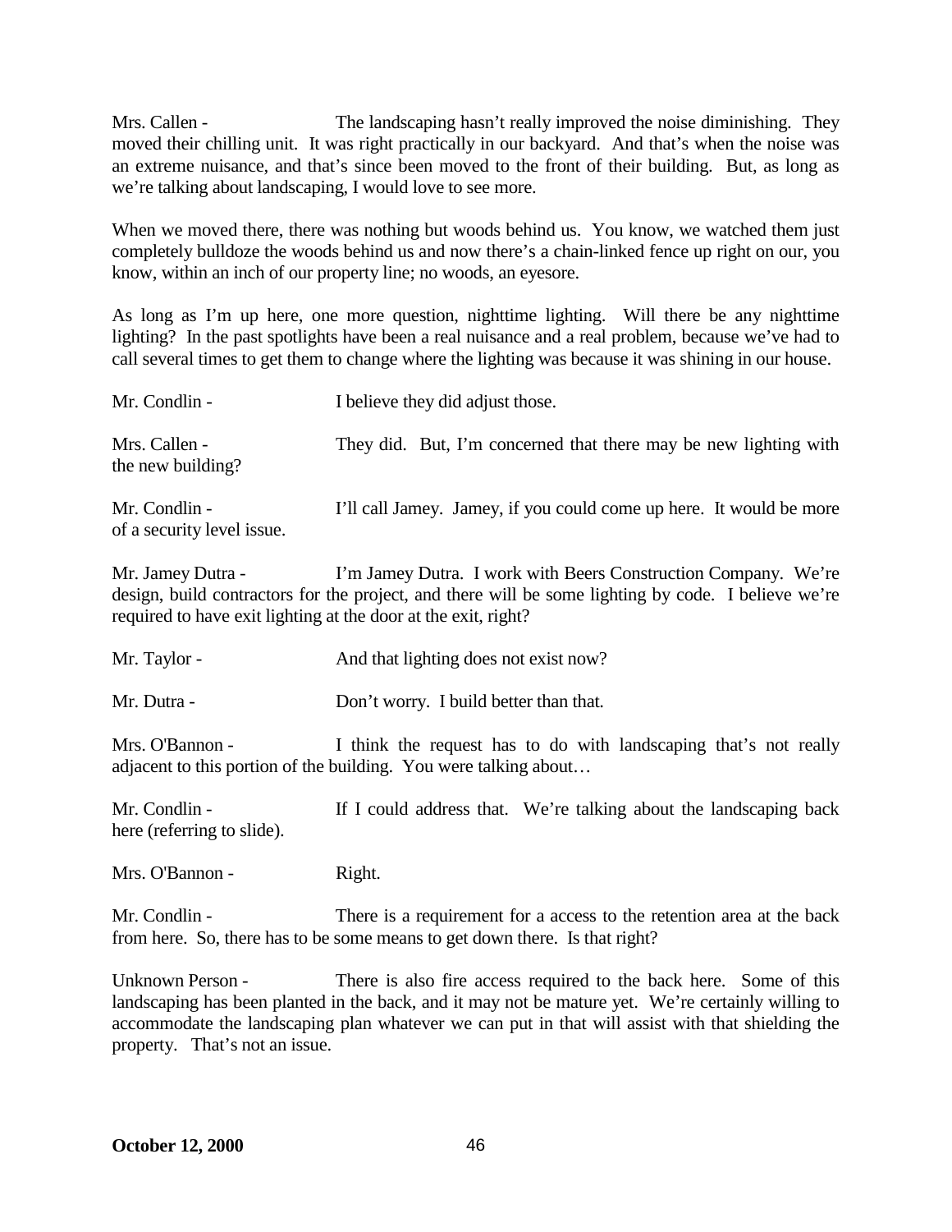Mrs. Callen - The landscaping hasn't really improved the noise diminishing. They moved their chilling unit. It was right practically in our backyard. And that's when the noise was an extreme nuisance, and that's since been moved to the front of their building. But, as long as we're talking about landscaping, I would love to see more.

When we moved there, there was nothing but woods behind us. You know, we watched them just completely bulldoze the woods behind us and now there's a chain-linked fence up right on our, you know, within an inch of our property line; no woods, an eyesore.

As long as I'm up here, one more question, nighttime lighting. Will there be any nighttime lighting? In the past spotlights have been a real nuisance and a real problem, because we've had to call several times to get them to change where the lighting was because it was shining in our house.

Mr. Condlin - I believe they did adjust those.

Mrs. Callen - They did. But, I'm concerned that there may be new lighting with the new building?

Mr. Condlin - I'll call Jamey. Jamey, if you could come up here. It would be more of a security level issue.

Mr. Jamey Dutra - I'm Jamey Dutra. I work with Beers Construction Company. We're design, build contractors for the project, and there will be some lighting by code. I believe we're required to have exit lighting at the door at the exit, right?

Mr. Taylor - And that lighting does not exist now?

Mr. Dutra - Don't worry. I build better than that.

Mrs. O'Bannon - I think the request has to do with landscaping that's not really adjacent to this portion of the building. You were talking about…

Mr. Condlin - If I could address that. We're talking about the landscaping back here (referring to slide).

Mrs. O'Bannon - Right.

Mr. Condlin - There is a requirement for a access to the retention area at the back from here. So, there has to be some means to get down there. Is that right?

Unknown Person - There is also fire access required to the back here. Some of this landscaping has been planted in the back, and it may not be mature yet. We're certainly willing to accommodate the landscaping plan whatever we can put in that will assist with that shielding the property. That's not an issue.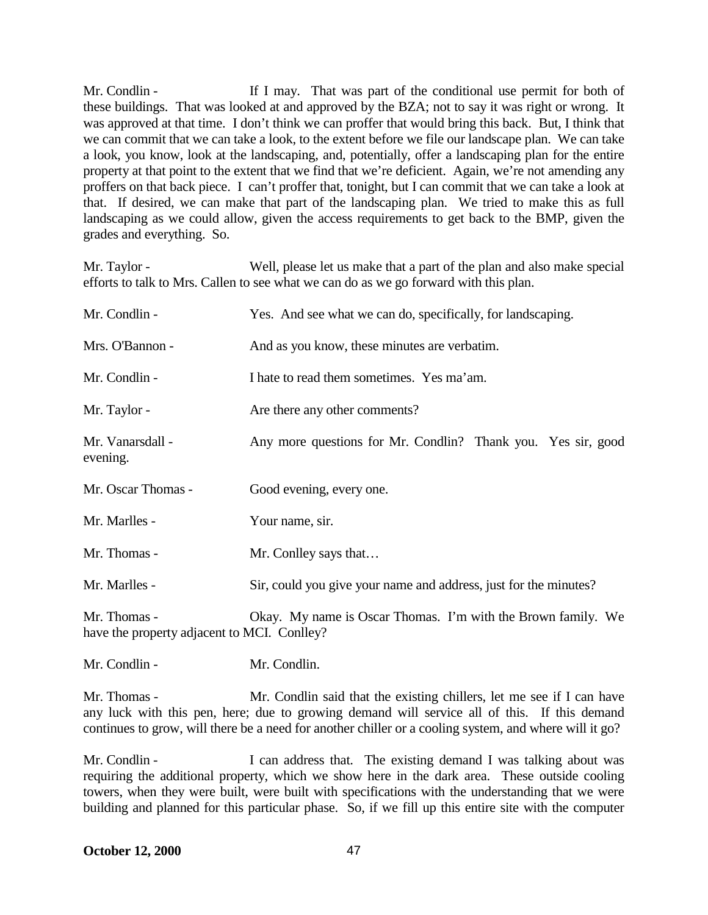Mr. Condlin - If I may. That was part of the conditional use permit for both of these buildings. That was looked at and approved by the BZA; not to say it was right or wrong. It was approved at that time. I don't think we can proffer that would bring this back. But, I think that we can commit that we can take a look, to the extent before we file our landscape plan. We can take a look, you know, look at the landscaping, and, potentially, offer a landscaping plan for the entire property at that point to the extent that we find that we're deficient. Again, we're not amending any proffers on that back piece. I can't proffer that, tonight, but I can commit that we can take a look at that. If desired, we can make that part of the landscaping plan. We tried to make this as full landscaping as we could allow, given the access requirements to get back to the BMP, given the grades and everything. So.

Mr. Taylor - Well, please let us make that a part of the plan and also make special efforts to talk to Mrs. Callen to see what we can do as we go forward with this plan.

Mr. Condlin - Yes. And see what we can do, specifically, for landscaping.

Mrs. O'Bannon - And as you know, these minutes are verbatim.

Mr. Condlin - I hate to read them sometimes. Yes ma'am.

Mr. Taylor - Are there any other comments?

Mr. Vanarsdall - Any more questions for Mr. Condlin? Thank you. Yes sir, good evening.

Mr. Oscar Thomas - Good evening, every one.

Mr. Marlles - Your name, sir.

Mr. Thomas - Mr. Conlley says that…

Mr. Marlles - Sir, could you give your name and address, just for the minutes?

Mr. Thomas - Okay. My name is Oscar Thomas. I'm with the Brown family. We have the property adjacent to MCI. Conlley?

Mr. Condlin - Mr. Condlin.

Mr. Thomas - Mr. Condlin said that the existing chillers, let me see if I can have any luck with this pen, here; due to growing demand will service all of this. If this demand continues to grow, will there be a need for another chiller or a cooling system, and where will it go?

Mr. Condlin - I can address that. The existing demand I was talking about was requiring the additional property, which we show here in the dark area. These outside cooling towers, when they were built, were built with specifications with the understanding that we were building and planned for this particular phase. So, if we fill up this entire site with the computer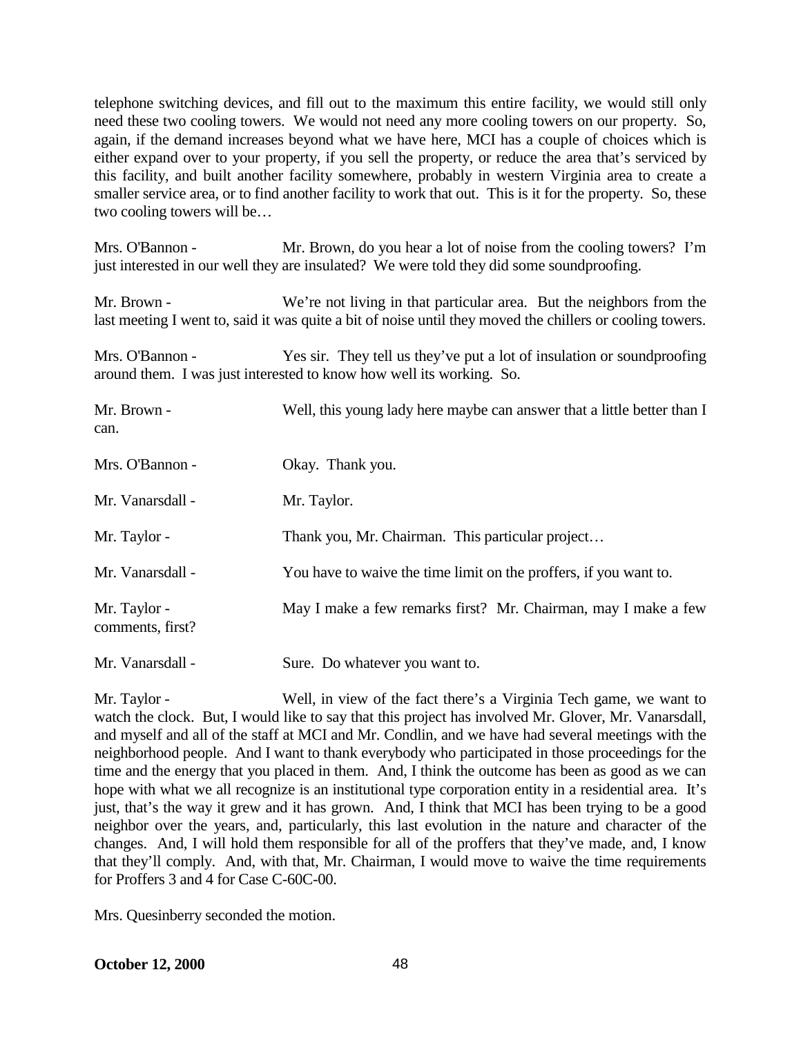telephone switching devices, and fill out to the maximum this entire facility, we would still only need these two cooling towers. We would not need any more cooling towers on our property. So, again, if the demand increases beyond what we have here, MCI has a couple of choices which is either expand over to your property, if you sell the property, or reduce the area that's serviced by this facility, and built another facility somewhere, probably in western Virginia area to create a smaller service area, or to find another facility to work that out. This is it for the property. So, these two cooling towers will be…

Mrs. O'Bannon - Mr. Brown, do you hear a lot of noise from the cooling towers? I'm just interested in our well they are insulated? We were told they did some soundproofing.

Mr. Brown - We're not living in that particular area. But the neighbors from the last meeting I went to, said it was quite a bit of noise until they moved the chillers or cooling towers.

Mrs. O'Bannon - Yes sir. They tell us they've put a lot of insulation or soundproofing around them. I was just interested to know how well its working. So.

Mr. Brown - Well, this young lady here maybe can answer that a little better than I can.

Mrs. O'Bannon - Okay. Thank you.

Mr. Vanarsdall - Mr. Taylor.

Mr. Taylor - Thank you, Mr. Chairman. This particular project…

Mr. Vanarsdall - You have to waive the time limit on the proffers, if you want to.

Mr. Taylor - May I make a few remarks first? Mr. Chairman, may I make a few comments, first?

Mr. Vanarsdall - Sure. Do whatever you want to.

Mr. Taylor - Well, in view of the fact there's a Virginia Tech game, we want to watch the clock. But, I would like to say that this project has involved Mr. Glover, Mr. Vanarsdall, and myself and all of the staff at MCI and Mr. Condlin, and we have had several meetings with the neighborhood people. And I want to thank everybody who participated in those proceedings for the time and the energy that you placed in them. And, I think the outcome has been as good as we can hope with what we all recognize is an institutional type corporation entity in a residential area. It's just, that's the way it grew and it has grown. And, I think that MCI has been trying to be a good neighbor over the years, and, particularly, this last evolution in the nature and character of the changes. And, I will hold them responsible for all of the proffers that they've made, and, I know that they'll comply. And, with that, Mr. Chairman, I would move to waive the time requirements for Proffers 3 and 4 for Case C-60C-00.

Mrs. Quesinberry seconded the motion.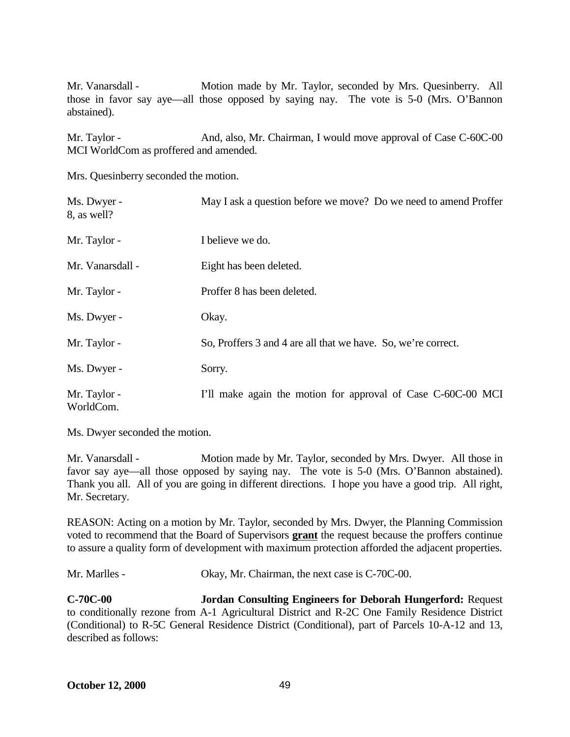Mr. Vanarsdall - Motion made by Mr. Taylor, seconded by Mrs. Quesinberry. All those in favor say aye—all those opposed by saying nay. The vote is 5-0 (Mrs. O'Bannon abstained).

Mr. Taylor - And, also, Mr. Chairman, I would move approval of Case C-60C-00 MCI WorldCom as proffered and amended.

Mrs. Quesinberry seconded the motion.

Ms. Dwyer - May I ask a question before we move? Do we need to amend Proffer 8, as well?

Mr. Taylor - I believe we do.

Mr. Vanarsdall - Eight has been deleted.

Mr. Taylor - Proffer 8 has been deleted.

Ms. Dwyer - Okay.

Mr. Taylor - So, Proffers 3 and 4 are all that we have. So, we're correct.

Ms. Dwyer - Sorry.

Mr. Taylor - I'll make again the motion for approval of Case C-60C-00 MCI WorldCom.

Ms. Dwyer seconded the motion.

Mr. Vanarsdall - Motion made by Mr. Taylor, seconded by Mrs. Dwyer. All those in favor say aye—all those opposed by saying nay. The vote is 5-0 (Mrs. O'Bannon abstained). Thank you all. All of you are going in different directions. I hope you have a good trip. All right, Mr. Secretary.

REASON: Acting on a motion by Mr. Taylor, seconded by Mrs. Dwyer, the Planning Commission voted to recommend that the Board of Supervisors **grant** the request because the proffers continue to assure a quality form of development with maximum protection afforded the adjacent properties.

Mr. Marlles - Okay, Mr. Chairman, the next case is C-70C-00.

**C-70C-00** **Jordan Consulting Engineers for Deborah Hungerford:** Request to conditionally rezone from A-1 Agricultural District and R-2C One Family Residence District (Conditional) to R-5C General Residence District (Conditional), part of Parcels 10-A-12 and 13, described as follows: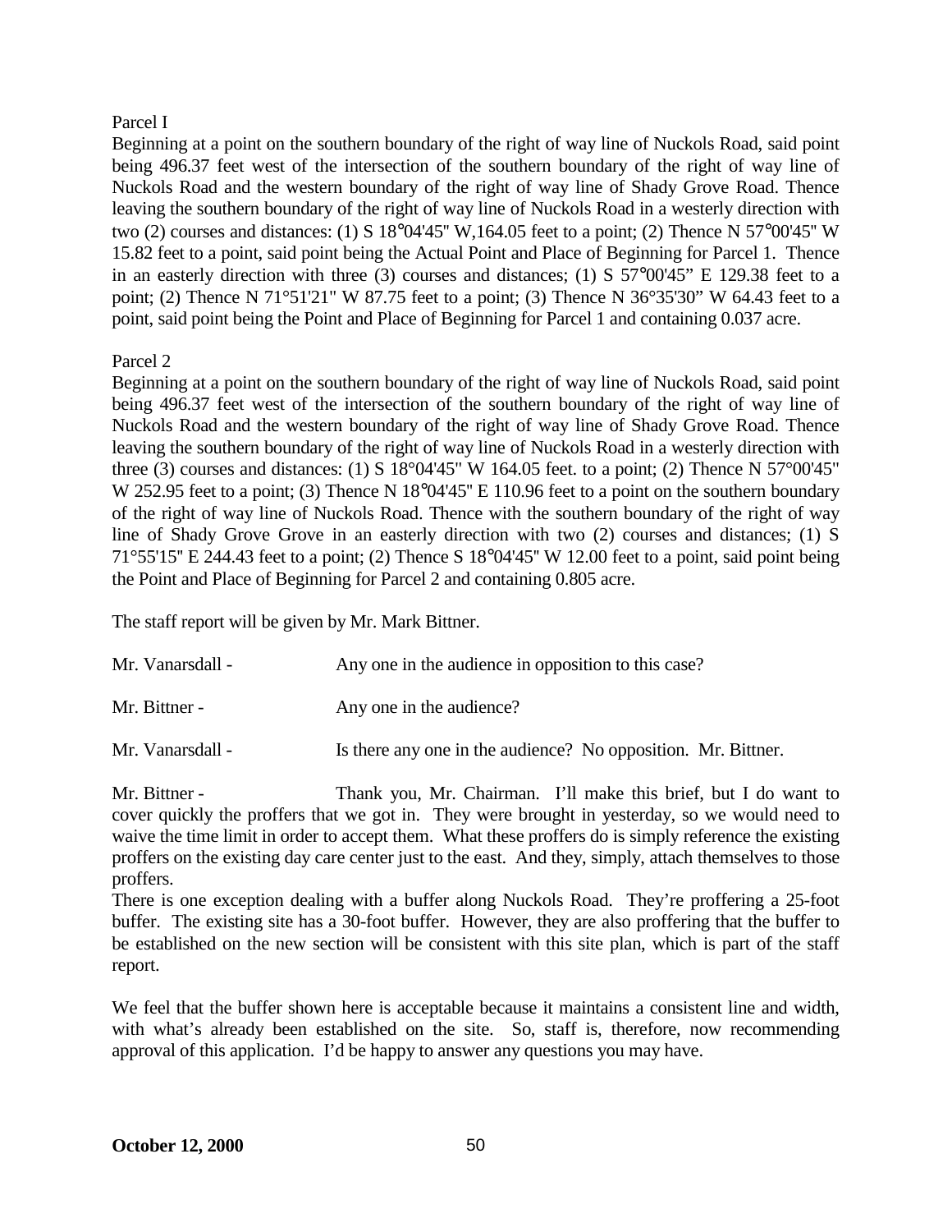Parcel I

Beginning at a point on the southern boundary of the right of way line of Nuckols Road, said point being 496.37 feet west of the intersection of the southern boundary of the right of way line of Nuckols Road and the western boundary of the right of way line of Shady Grove Road. Thence leaving the southern boundary of the right of way line of Nuckols Road in a westerly direction with two (2) courses and distances: (1) S 18°04'45" W,164.05 feet to a point; (2) Thence N 57°00'45" W 15.82 feet to a point, said point being the Actual Point and Place of Beginning for Parcel 1. Thence in an easterly direction with three (3) courses and distances; (1) S 57°00'45" E 129.38 feet to a point; (2) Thence N 71°51'21" W 87.75 feet to a point; (3) Thence N 36°35'30" W 64.43 feet to a point, said point being the Point and Place of Beginning for Parcel 1 and containing 0.037 acre.

Parcel 2

Beginning at a point on the southern boundary of the right of way line of Nuckols Road, said point being 496.37 feet west of the intersection of the southern boundary of the right of way line of Nuckols Road and the western boundary of the right of way line of Shady Grove Road. Thence leaving the southern boundary of the right of way line of Nuckols Road in a westerly direction with three (3) courses and distances: (1) S 18°04'45" W 164.05 feet. to a point; (2) Thence N 57°00'45" W 252.95 feet to a point; (3) Thence N 18°04'45" E 110.96 feet to a point on the southern boundary of the right of way line of Nuckols Road. Thence with the southern boundary of the right of way line of Shady Grove Grove in an easterly direction with two (2) courses and distances; (1) S 71°55'15" E 244.43 feet to a point; (2) Thence S 18°04'45" W 12.00 feet to a point, said point being the Point and Place of Beginning for Parcel 2 and containing 0.805 acre.

The staff report will be given by Mr. Mark Bittner.

Mr. Vanarsdall - Any one in the audience in opposition to this case?

Mr. Bittner - Any one in the audience?

Mr. Vanarsdall - Is there any one in the audience? No opposition. Mr. Bittner.

Mr. Bittner - Thank you, Mr. Chairman. I'll make this brief, but I do want to cover quickly the proffers that we got in. They were brought in yesterday, so we would need to waive the time limit in order to accept them. What these proffers do is simply reference the existing proffers on the existing day care center just to the east. And they, simply, attach themselves to those proffers.

There is one exception dealing with a buffer along Nuckols Road. They're proffering a 25-foot buffer. The existing site has a 30-foot buffer. However, they are also proffering that the buffer to be established on the new section will be consistent with this site plan, which is part of the staff report.

We feel that the buffer shown here is acceptable because it maintains a consistent line and width, with what's already been established on the site. So, staff is, therefore, now recommending approval of this application. I'd be happy to answer any questions you may have.

**October 12, 2000**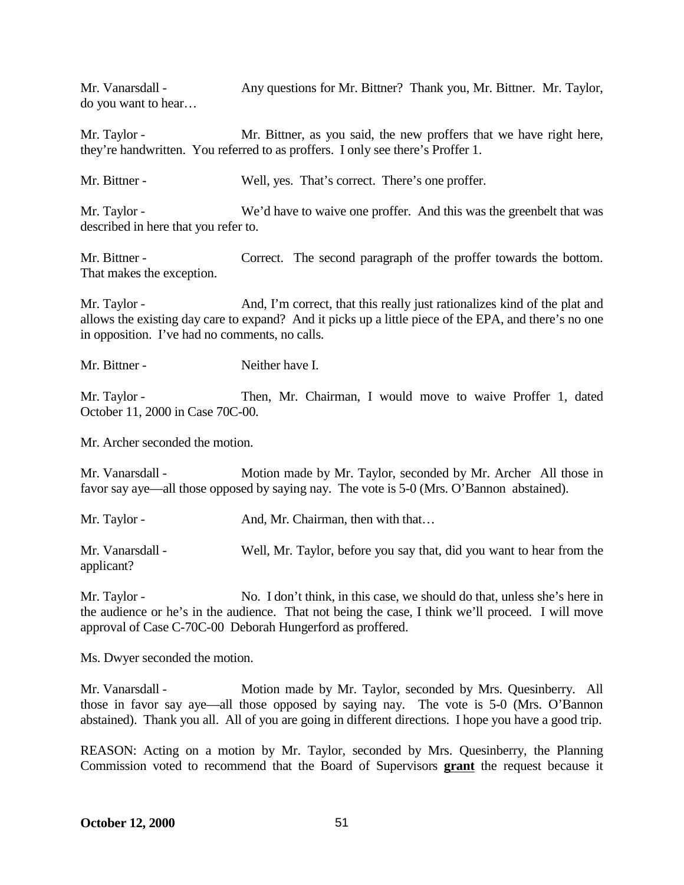Mr. Vanarsdall - Any questions for Mr. Bittner? Thank you, Mr. Bittner. Mr. Taylor, do you want to hear…

Mr. Taylor - Mr. Bittner, as you said, the new proffers that we have right here, they're handwritten. You referred to as proffers. I only see there's Proffer 1.

Mr. Bittner - Well, yes. That's correct. There's one proffer.

Mr. Taylor - We'd have to waive one proffer. And this was the greenbelt that was described in here that you refer to.

Mr. Bittner - Correct. The second paragraph of the proffer towards the bottom. That makes the exception.

Mr. Taylor - And, I'm correct, that this really just rationalizes kind of the plat and allows the existing day care to expand? And it picks up a little piece of the EPA, and there's no one in opposition. I've had no comments, no calls.

Mr. Bittner - Neither have I.

Mr. Taylor - Then, Mr. Chairman, I would move to waive Proffer 1, dated October 11, 2000 in Case 70C-00.

Mr. Archer seconded the motion.

Mr. Vanarsdall - Motion made by Mr. Taylor, seconded by Mr. Archer All those in favor say aye—all those opposed by saying nay. The vote is 5-0 (Mrs. O'Bannon abstained).

Mr. Taylor - And, Mr. Chairman, then with that…

Mr. Vanarsdall - Well, Mr. Taylor, before you say that, did you want to hear from the applicant?

Mr. Taylor - No. I don't think, in this case, we should do that, unless she's here in the audience or he's in the audience. That not being the case, I think we'll proceed. I will move approval of Case C-70C-00 Deborah Hungerford as proffered.

Ms. Dwyer seconded the motion.

Mr. Vanarsdall - Motion made by Mr. Taylor, seconded by Mrs. Quesinberry. All those in favor say aye—all those opposed by saying nay. The vote is 5-0 (Mrs. O'Bannon abstained). Thank you all. All of you are going in different directions. I hope you have a good trip.

REASON: Acting on a motion by Mr. Taylor, seconded by Mrs. Quesinberry, the Planning Commission voted to recommend that the Board of Supervisors **grant** the request because it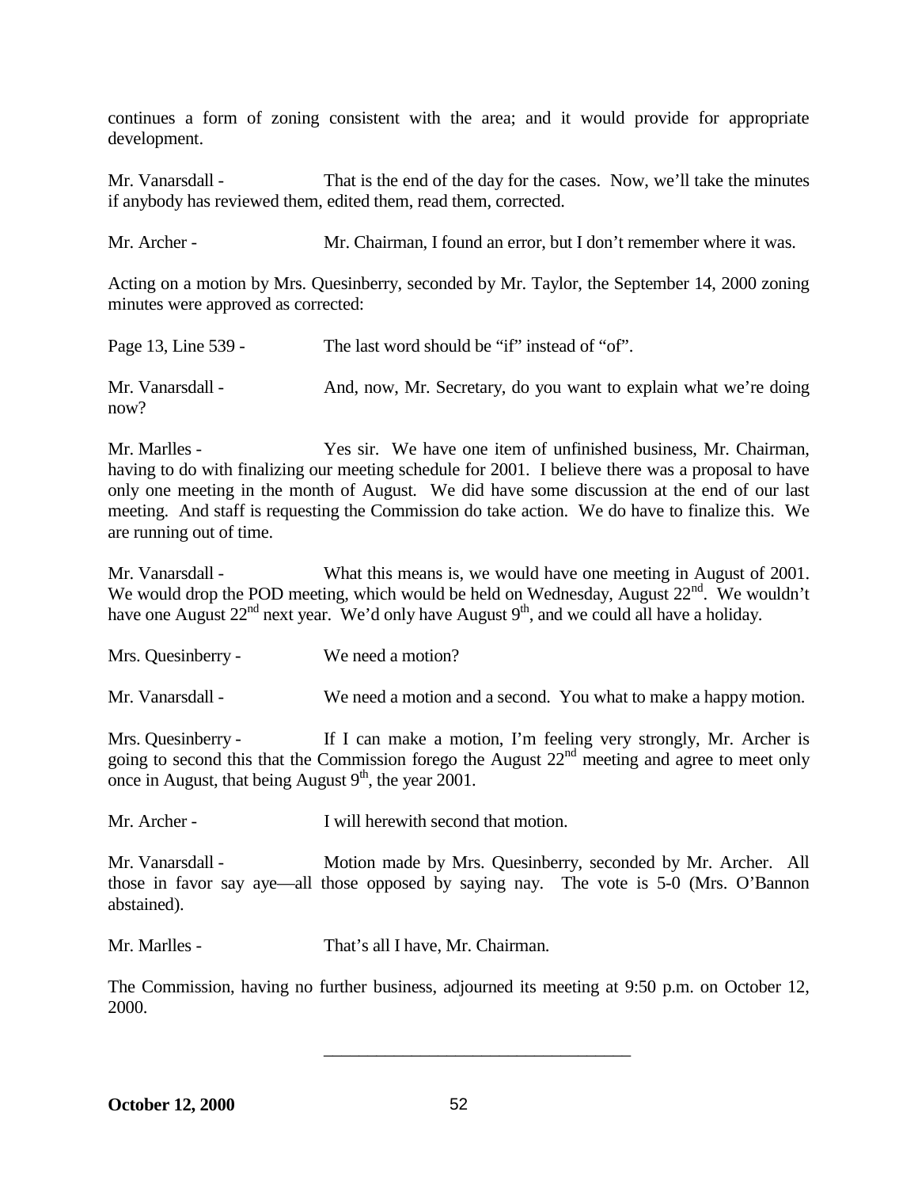continues a form of zoning consistent with the area; and it would provide for appropriate development.

Mr. Vanarsdall - That is the end of the day for the cases. Now, we'll take the minutes if anybody has reviewed them, edited them, read them, corrected.

Mr. Archer - Mr. Chairman, I found an error, but I don't remember where it was.

Acting on a motion by Mrs. Quesinberry, seconded by Mr. Taylor, the September 14, 2000 zoning minutes were approved as corrected:

Page 13, Line 539 - The last word should be "if" instead of "of".

Mr. Vanarsdall - And, now, Mr. Secretary, do you want to explain what we're doing now?

Mr. Marlles - Yes sir. We have one item of unfinished business, Mr. Chairman, having to do with finalizing our meeting schedule for 2001. I believe there was a proposal to have only one meeting in the month of August. We did have some discussion at the end of our last meeting. And staff is requesting the Commission do take action. We do have to finalize this. We are running out of time.

Mr. Vanarsdall - What this means is, we would have one meeting in August of 2001. We would drop the POD meeting, which would be held on Wednesday, August 22nd. We wouldn't have one August 22nd next year. We'd only have August 9th, and we could all have a holiday.

Mrs. Quesinberry - We need a motion?

Mr. Vanarsdall - We need a motion and a second. You what to make a happy motion.

Mrs. Quesinberry - If I can make a motion, I'm feeling very strongly, Mr. Archer is going to second this that the Commission forego the August 22nd meeting and agree to meet only once in August, that being August 9th, the year 2001.

Mr. Archer - I will herewith second that motion.

Mr. Vanarsdall - Motion made by Mrs. Quesinberry, seconded by Mr. Archer. All those in favor say aye—all those opposed by saying nay. The vote is 5-0 (Mrs. O'Bannon abstained).

Mr. Marlles - That's all I have, Mr. Chairman.

The Commission, having no further business, adjourned its meeting at 9:50 p.m. on October 12, 2000.

\_\_\_\_\_\_\_\_\_\_\_\_\_\_\_\_\_\_\_\_\_\_\_\_\_\_\_\_\_\_\_\_\_\_\_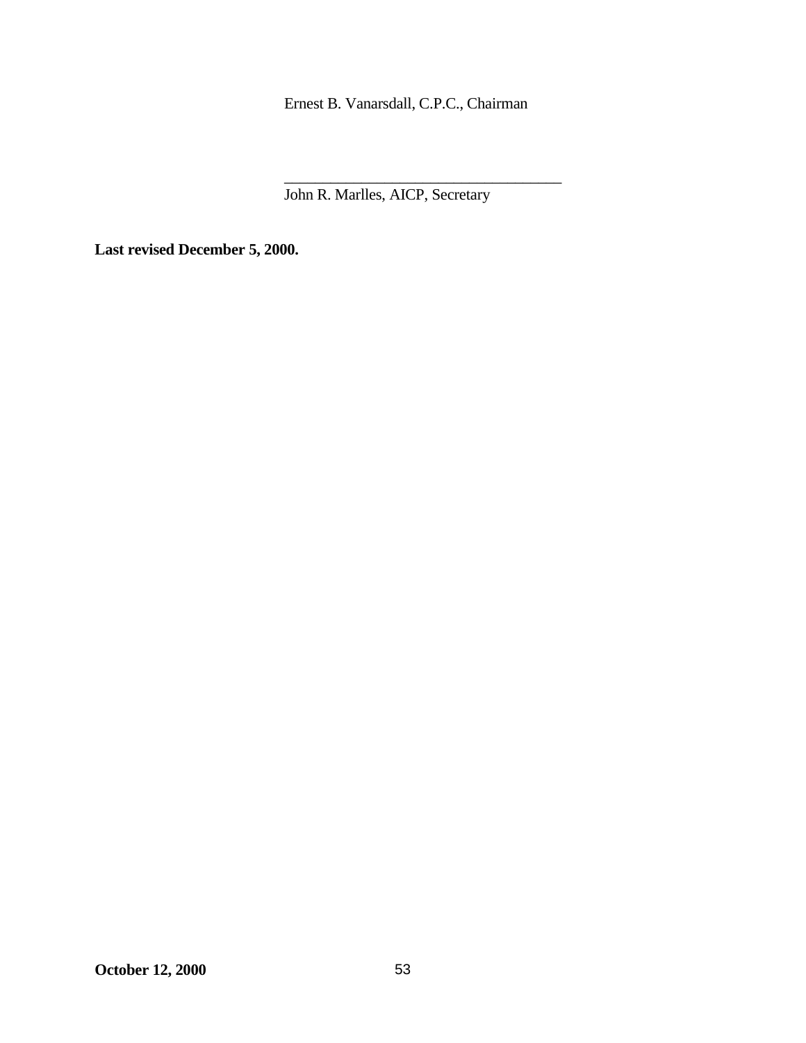Ernest B. Vanarsdall, C.P.C., Chairman

\_\_\_\_\_\_\_\_\_\_\_\_\_\_\_\_\_\_\_\_\_\_\_\_\_\_\_\_\_\_\_\_\_\_\_\_\_

John R. Marlles, AICP, Secretary

**Last revised December 5, 2000.**